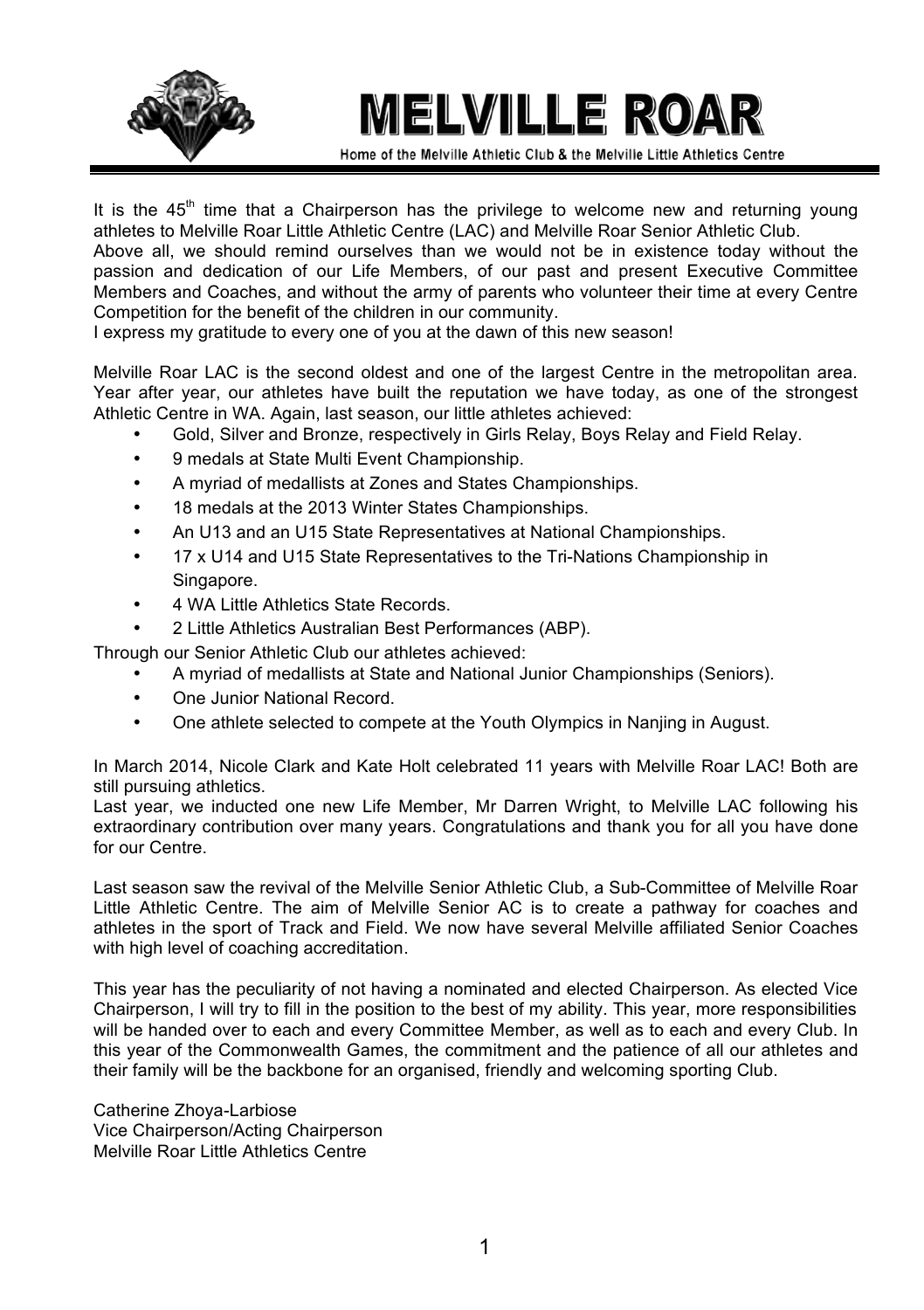# MELVILLE ROAR

Home of the Melville Athletic Club & the Melville Little Athletics Centre

It is the 45th time that a Chairperson has the privilege to welcome new and returning young athletes to Melville Roar Little Athletic Centre (LAC) and Melville Roar Senior Athletic Club.
Above all, we should remind ourselves than we would not be in existence today without the passion and dedication of our Life Members, of our past and present Executive Committee Members and Coaches, and without the army of parents who volunteer their time at every Centre Competition for the benefit of the children in our community.
I express my gratitude to every one of you at the dawn of this new season!

Melville Roar LAC is the second oldest and one of the largest Centre in the metropolitan area. Year after year, our athletes have built the reputation we have today, as one of the strongest Athletic Centre in WA. Again, last season, our little athletes achieved:

- Gold, Silver and Bronze, respectively in Girls Relay, Boys Relay and Field Relay.
- 9 medals at State Multi Event Championship.
- A myriad of medallists at Zones and States Championships.
- 18 medals at the 2013 Winter States Championships.
- An U13 and an U15 State Representatives at National Championships.
- 17 x U14 and U15 State Representatives to the Tri-Nations Championship in Singapore.
- 4 WA Little Athletics State Records.
- 2 Little Athletics Australian Best Performances (ABP).

Through our Senior Athletic Club our athletes achieved:

- A myriad of medallists at State and National Junior Championships (Seniors).
- One Junior National Record.
- One athlete selected to compete at the Youth Olympics in Nanjing in August.

In March 2014, Nicole Clark and Kate Holt celebrated 11 years with Melville Roar LAC! Both are still pursuing athletics.
Last year, we inducted one new Life Member, Mr Darren Wright, to Melville LAC following his extraordinary contribution over many years. Congratulations and thank you for all you have done for our Centre.

Last season saw the revival of the Melville Senior Athletic Club, a Sub-Committee of Melville Roar Little Athletic Centre. The aim of Melville Senior AC is to create a pathway for coaches and athletes in the sport of Track and Field. We now have several Melville affiliated Senior Coaches with high level of coaching accreditation.

This year has the peculiarity of not having a nominated and elected Chairperson. As elected Vice Chairperson, I will try to fill in the position to the best of my ability. This year, more responsibilities will be handed over to each and every Committee Member, as well as to each and every Club. In this year of the Commonwealth Games, the commitment and the patience of all our athletes and their family will be the backbone for an organised, friendly and welcoming sporting Club.

Catherine Zhoya-Larbiose
Vice Chairperson/Acting Chairperson
Melville Roar Little Athletics Centre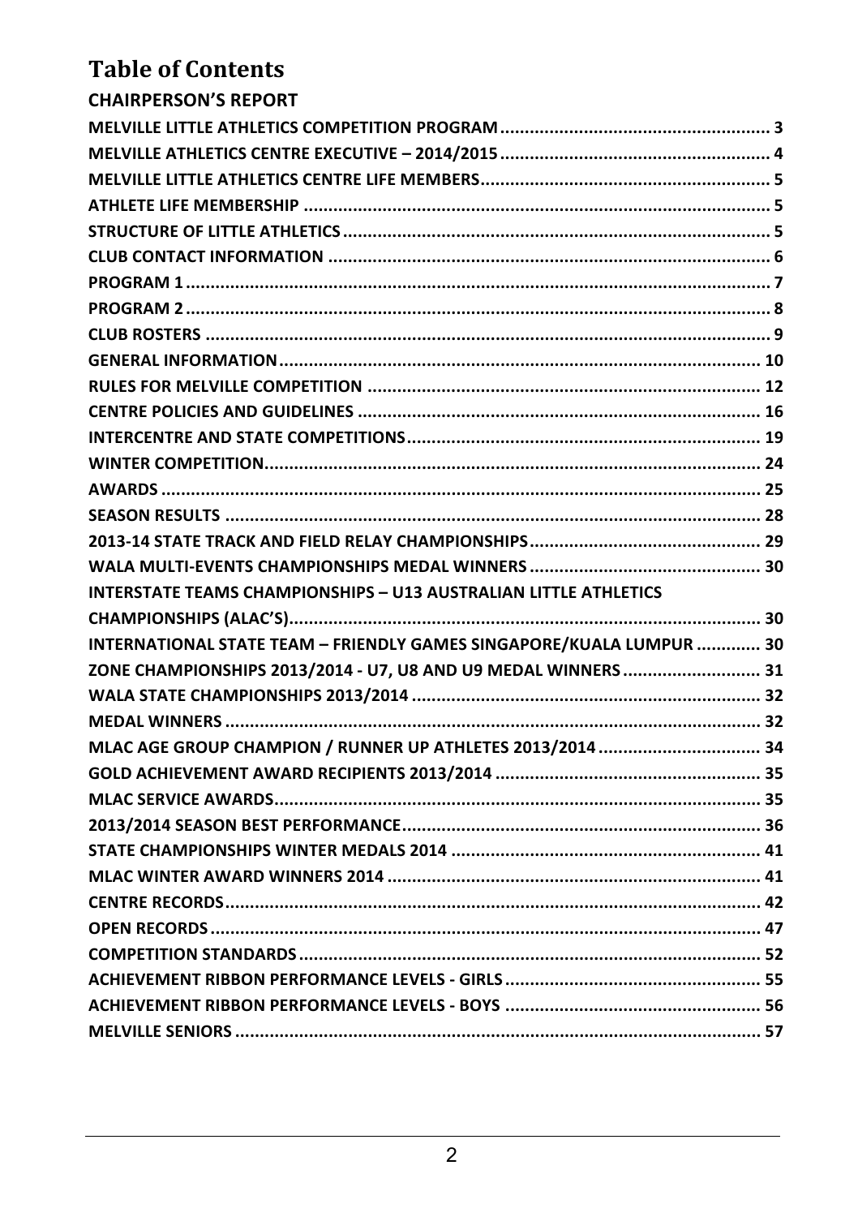# Table of Contents

## CHAIRPERSON'S REPORT

MELVILLE LITTLE ATHLETICS COMPETITION PROGRAM ........ 3
MELVILLE ATHLETICS CENTRE EXECUTIVE – 2014/2015 ........ 4
MELVILLE LITTLE ATHLETICS CENTRE LIFE MEMBERS ........ 5
ATHLETE LIFE MEMBERSHIP ........ 5
STRUCTURE OF LITTLE ATHLETICS ........ 5
CLUB CONTACT INFORMATION ........ 6
PROGRAM 1 ........ 7
PROGRAM 2 ........ 8
CLUB ROSTERS ........ 9
GENERAL INFORMATION ........ 10
RULES FOR MELVILLE COMPETITION ........ 12
CENTRE POLICIES AND GUIDELINES ........ 16
INTERCENTRE AND STATE COMPETITIONS ........ 19
WINTER COMPETITION ........ 24
AWARDS ........ 25
SEASON RESULTS ........ 28
2013-14 STATE TRACK AND FIELD RELAY CHAMPIONSHIPS ........ 29
WALA MULTI-EVENTS CHAMPIONSHIPS MEDAL WINNERS ........ 30
INTERSTATE TEAMS CHAMPIONSHIPS – U13 AUSTRALIAN LITTLE ATHLETICS CHAMPIONSHIPS (ALAC'S) ........ 30
INTERNATIONAL STATE TEAM – FRIENDLY GAMES SINGAPORE/KUALA LUMPUR ........ 30
ZONE CHAMPIONSHIPS 2013/2014 - U7, U8 AND U9 MEDAL WINNERS ........ 31
WALA STATE CHAMPIONSHIPS 2013/2014 ........ 32
MEDAL WINNERS ........ 32
MLAC AGE GROUP CHAMPION / RUNNER UP ATHLETES 2013/2014 ........ 34
GOLD ACHIEVEMENT AWARD RECIPIENTS 2013/2014 ........ 35
MLAC SERVICE AWARDS ........ 35
2013/2014 SEASON BEST PERFORMANCE ........ 36
STATE CHAMPIONSHIPS WINTER MEDALS 2014 ........ 41
MLAC WINTER AWARD WINNERS 2014 ........ 41
CENTRE RECORDS ........ 42
OPEN RECORDS ........ 47
COMPETITION STANDARDS ........ 52
ACHIEVEMENT RIBBON PERFORMANCE LEVELS - GIRLS ........ 55
ACHIEVEMENT RIBBON PERFORMANCE LEVELS - BOYS ........ 56
MELVILLE SENIORS ........ 57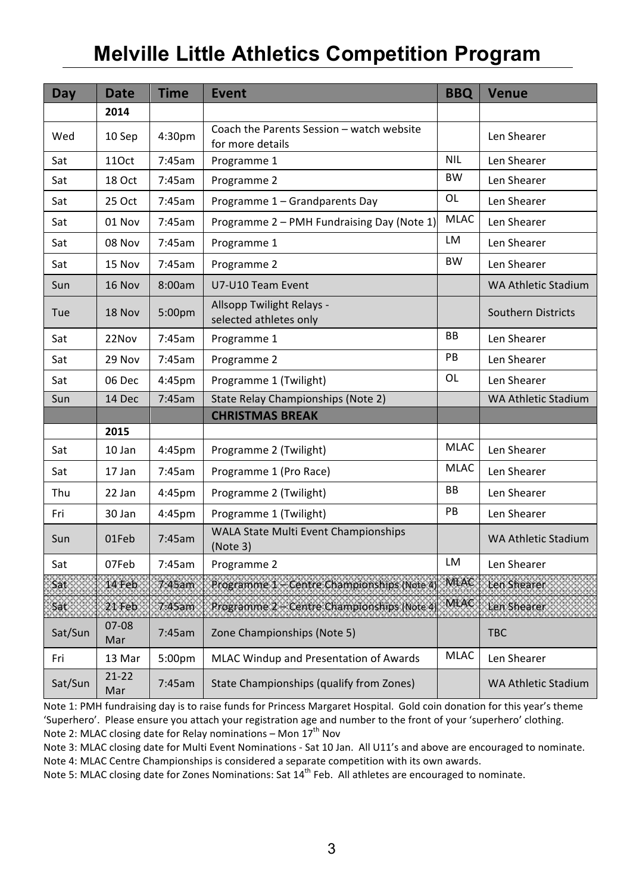# Melville Little Athletics Competition Program

| Day | Date | Time | Event | BBQ | Venue |
|---|---|---|---|---|---|
| | **2014** | | | | |
| Wed | 10 Sep | 4:30pm | Coach the Parents Session – watch website for more details | | Len Shearer |
| Sat | 11Oct | 7:45am | Programme 1 | NIL | Len Shearer |
| Sat | 18 Oct | 7:45am | Programme 2 | BW | Len Shearer |
| Sat | 25 Oct | 7:45am | Programme 1 – Grandparents Day | OL | Len Shearer |
| Sat | 01 Nov | 7:45am | Programme 2 – PMH Fundraising Day (Note 1) | MLAC | Len Shearer |
| Sat | 08 Nov | 7:45am | Programme 1 | LM | Len Shearer |
| Sat | 15 Nov | 7:45am | Programme 2 | BW | Len Shearer |
| Sun | 16 Nov | 8:00am | U7-U10 Team Event | | WA Athletic Stadium |
| Tue | 18 Nov | 5:00pm | Allsopp Twilight Relays - selected athletes only | | Southern Districts |
| Sat | 22Nov | 7:45am | Programme 1 | BB | Len Shearer |
| Sat | 29 Nov | 7:45am | Programme 2 | PB | Len Shearer |
| Sat | 06 Dec | 4:45pm | Programme 1 (Twilight) | OL | Len Shearer |
| Sun | 14 Dec | 7:45am | State Relay Championships (Note 2) | | WA Athletic Stadium |
| | | | **CHRISTMAS BREAK** | | |
| | **2015** | | | | |
| Sat | 10 Jan | 4:45pm | Programme 2 (Twilight) | MLAC | Len Shearer |
| Sat | 17 Jan | 7:45am | Programme 1 (Pro Race) | MLAC | Len Shearer |
| Thu | 22 Jan | 4:45pm | Programme 2 (Twilight) | BB | Len Shearer |
| Fri | 30 Jan | 4:45pm | Programme 1 (Twilight) | PB | Len Shearer |
| Sun | 01Feb | 7:45am | WALA State Multi Event Championships (Note 3) | | WA Athletic Stadium |
| Sat | 07Feb | 7:45am | Programme 2 | LM | Len Shearer |
| Sat | 14 Feb | 7:45am | Programme 1 – Centre Championships (Note 4) | MLAC | Len Shearer |
| Sat | 21 Feb | 7:45am | Programme 2 – Centre Championships (Note 4) | MLAC | Len Shearer |
| Sat/Sun | 07-08 Mar | 7:45am | Zone Championships (Note 5) | | TBC |
| Fri | 13 Mar | 5:00pm | MLAC Windup and Presentation of Awards | MLAC | Len Shearer |
| Sat/Sun | 21-22 Mar | 7:45am | State Championships (qualify from Zones) | | WA Athletic Stadium |

Note 1: PMH fundraising day is to raise funds for Princess Margaret Hospital. Gold coin donation for this year's theme 'Superhero'. Please ensure you attach your registration age and number to the front of your 'superhero' clothing.

Note 2: MLAC closing date for Relay nominations – Mon 17th Nov

Note 3: MLAC closing date for Multi Event Nominations - Sat 10 Jan. All U11's and above are encouraged to nominate.

Note 4: MLAC Centre Championships is considered a separate competition with its own awards.

Note 5: MLAC closing date for Zones Nominations: Sat 14th Feb. All athletes are encouraged to nominate.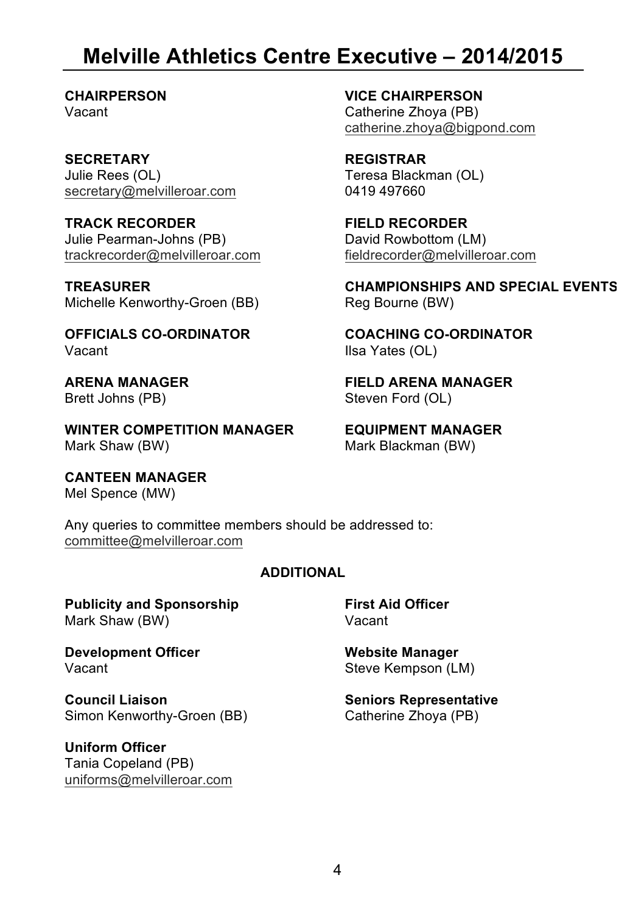# Melville Athletics Centre Executive – 2014/2015

**CHAIRPERSON**
Vacant

**VICE CHAIRPERSON**
Catherine Zhoya (PB)
catherine.zhoya@bigpond.com

**SECRETARY**
Julie Rees (OL)
secretary@melvilleroar.com

**REGISTRAR**
Teresa Blackman (OL)
0419 497660

**TRACK RECORDER**
Julie Pearman-Johns (PB)
trackrecorder@melvilleroar.com

**FIELD RECORDER**
David Rowbottom (LM)
fieldrecorder@melvilleroar.com

**TREASURER**
Michelle Kenworthy-Groen (BB)

**CHAMPIONSHIPS AND SPECIAL EVENTS**
Reg Bourne (BW)

**OFFICIALS CO-ORDINATOR**
Vacant

**COACHING CO-ORDINATOR**
Ilsa Yates (OL)

**ARENA MANAGER**
Brett Johns (PB)

**FIELD ARENA MANAGER**
Steven Ford (OL)

**WINTER COMPETITION MANAGER**
Mark Shaw (BW)

**EQUIPMENT MANAGER**
Mark Blackman (BW)

**CANTEEN MANAGER**
Mel Spence (MW)

Any queries to committee members should be addressed to:
committee@melvilleroar.com

## ADDITIONAL

**Publicity and Sponsorship**
Mark Shaw (BW)

**First Aid Officer**
Vacant

**Development Officer**
Vacant

**Website Manager**
Steve Kempson (LM)

**Council Liaison**
Simon Kenworthy-Groen (BB)

**Seniors Representative**
Catherine Zhoya (PB)

**Uniform Officer**
Tania Copeland (PB)
uniforms@melvilleroar.com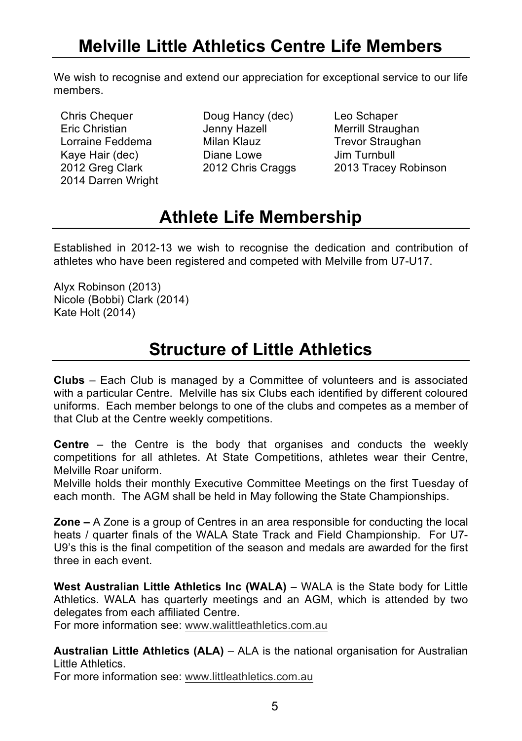# Melville Little Athletics Centre Life Members

We wish to recognise and extend our appreciation for exceptional service to our life members.

- Chris Chequer
- Eric Christian
- Lorraine Feddema
- Kaye Hair (dec)
- 2012 Greg Clark
- 2014 Darren Wright
- Doug Hancy (dec)
- Jenny Hazell
- Milan Klauz
- Diane Lowe
- 2012 Chris Craggs
- Leo Schaper
- Merrill Straughan
- Trevor Straughan
- Jim Turnbull
- 2013 Tracey Robinson

# Athlete Life Membership

Established in 2012-13 we wish to recognise the dedication and contribution of athletes who have been registered and competed with Melville from U7-U17.

Alyx Robinson (2013)
Nicole (Bobbi) Clark (2014)
Kate Holt (2014)

# Structure of Little Athletics

**Clubs** – Each Club is managed by a Committee of volunteers and is associated with a particular Centre. Melville has six Clubs each identified by different coloured uniforms. Each member belongs to one of the clubs and competes as a member of that Club at the Centre weekly competitions.

**Centre** – the Centre is the body that organises and conducts the weekly competitions for all athletes. At State Competitions, athletes wear their Centre, Melville Roar uniform.
Melville holds their monthly Executive Committee Meetings on the first Tuesday of each month. The AGM shall be held in May following the State Championships.

**Zone –** A Zone is a group of Centres in an area responsible for conducting the local heats / quarter finals of the WALA State Track and Field Championship. For U7-U9's this is the final competition of the season and medals are awarded for the first three in each event.

**West Australian Little Athletics Inc (WALA)** – WALA is the State body for Little Athletics. WALA has quarterly meetings and an AGM, which is attended by two delegates from each affiliated Centre.
For more information see: www.walittleathletics.com.au

**Australian Little Athletics (ALA)** – ALA is the national organisation for Australian Little Athletics.
For more information see: www.littleathletics.com.au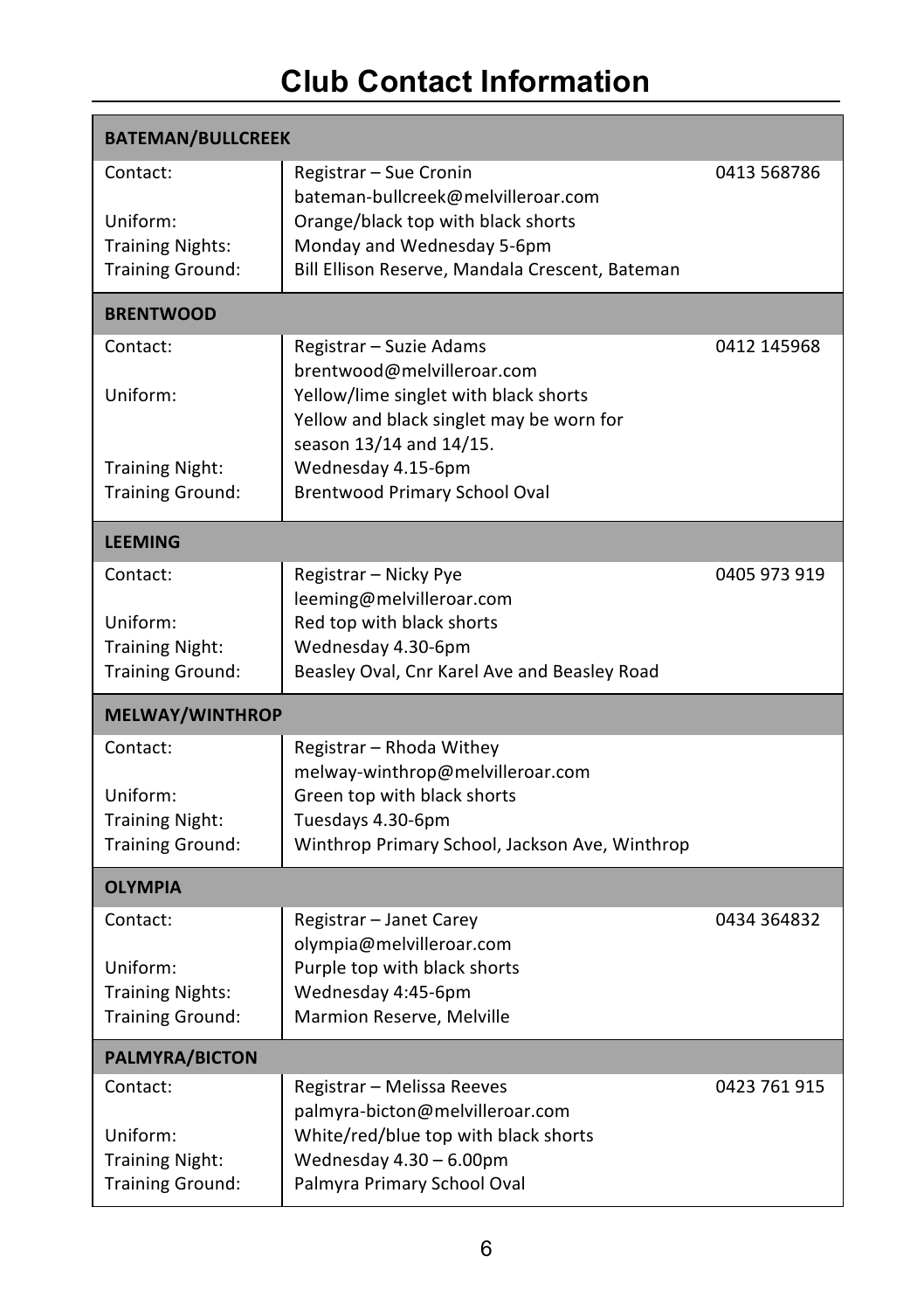# Club Contact Information

| BATEMAN/BULLCREEK | | |
|---|---|---|
| Contact: | Registrar – Sue Cronin<br>bateman-bullcreek@melvilleroar.com | 0413 568786 |
| Uniform: | Orange/black top with black shorts | |
| Training Nights: | Monday and Wednesday 5-6pm | |
| Training Ground: | Bill Ellison Reserve, Mandala Crescent, Bateman | |

| BRENTWOOD | | |
|---|---|---|
| Contact: | Registrar – Suzie Adams<br>brentwood@melvilleroar.com | 0412 145968 |
| Uniform: | Yellow/lime singlet with black shorts<br>Yellow and black singlet may be worn for season 13/14 and 14/15. | |
| Training Night: | Wednesday 4.15-6pm | |
| Training Ground: | Brentwood Primary School Oval | |

| LEEMING | | |
|---|---|---|
| Contact: | Registrar – Nicky Pye<br>leeming@melvilleroar.com | 0405 973 919 |
| Uniform: | Red top with black shorts | |
| Training Night: | Wednesday 4.30-6pm | |
| Training Ground: | Beasley Oval, Cnr Karel Ave and Beasley Road | |

| MELWAY/WINTHROP | | |
|---|---|---|
| Contact: | Registrar – Rhoda Withey<br>melway-winthrop@melvilleroar.com | |
| Uniform: | Green top with black shorts | |
| Training Night: | Tuesdays 4.30-6pm | |
| Training Ground: | Winthrop Primary School, Jackson Ave, Winthrop | |

| OLYMPIA | | |
|---|---|---|
| Contact: | Registrar – Janet Carey<br>olympia@melvilleroar.com | 0434 364832 |
| Uniform: | Purple top with black shorts | |
| Training Nights: | Wednesday 4:45-6pm | |
| Training Ground: | Marmion Reserve, Melville | |

| PALMYRA/BICTON | | |
|---|---|---|
| Contact: | Registrar – Melissa Reeves<br>palmyra-bicton@melvilleroar.com | 0423 761 915 |
| Uniform: | White/red/blue top with black shorts | |
| Training Night: | Wednesday 4.30 – 6.00pm | |
| Training Ground: | Palmyra Primary School Oval | |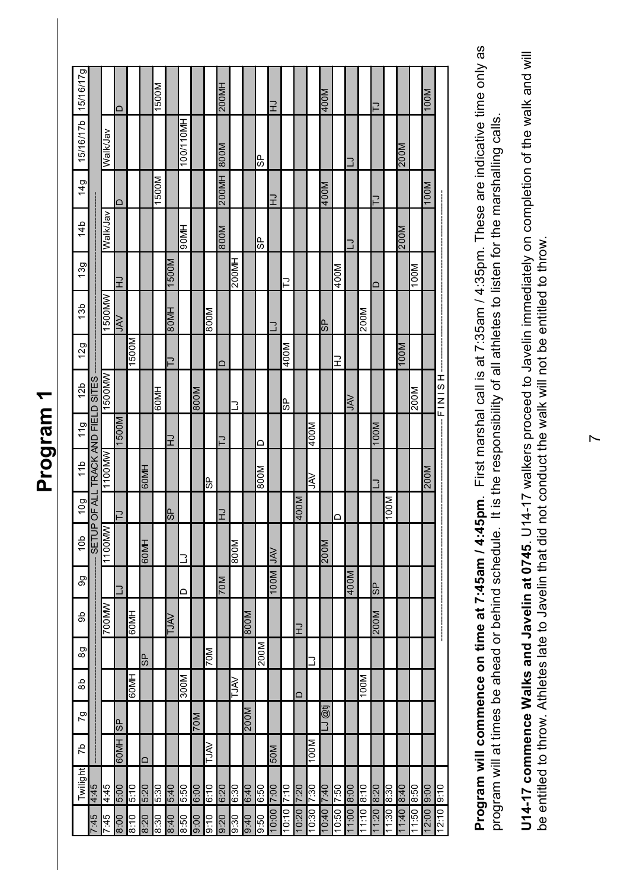| | Twilight | 7b | 7g | 8b | 8g | 9b | 9g | 10b | 10g | 11b | 11g | 12b | 12g | 13b | 13g | 14b | 14g | 15/16/17b | 15/16/17g |
|---|---|---|---|---|---|---|---|---|---|---|---|---|---|---|---|---|---|---|---|
| 7:45 | 4:45 | SETUP OF ALL TRACK AND FIELD SITES | | | | | | | | | | | | | | | | | |
| 7:45 | 4:45 | | | | | 700MW | | 1100MW | | 1100MW | | 1500MW | | 1500MW | | Walk/Jav | | Walk/Jav | |
| 8:00 | 5:00 | 60MH | SP | | | | LJ | | TJ | | 1500M | | | JAV | HJ | | D | | D |
| 8:10 | 5:10 | | | 60MH | | 60MH | | | | | | | 1500M | | | | | | |
| 8:20 | 5:20 | D | | | SP | | | 60MH | | 60MH | | | | | | | | | |
| 8:30 | 5:30 | | | | | | | | | | | 60MH | | | | | 1500M | | 1500M |
| 8:40 | 5:40 | | | | | TJAV | | | SP | | HJ | | TJ | 80MH | 1500M | | | | |
| 8:50 | 5:50 | | | 300M | | | D | LJ | | | | | | | | 90MH | | 100/110MH | |
| 9:00 | 6:00 | | 70M | | | | | | | | | 800M | | | | | | | |
| 9:10 | 6:10 | TJAV | | | 70M | | | | | SP | | | | 800M | | | | | |
| 9:20 | 6:20 | | | | | | 70M | | HJ | | TJ | | D | | | 800M | 200MH | 800M | 200MH |
| 9:30 | 6:30 | | | TJAV | | | | 800M | | | | LJ | | | 200MH | | | | |
| 9:40 | 6:40 | | 200M | | | 800M | | | | | | | | | | | | | |
| 9:50 | 6:50 | | | | 200M | | | | | 800M | D | | | | | SP | | SP | |
| 10:00 | 7:00 | 50M | | | | | 100M | JAV | | | | | | LJ | | | HJ | | HJ |
| 10:10 | 7:10 | | | | | | | | | | | SP | 400M | | LJ | | | | |
| 10:20 | 7:20 | | | D | | HJ | | | 400M | | | | | | | | | | |
| 10:30 | 7:30 | 100M | | | LJ | | | | | JAV | 400M | | | | | | | | |
| 10:40 | 7:40 | | LJ @tj | | | | | 200M | | | | | | SP | | | 400M | | 400M |
| 10:50 | 7:50 | | | | | | | | D | | | | HJ | | 400M | | | | |
| 11:00 | 8:00 | | | | | | 400M | | | | | JAV | | | | LJ | | LJ | |
| 11:10 | 8:10 | | | 100M | | | | | | | | | | 200M | | | | | |
| 11:20 | 8:20 | | | | | 200M | SP | | | LJ | 100M | | | | D | | TJ | | TJ |
| 11:30 | 8:30 | | | | | | | | 100M | | | | | | | | | | |
| 11:40 | 8:40 | | | | | | | | | | | | 100M | | | 200M | | 200M | |
| 11:50 | 8:50 | | | | | | | | | | | 200M | | | 100M | | | | |
| 12:00 | 9:00 | | | | | | | | | 200M | | | | | | | 100M | | 100M |
| 12:10 | 9:10 | FINISH | | | | | | | | | | | | | | | | | |

**Program will commence on time at 7:45am / 4:45pm**. First marshal call is at 7:35am / 4:35pm. These are indicative time only as program will at times be ahead or behind schedule. It is the responsibility of all athletes to listen for the marshalling calls.

**U14-17 commence Walks and Javelin at 0745**. U14-17 walkers proceed to Javelin immediately on completion of the walk and will be entitled to throw. Athletes late to Javelin that did not conduct the walk will not be entitled to throw.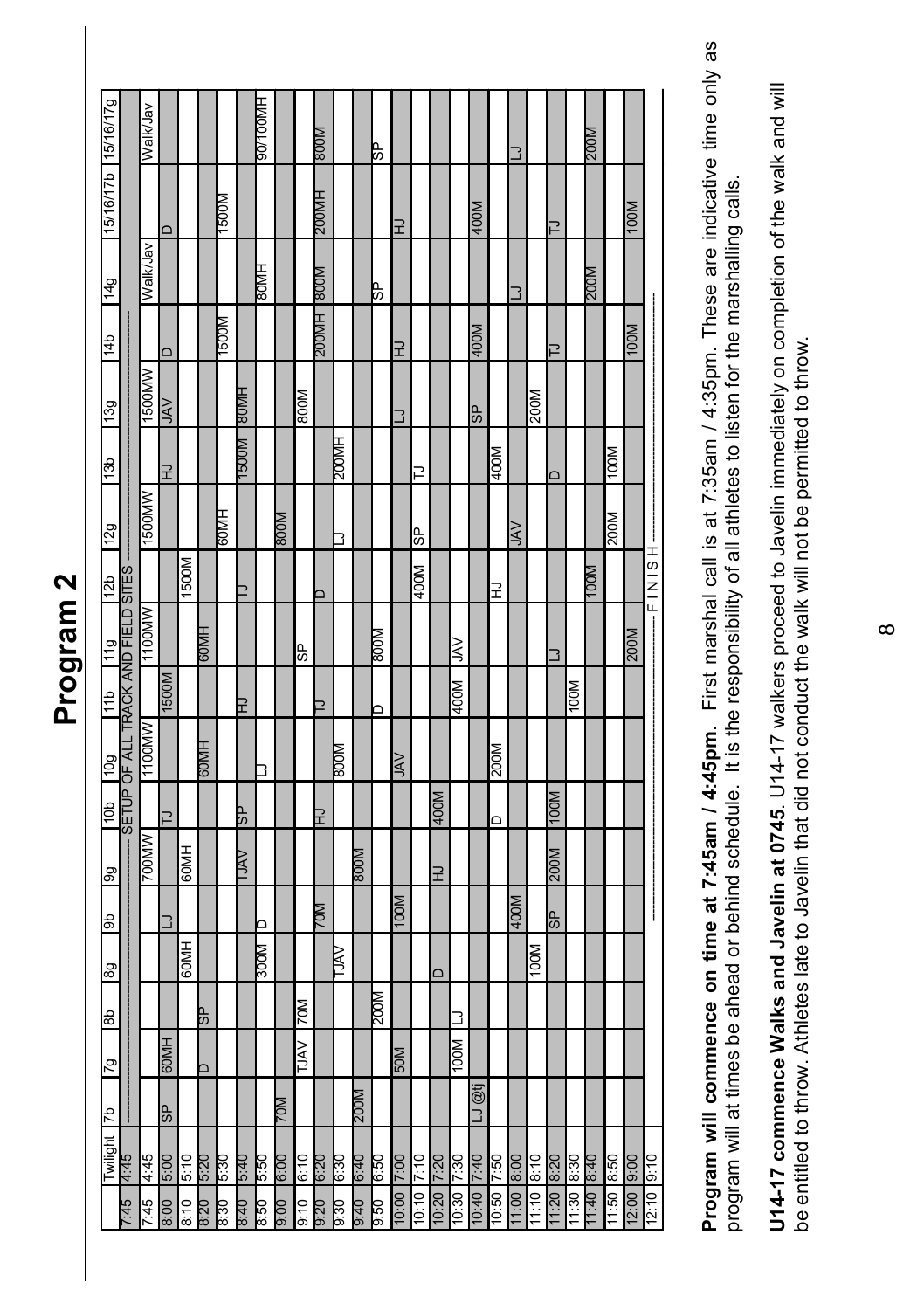# Program 2

| | Twilight | 7b | 7g | 8b | 8g | 9b | 9g | 10b | 10g | 11b | 11g | 12b | 12g | 13b | 13g | 14b | 14g | 15/16/17b | 15/16/17g |
|---|---|---|---|---|---|---|---|---|---|---|---|---|---|---|---|---|---|---|---|
| 7:45 | 4:45 | SETUP OF ALL TRACK AND FIELD SITES | | | | | | | | | | | | | | | | | |
| 7:45 | 4:45 | | | | | | 700MW | | 1100MW | | 1100MW | | 1500MW | | 1500MW | | Walk/Jav | | Walk/Jav |
| 8:00 | 5:00 | SP | 60MH | | | | | TJ | | 1500M | | | | HJ | JAV | D | | D | |
| 8:10 | 5:10 | | | | 60MH | LJ | 60MH | | | | | 1500M | | | | | | | |
| 8:20 | 5:20 | | D | SP | | | | | 60MH | | 60MH | | | | | | | | |
| 8:30 | 5:30 | | | | | | | | | | | | 60MH | | | 1500M | | 1500M | |
| 8:40 | 5:40 | | | | | | TJAV | SP | | HJ | | TJ | | 1500M | 80MH | | | | |
| 8:50 | 5:50 | | | | 300M | D | | | LJ | | | | | | | | 80MH | | 90/100MH |
| 9:00 | 6:00 | 70M | | | | | | | | | | | 800M | | | | | | |
| 9:10 | 6:10 | | TJAV | 70M | | | | | | | SP | | | | 800M | | | | |
| 9:20 | 6:20 | | | | | 70M | | HJ | | TJ | | D | | | | 200MH | 800M | 200MH | 800M |
| 9:30 | 6:30 | | | | TJAV | | | | | | | | LJ | 200MH | | | | | |
| 9:40 | 6:40 | 200M | | | | | 800M | | | | | | | | | | | | |
| 9:50 | 6:50 | | | 200M | | | | | JAV | D | 800M | | | | | | SP | | SP |
| 10:00 | 7:00 | | 50M | | | 100M | | | | | | | | | | HJ | | HJ | |
| 10:10 | 7:10 | | | | | | | | | | | 400M | SP | TJ | | | | | |
| 10:20 | 7:20 | | | | D | | HJ | 400M | | | | | | | | | | | |
| 10:30 | 7:30 | | 100M | LJ | | | | | | 400M | JAV | | | | | | | | |
| 10:40 | 7:40 | LJ @lj | | | | | | | | | | | | | SP | 400M | | 400M | |
| 10:50 | 7:50 | | | | | | | D | 200M | | | HJ | | 400M | | | | | |
| 11:00 | 8:00 | | | | | 400M | | | | | | | JAV | | | | LJ | | LJ |
| 11:10 | 8:10 | | | | 100M | | | | | | | | | | 200M | | | | |
| 11:20 | 8:20 | | | | | SP | 200M | 100M | | | LJ | | | D | | TJ | | TJ | |
| 11:30 | 8:30 | | | | | | | | | 100M | | | | | | | | | |
| 11:40 | 8:40 | | | | | | | | | | | 100M | | | | | 200M | | 200M |
| 11:50 | 8:50 | | | | | | | | | | | | 200M | 100M | | | | | |
| 12:00 | 9:00 | | | | | | | | | | 200M | | | | | 100M | | 100M | |
| 12:10 | 9:10 | FINISH | | | | | | | | | | | | | | | | | |

**Program will commence on time at 7:45am / 4:45pm**. First marshal call is at 7:35am / 4:35pm. These are indicative time only as program will at times be ahead or behind schedule. It is the responsibility of all athletes to listen for the marshalling calls.

**U14-17 commence Walks and Javelin at 0745**. U14-17 walkers proceed to Javelin immediately on completion of the walk and will be entitled to throw. Athletes late to Javelin that did not conduct the walk will not be permitted to throw.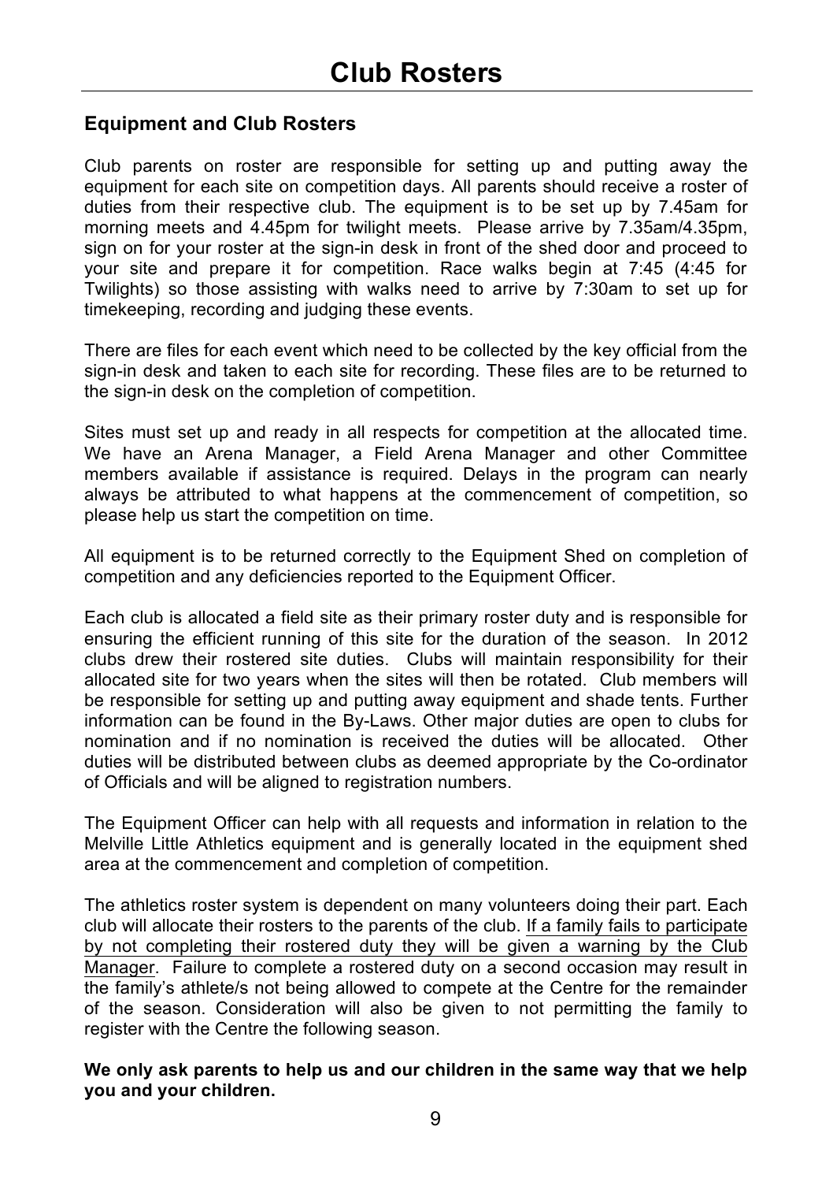# Club Rosters

## Equipment and Club Rosters

Club parents on roster are responsible for setting up and putting away the equipment for each site on competition days. All parents should receive a roster of duties from their respective club. The equipment is to be set up by 7.45am for morning meets and 4.45pm for twilight meets. Please arrive by 7.35am/4.35pm, sign on for your roster at the sign-in desk in front of the shed door and proceed to your site and prepare it for competition. Race walks begin at 7:45 (4:45 for Twilights) so those assisting with walks need to arrive by 7:30am to set up for timekeeping, recording and judging these events.

There are files for each event which need to be collected by the key official from the sign-in desk and taken to each site for recording. These files are to be returned to the sign-in desk on the completion of competition.

Sites must set up and ready in all respects for competition at the allocated time. We have an Arena Manager, a Field Arena Manager and other Committee members available if assistance is required. Delays in the program can nearly always be attributed to what happens at the commencement of competition, so please help us start the competition on time.

All equipment is to be returned correctly to the Equipment Shed on completion of competition and any deficiencies reported to the Equipment Officer.

Each club is allocated a field site as their primary roster duty and is responsible for ensuring the efficient running of this site for the duration of the season. In 2012 clubs drew their rostered site duties. Clubs will maintain responsibility for their allocated site for two years when the sites will then be rotated. Club members will be responsible for setting up and putting away equipment and shade tents. Further information can be found in the By-Laws. Other major duties are open to clubs for nomination and if no nomination is received the duties will be allocated. Other duties will be distributed between clubs as deemed appropriate by the Co-ordinator of Officials and will be aligned to registration numbers.

The Equipment Officer can help with all requests and information in relation to the Melville Little Athletics equipment and is generally located in the equipment shed area at the commencement and completion of competition.

The athletics roster system is dependent on many volunteers doing their part. Each club will allocate their rosters to the parents of the club. If a family fails to participate by not completing their rostered duty they will be given a warning by the Club Manager. Failure to complete a rostered duty on a second occasion may result in the family's athlete/s not being allowed to compete at the Centre for the remainder of the season. Consideration will also be given to not permitting the family to register with the Centre the following season.

**We only ask parents to help us and our children in the same way that we help you and your children.**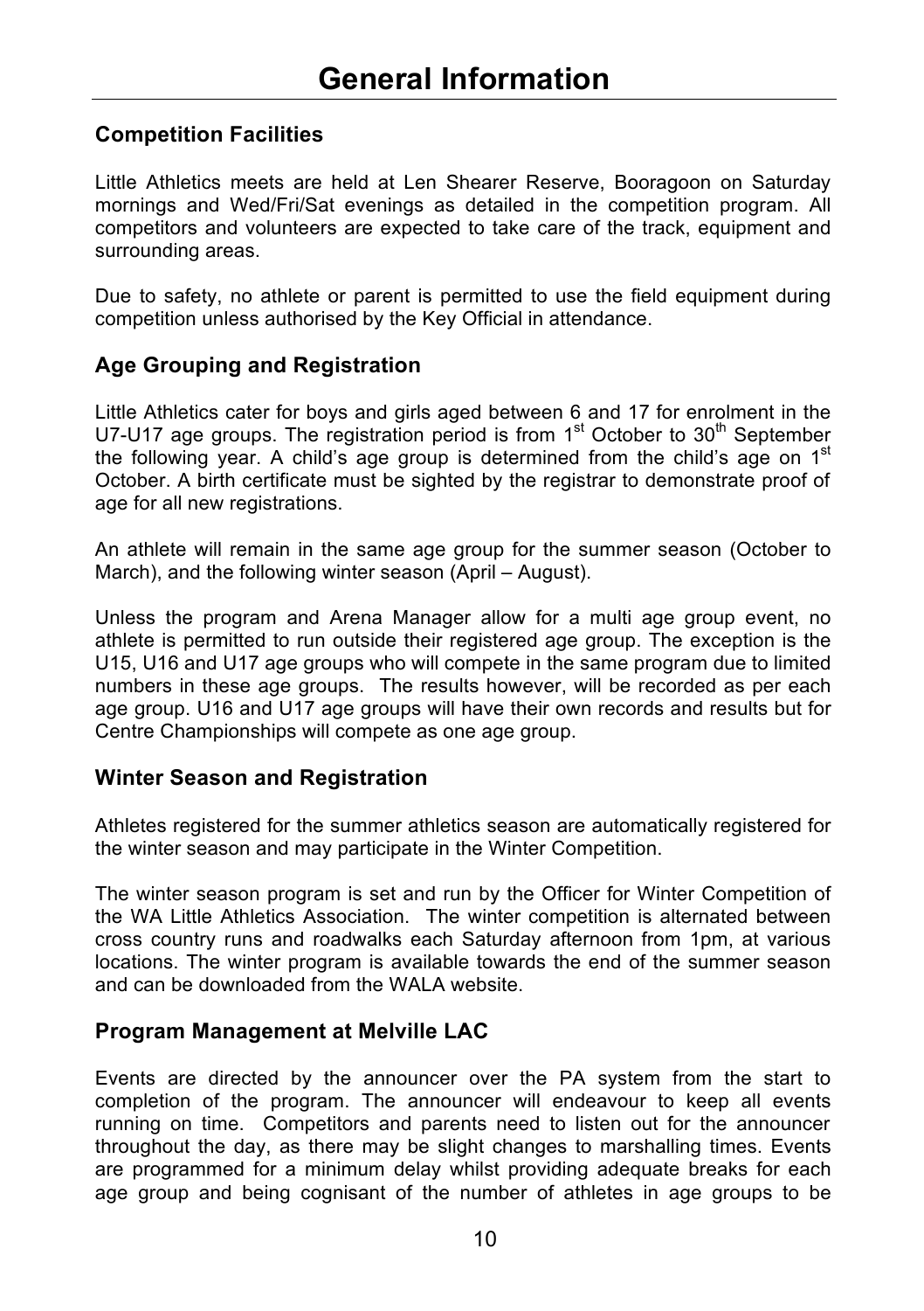# General Information

## Competition Facilities

Little Athletics meets are held at Len Shearer Reserve, Booragoon on Saturday mornings and Wed/Fri/Sat evenings as detailed in the competition program. All competitors and volunteers are expected to take care of the track, equipment and surrounding areas.

Due to safety, no athlete or parent is permitted to use the field equipment during competition unless authorised by the Key Official in attendance.

## Age Grouping and Registration

Little Athletics cater for boys and girls aged between 6 and 17 for enrolment in the U7-U17 age groups. The registration period is from 1st October to 30th September the following year. A child's age group is determined from the child's age on 1st October. A birth certificate must be sighted by the registrar to demonstrate proof of age for all new registrations.

An athlete will remain in the same age group for the summer season (October to March), and the following winter season (April – August).

Unless the program and Arena Manager allow for a multi age group event, no athlete is permitted to run outside their registered age group. The exception is the U15, U16 and U17 age groups who will compete in the same program due to limited numbers in these age groups. The results however, will be recorded as per each age group. U16 and U17 age groups will have their own records and results but for Centre Championships will compete as one age group.

## Winter Season and Registration

Athletes registered for the summer athletics season are automatically registered for the winter season and may participate in the Winter Competition.

The winter season program is set and run by the Officer for Winter Competition of the WA Little Athletics Association. The winter competition is alternated between cross country runs and roadwalks each Saturday afternoon from 1pm, at various locations. The winter program is available towards the end of the summer season and can be downloaded from the WALA website.

## Program Management at Melville LAC

Events are directed by the announcer over the PA system from the start to completion of the program. The announcer will endeavour to keep all events running on time. Competitors and parents need to listen out for the announcer throughout the day, as there may be slight changes to marshalling times. Events are programmed for a minimum delay whilst providing adequate breaks for each age group and being cognisant of the number of athletes in age groups to be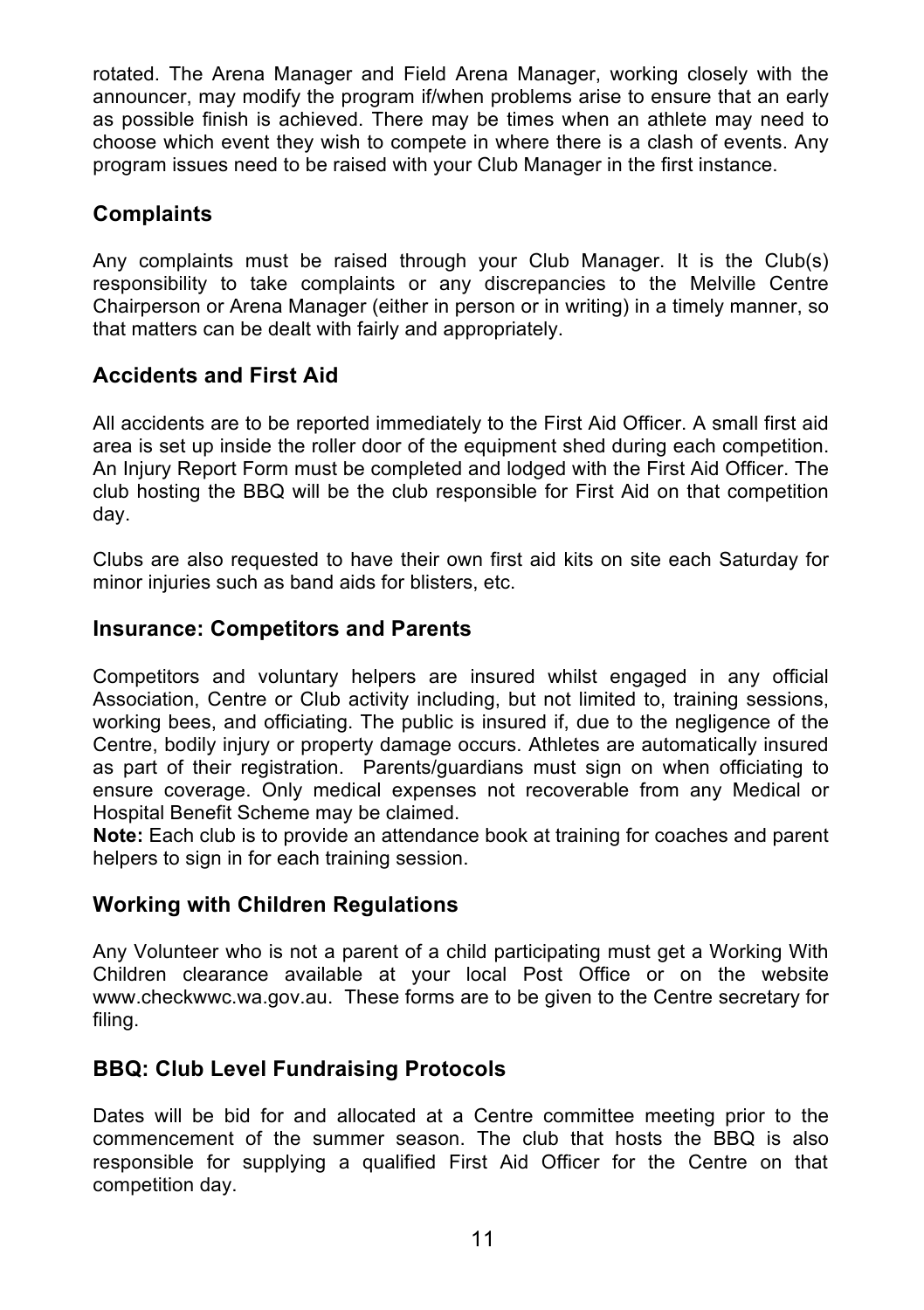rotated. The Arena Manager and Field Arena Manager, working closely with the announcer, may modify the program if/when problems arise to ensure that an early as possible finish is achieved. There may be times when an athlete may need to choose which event they wish to compete in where there is a clash of events. Any program issues need to be raised with your Club Manager in the first instance.

## Complaints

Any complaints must be raised through your Club Manager. It is the Club(s) responsibility to take complaints or any discrepancies to the Melville Centre Chairperson or Arena Manager (either in person or in writing) in a timely manner, so that matters can be dealt with fairly and appropriately.

## Accidents and First Aid

All accidents are to be reported immediately to the First Aid Officer. A small first aid area is set up inside the roller door of the equipment shed during each competition. An Injury Report Form must be completed and lodged with the First Aid Officer. The club hosting the BBQ will be the club responsible for First Aid on that competition day.

Clubs are also requested to have their own first aid kits on site each Saturday for minor injuries such as band aids for blisters, etc.

## Insurance: Competitors and Parents

Competitors and voluntary helpers are insured whilst engaged in any official Association, Centre or Club activity including, but not limited to, training sessions, working bees, and officiating. The public is insured if, due to the negligence of the Centre, bodily injury or property damage occurs. Athletes are automatically insured as part of their registration. Parents/guardians must sign on when officiating to ensure coverage. Only medical expenses not recoverable from any Medical or Hospital Benefit Scheme may be claimed.

**Note:** Each club is to provide an attendance book at training for coaches and parent helpers to sign in for each training session.

## Working with Children Regulations

Any Volunteer who is not a parent of a child participating must get a Working With Children clearance available at your local Post Office or on the website www.checkwwc.wa.gov.au. These forms are to be given to the Centre secretary for filing.

## BBQ: Club Level Fundraising Protocols

Dates will be bid for and allocated at a Centre committee meeting prior to the commencement of the summer season. The club that hosts the BBQ is also responsible for supplying a qualified First Aid Officer for the Centre on that competition day.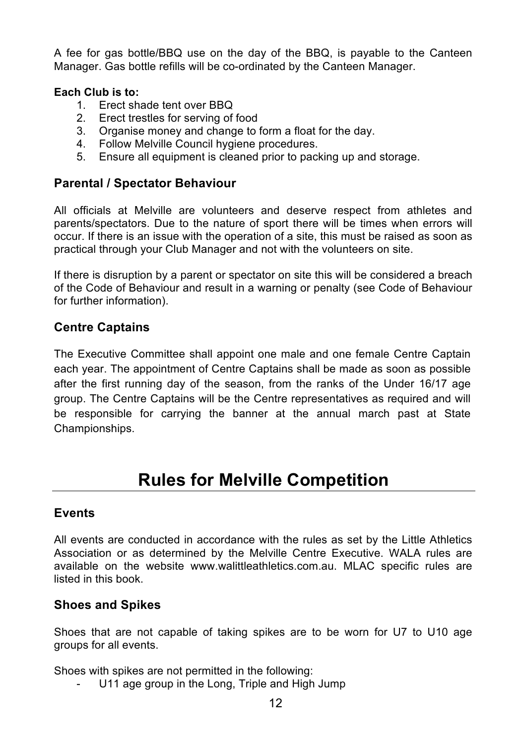A fee for gas bottle/BBQ use on the day of the BBQ, is payable to the Canteen Manager. Gas bottle refills will be co-ordinated by the Canteen Manager.

**Each Club is to:**

1. Erect shade tent over BBQ
2. Erect trestles for serving of food
3. Organise money and change to form a float for the day.
4. Follow Melville Council hygiene procedures.
5. Ensure all equipment is cleaned prior to packing up and storage.

### Parental / Spectator Behaviour

All officials at Melville are volunteers and deserve respect from athletes and parents/spectators. Due to the nature of sport there will be times when errors will occur. If there is an issue with the operation of a site, this must be raised as soon as practical through your Club Manager and not with the volunteers on site.

If there is disruption by a parent or spectator on site this will be considered a breach of the Code of Behaviour and result in a warning or penalty (see Code of Behaviour for further information).

### Centre Captains

The Executive Committee shall appoint one male and one female Centre Captain each year. The appointment of Centre Captains shall be made as soon as possible after the first running day of the season, from the ranks of the Under 16/17 age group. The Centre Captains will be the Centre representatives as required and will be responsible for carrying the banner at the annual march past at State Championships.

## Rules for Melville Competition

### Events

All events are conducted in accordance with the rules as set by the Little Athletics Association or as determined by the Melville Centre Executive. WALA rules are available on the website www.walittleathletics.com.au. MLAC specific rules are listed in this book.

### Shoes and Spikes

Shoes that are not capable of taking spikes are to be worn for U7 to U10 age groups for all events.

Shoes with spikes are not permitted in the following:

- U11 age group in the Long, Triple and High Jump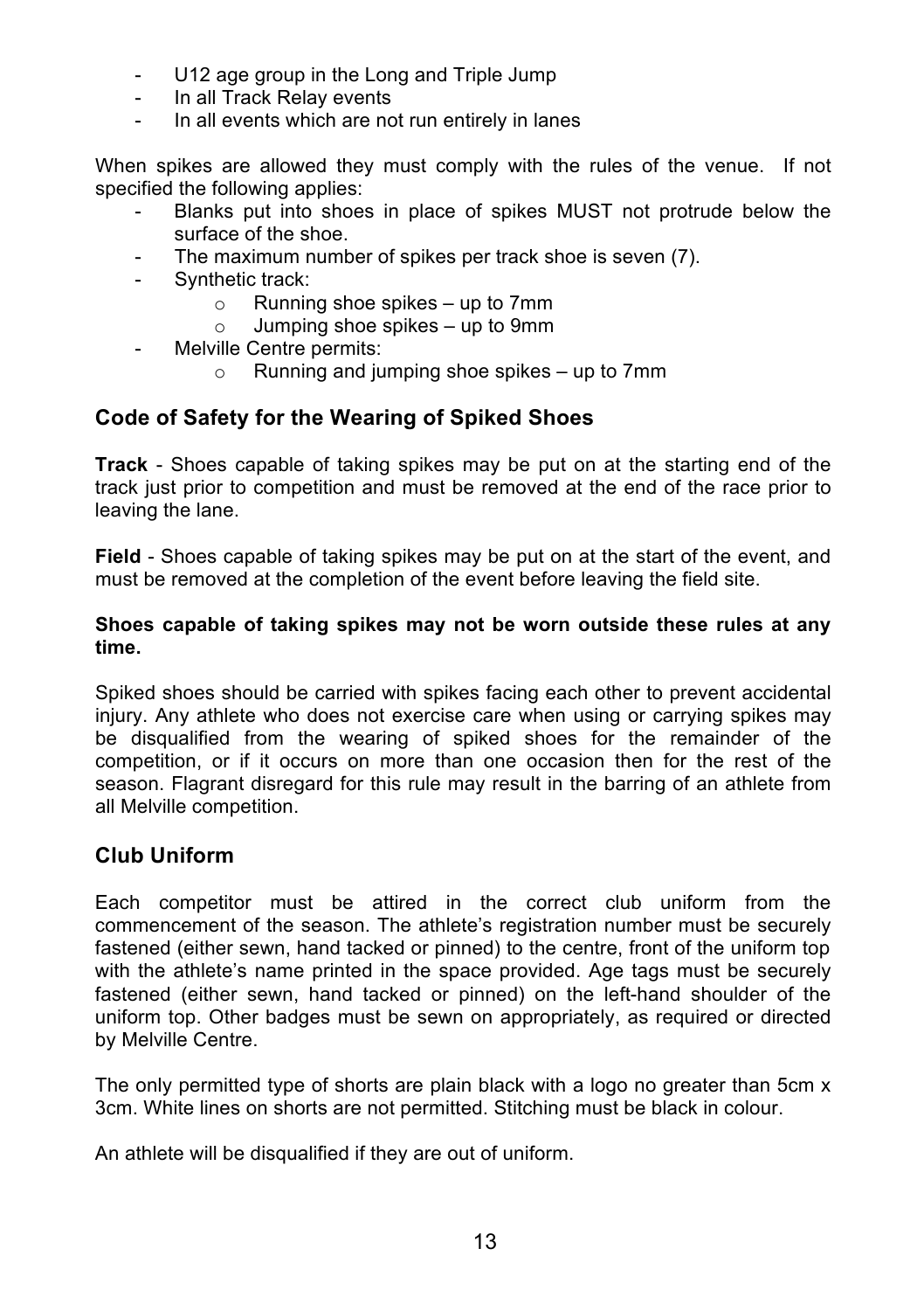- U12 age group in the Long and Triple Jump
- In all Track Relay events
- In all events which are not run entirely in lanes

When spikes are allowed they must comply with the rules of the venue. If not specified the following applies:

- Blanks put into shoes in place of spikes MUST not protrude below the surface of the shoe.
- The maximum number of spikes per track shoe is seven (7).
- Synthetic track:
    - Running shoe spikes – up to 7mm
    - Jumping shoe spikes – up to 9mm
- Melville Centre permits:
    - Running and jumping shoe spikes – up to 7mm

## Code of Safety for the Wearing of Spiked Shoes

**Track** - Shoes capable of taking spikes may be put on at the starting end of the track just prior to competition and must be removed at the end of the race prior to leaving the lane.

**Field** - Shoes capable of taking spikes may be put on at the start of the event, and must be removed at the completion of the event before leaving the field site.

**Shoes capable of taking spikes may not be worn outside these rules at any time.**

Spiked shoes should be carried with spikes facing each other to prevent accidental injury. Any athlete who does not exercise care when using or carrying spikes may be disqualified from the wearing of spiked shoes for the remainder of the competition, or if it occurs on more than one occasion then for the rest of the season. Flagrant disregard for this rule may result in the barring of an athlete from all Melville competition.

## Club Uniform

Each competitor must be attired in the correct club uniform from the commencement of the season. The athlete's registration number must be securely fastened (either sewn, hand tacked or pinned) to the centre, front of the uniform top with the athlete's name printed in the space provided. Age tags must be securely fastened (either sewn, hand tacked or pinned) on the left-hand shoulder of the uniform top. Other badges must be sewn on appropriately, as required or directed by Melville Centre.

The only permitted type of shorts are plain black with a logo no greater than 5cm x 3cm. White lines on shorts are not permitted. Stitching must be black in colour.

An athlete will be disqualified if they are out of uniform.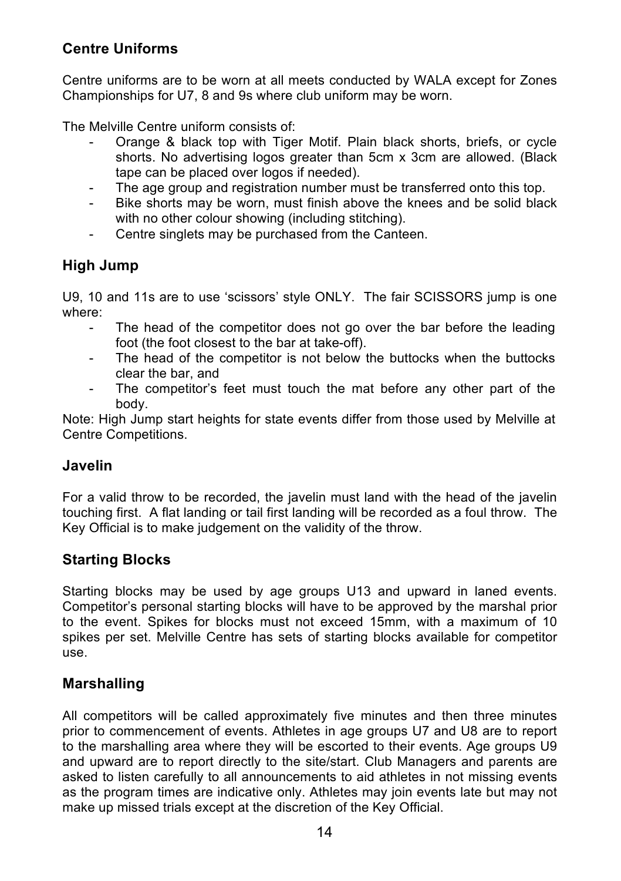## Centre Uniforms

Centre uniforms are to be worn at all meets conducted by WALA except for Zones Championships for U7, 8 and 9s where club uniform may be worn.

The Melville Centre uniform consists of:

- Orange & black top with Tiger Motif. Plain black shorts, briefs, or cycle shorts. No advertising logos greater than 5cm x 3cm are allowed. (Black tape can be placed over logos if needed).
- The age group and registration number must be transferred onto this top.
- Bike shorts may be worn, must finish above the knees and be solid black with no other colour showing (including stitching).
- Centre singlets may be purchased from the Canteen.

## High Jump

U9, 10 and 11s are to use 'scissors' style ONLY. The fair SCISSORS jump is one where:

- The head of the competitor does not go over the bar before the leading foot (the foot closest to the bar at take-off).
- The head of the competitor is not below the buttocks when the buttocks clear the bar, and
- The competitor's feet must touch the mat before any other part of the body.

Note: High Jump start heights for state events differ from those used by Melville at Centre Competitions.

## Javelin

For a valid throw to be recorded, the javelin must land with the head of the javelin touching first. A flat landing or tail first landing will be recorded as a foul throw. The Key Official is to make judgement on the validity of the throw.

## Starting Blocks

Starting blocks may be used by age groups U13 and upward in laned events. Competitor's personal starting blocks will have to be approved by the marshal prior to the event. Spikes for blocks must not exceed 15mm, with a maximum of 10 spikes per set. Melville Centre has sets of starting blocks available for competitor use.

## Marshalling

All competitors will be called approximately five minutes and then three minutes prior to commencement of events. Athletes in age groups U7 and U8 are to report to the marshalling area where they will be escorted to their events. Age groups U9 and upward are to report directly to the site/start. Club Managers and parents are asked to listen carefully to all announcements to aid athletes in not missing events as the program times are indicative only. Athletes may join events late but may not make up missed trials except at the discretion of the Key Official.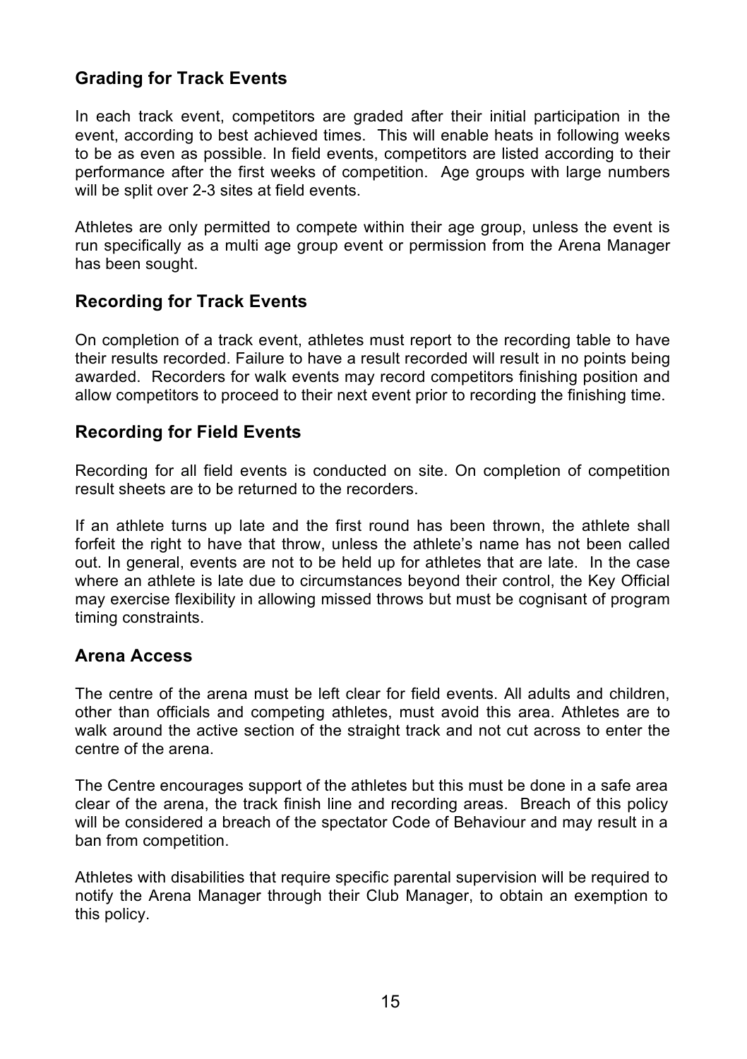## Grading for Track Events

In each track event, competitors are graded after their initial participation in the event, according to best achieved times. This will enable heats in following weeks to be as even as possible. In field events, competitors are listed according to their performance after the first weeks of competition. Age groups with large numbers will be split over 2-3 sites at field events.

Athletes are only permitted to compete within their age group, unless the event is run specifically as a multi age group event or permission from the Arena Manager has been sought.

## Recording for Track Events

On completion of a track event, athletes must report to the recording table to have their results recorded. Failure to have a result recorded will result in no points being awarded. Recorders for walk events may record competitors finishing position and allow competitors to proceed to their next event prior to recording the finishing time.

## Recording for Field Events

Recording for all field events is conducted on site. On completion of competition result sheets are to be returned to the recorders.

If an athlete turns up late and the first round has been thrown, the athlete shall forfeit the right to have that throw, unless the athlete's name has not been called out. In general, events are not to be held up for athletes that are late. In the case where an athlete is late due to circumstances beyond their control, the Key Official may exercise flexibility in allowing missed throws but must be cognisant of program timing constraints.

## Arena Access

The centre of the arena must be left clear for field events. All adults and children, other than officials and competing athletes, must avoid this area. Athletes are to walk around the active section of the straight track and not cut across to enter the centre of the arena.

The Centre encourages support of the athletes but this must be done in a safe area clear of the arena, the track finish line and recording areas. Breach of this policy will be considered a breach of the spectator Code of Behaviour and may result in a ban from competition.

Athletes with disabilities that require specific parental supervision will be required to notify the Arena Manager through their Club Manager, to obtain an exemption to this policy.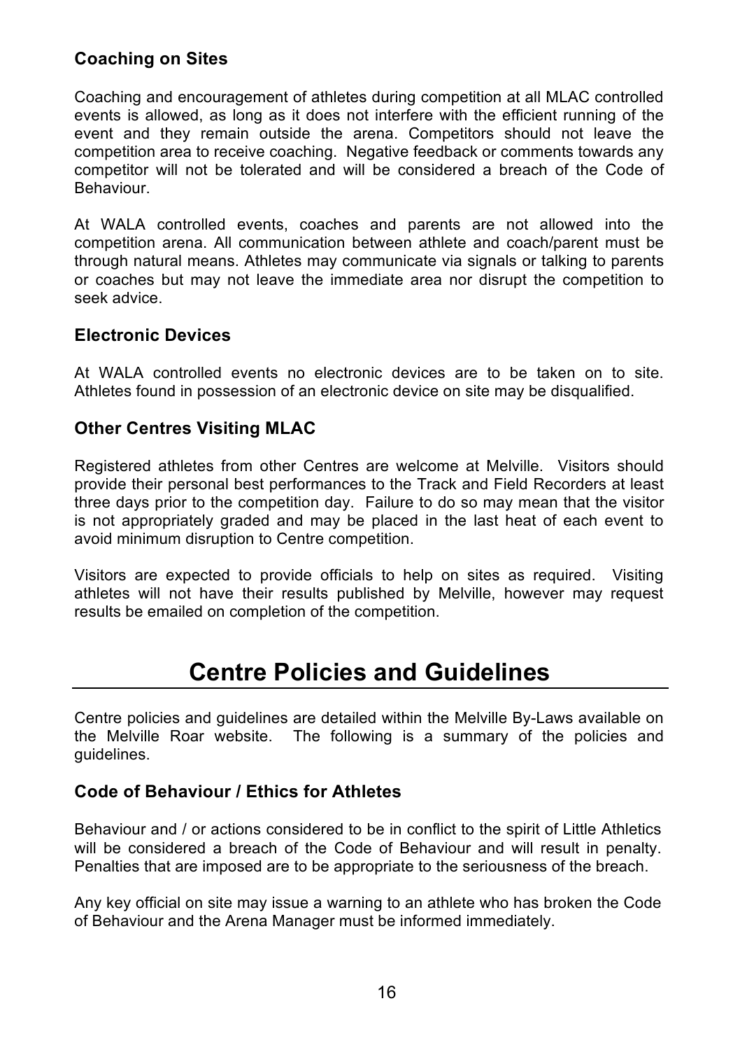### Coaching on Sites

Coaching and encouragement of athletes during competition at all MLAC controlled events is allowed, as long as it does not interfere with the efficient running of the event and they remain outside the arena. Competitors should not leave the competition area to receive coaching. Negative feedback or comments towards any competitor will not be tolerated and will be considered a breach of the Code of Behaviour.

At WALA controlled events, coaches and parents are not allowed into the competition arena. All communication between athlete and coach/parent must be through natural means. Athletes may communicate via signals or talking to parents or coaches but may not leave the immediate area nor disrupt the competition to seek advice.

### Electronic Devices

At WALA controlled events no electronic devices are to be taken on to site. Athletes found in possession of an electronic device on site may be disqualified.

### Other Centres Visiting MLAC

Registered athletes from other Centres are welcome at Melville. Visitors should provide their personal best performances to the Track and Field Recorders at least three days prior to the competition day. Failure to do so may mean that the visitor is not appropriately graded and may be placed in the last heat of each event to avoid minimum disruption to Centre competition.

Visitors are expected to provide officials to help on sites as required. Visiting athletes will not have their results published by Melville, however may request results be emailed on completion of the competition.

## Centre Policies and Guidelines

Centre policies and guidelines are detailed within the Melville By-Laws available on the Melville Roar website. The following is a summary of the policies and guidelines.

### Code of Behaviour / Ethics for Athletes

Behaviour and / or actions considered to be in conflict to the spirit of Little Athletics will be considered a breach of the Code of Behaviour and will result in penalty. Penalties that are imposed are to be appropriate to the seriousness of the breach.

Any key official on site may issue a warning to an athlete who has broken the Code of Behaviour and the Arena Manager must be informed immediately.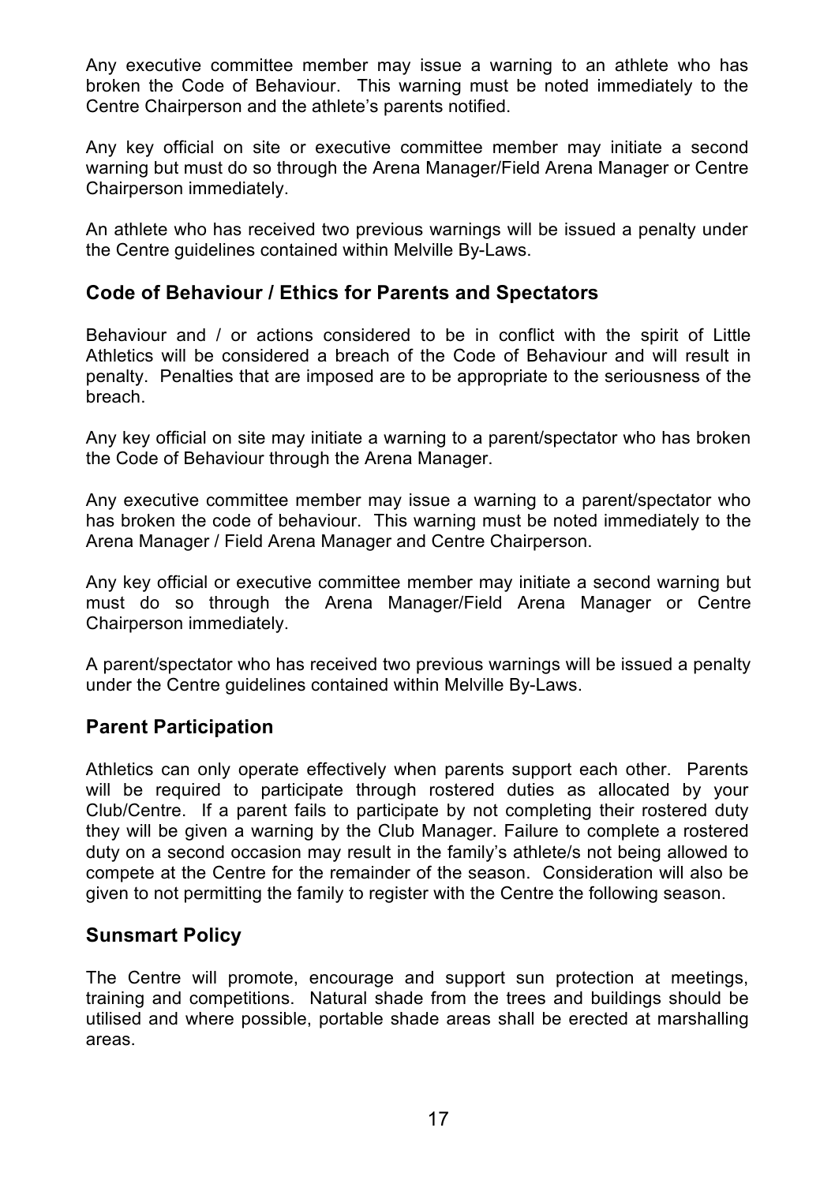Any executive committee member may issue a warning to an athlete who has broken the Code of Behaviour. This warning must be noted immediately to the Centre Chairperson and the athlete's parents notified.

Any key official on site or executive committee member may initiate a second warning but must do so through the Arena Manager/Field Arena Manager or Centre Chairperson immediately.

An athlete who has received two previous warnings will be issued a penalty under the Centre guidelines contained within Melville By-Laws.

## Code of Behaviour / Ethics for Parents and Spectators

Behaviour and / or actions considered to be in conflict with the spirit of Little Athletics will be considered a breach of the Code of Behaviour and will result in penalty. Penalties that are imposed are to be appropriate to the seriousness of the breach.

Any key official on site may initiate a warning to a parent/spectator who has broken the Code of Behaviour through the Arena Manager.

Any executive committee member may issue a warning to a parent/spectator who has broken the code of behaviour. This warning must be noted immediately to the Arena Manager / Field Arena Manager and Centre Chairperson.

Any key official or executive committee member may initiate a second warning but must do so through the Arena Manager/Field Arena Manager or Centre Chairperson immediately.

A parent/spectator who has received two previous warnings will be issued a penalty under the Centre guidelines contained within Melville By-Laws.

## Parent Participation

Athletics can only operate effectively when parents support each other. Parents will be required to participate through rostered duties as allocated by your Club/Centre. If a parent fails to participate by not completing their rostered duty they will be given a warning by the Club Manager. Failure to complete a rostered duty on a second occasion may result in the family's athlete/s not being allowed to compete at the Centre for the remainder of the season. Consideration will also be given to not permitting the family to register with the Centre the following season.

## Sunsmart Policy

The Centre will promote, encourage and support sun protection at meetings, training and competitions. Natural shade from the trees and buildings should be utilised and where possible, portable shade areas shall be erected at marshalling areas.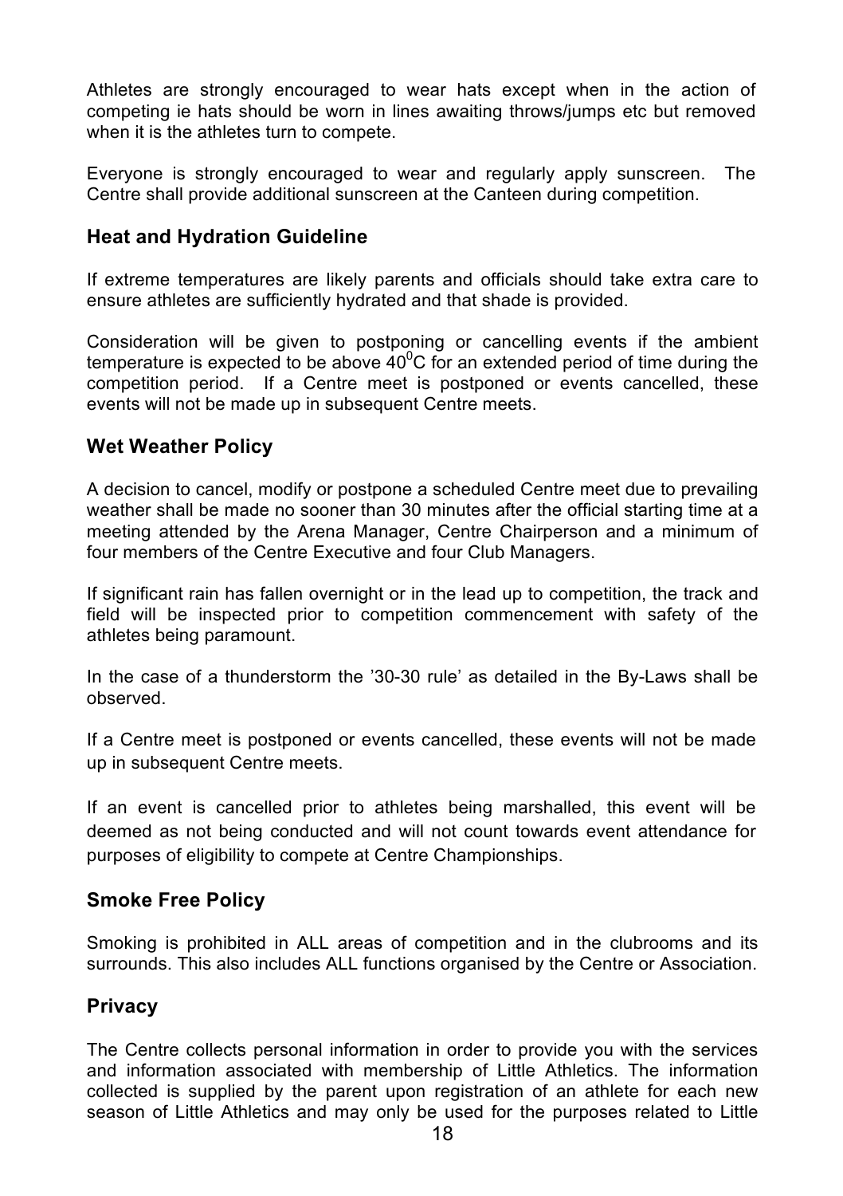Athletes are strongly encouraged to wear hats except when in the action of competing ie hats should be worn in lines awaiting throws/jumps etc but removed when it is the athletes turn to compete.

Everyone is strongly encouraged to wear and regularly apply sunscreen. The Centre shall provide additional sunscreen at the Canteen during competition.

## Heat and Hydration Guideline

If extreme temperatures are likely parents and officials should take extra care to ensure athletes are sufficiently hydrated and that shade is provided.

Consideration will be given to postponing or cancelling events if the ambient temperature is expected to be above $40^{0}$C for an extended period of time during the competition period. If a Centre meet is postponed or events cancelled, these events will not be made up in subsequent Centre meets.

## Wet Weather Policy

A decision to cancel, modify or postpone a scheduled Centre meet due to prevailing weather shall be made no sooner than 30 minutes after the official starting time at a meeting attended by the Arena Manager, Centre Chairperson and a minimum of four members of the Centre Executive and four Club Managers.

If significant rain has fallen overnight or in the lead up to competition, the track and field will be inspected prior to competition commencement with safety of the athletes being paramount.

In the case of a thunderstorm the '30-30 rule' as detailed in the By-Laws shall be observed.

If a Centre meet is postponed or events cancelled, these events will not be made up in subsequent Centre meets.

If an event is cancelled prior to athletes being marshalled, this event will be deemed as not being conducted and will not count towards event attendance for purposes of eligibility to compete at Centre Championships.

## Smoke Free Policy

Smoking is prohibited in ALL areas of competition and in the clubrooms and its surrounds. This also includes ALL functions organised by the Centre or Association.

## Privacy

The Centre collects personal information in order to provide you with the services and information associated with membership of Little Athletics. The information collected is supplied by the parent upon registration of an athlete for each new season of Little Athletics and may only be used for the purposes related to Little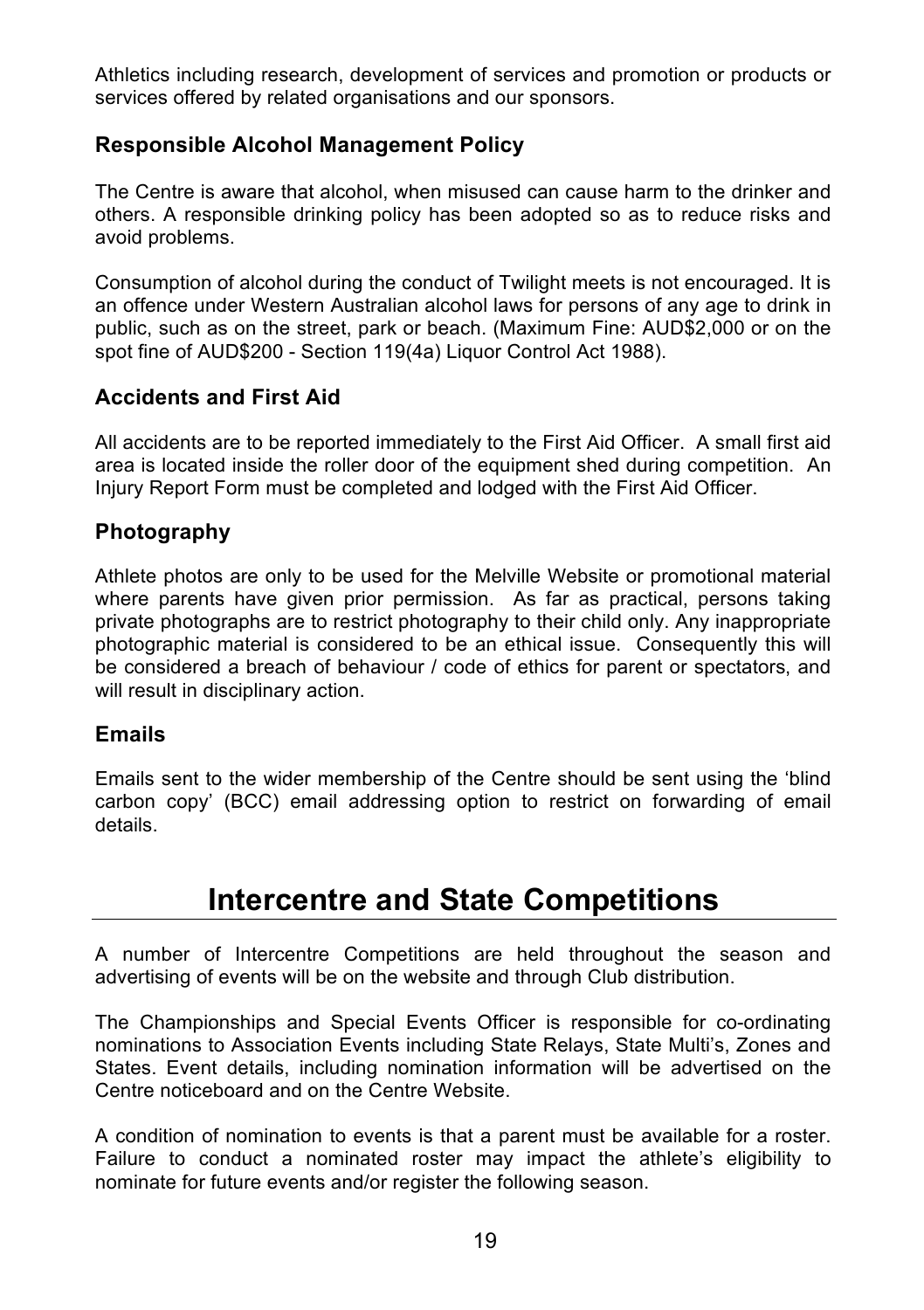Athletics including research, development of services and promotion or products or services offered by related organisations and our sponsors.

### Responsible Alcohol Management Policy

The Centre is aware that alcohol, when misused can cause harm to the drinker and others. A responsible drinking policy has been adopted so as to reduce risks and avoid problems.

Consumption of alcohol during the conduct of Twilight meets is not encouraged. It is an offence under Western Australian alcohol laws for persons of any age to drink in public, such as on the street, park or beach. (Maximum Fine: AUD$2,000 or on the spot fine of AUD$200 - Section 119(4a) Liquor Control Act 1988).

### Accidents and First Aid

All accidents are to be reported immediately to the First Aid Officer. A small first aid area is located inside the roller door of the equipment shed during competition. An Injury Report Form must be completed and lodged with the First Aid Officer.

### Photography

Athlete photos are only to be used for the Melville Website or promotional material where parents have given prior permission. As far as practical, persons taking private photographs are to restrict photography to their child only. Any inappropriate photographic material is considered to be an ethical issue. Consequently this will be considered a breach of behaviour / code of ethics for parent or spectators, and will result in disciplinary action.

### Emails

Emails sent to the wider membership of the Centre should be sent using the 'blind carbon copy' (BCC) email addressing option to restrict on forwarding of email details.

## Intercentre and State Competitions

A number of Intercentre Competitions are held throughout the season and advertising of events will be on the website and through Club distribution.

The Championships and Special Events Officer is responsible for co-ordinating nominations to Association Events including State Relays, State Multi's, Zones and States. Event details, including nomination information will be advertised on the Centre noticeboard and on the Centre Website.

A condition of nomination to events is that a parent must be available for a roster. Failure to conduct a nominated roster may impact the athlete's eligibility to nominate for future events and/or register the following season.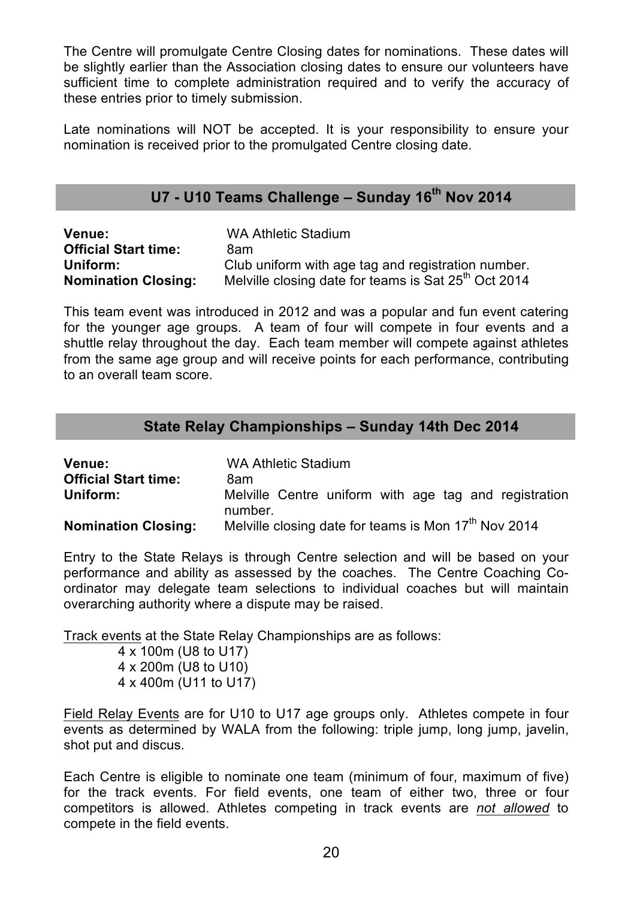The Centre will promulgate Centre Closing dates for nominations. These dates will be slightly earlier than the Association closing dates to ensure our volunteers have sufficient time to complete administration required and to verify the accuracy of these entries prior to timely submission.

Late nominations will NOT be accepted. It is your responsibility to ensure your nomination is received prior to the promulgated Centre closing date.

## U7 - U10 Teams Challenge – Sunday 16th Nov 2014

**Venue:** WA Athletic Stadium
**Official Start time:** 8am
**Uniform:** Club uniform with age tag and registration number.
**Nomination Closing:** Melville closing date for teams is Sat 25th Oct 2014

This team event was introduced in 2012 and was a popular and fun event catering for the younger age groups. A team of four will compete in four events and a shuttle relay throughout the day. Each team member will compete against athletes from the same age group and will receive points for each performance, contributing to an overall team score.

## State Relay Championships – Sunday 14th Dec 2014

**Venue:** WA Athletic Stadium
**Official Start time:** 8am
**Uniform:** Melville Centre uniform with age tag and registration number.
**Nomination Closing:** Melville closing date for teams is Mon 17th Nov 2014

Entry to the State Relays is through Centre selection and will be based on your performance and ability as assessed by the coaches. The Centre Coaching Co-ordinator may delegate team selections to individual coaches but will maintain overarching authority where a dispute may be raised.

Track events at the State Relay Championships are as follows:

- 4 x 100m (U8 to U17)
- 4 x 200m (U8 to U10)
- 4 x 400m (U11 to U17)

Field Relay Events are for U10 to U17 age groups only. Athletes compete in four events as determined by WALA from the following: triple jump, long jump, javelin, shot put and discus.

Each Centre is eligible to nominate one team (minimum of four, maximum of five) for the track events. For field events, one team of either two, three or four competitors is allowed. Athletes competing in track events are ***not allowed*** to compete in the field events.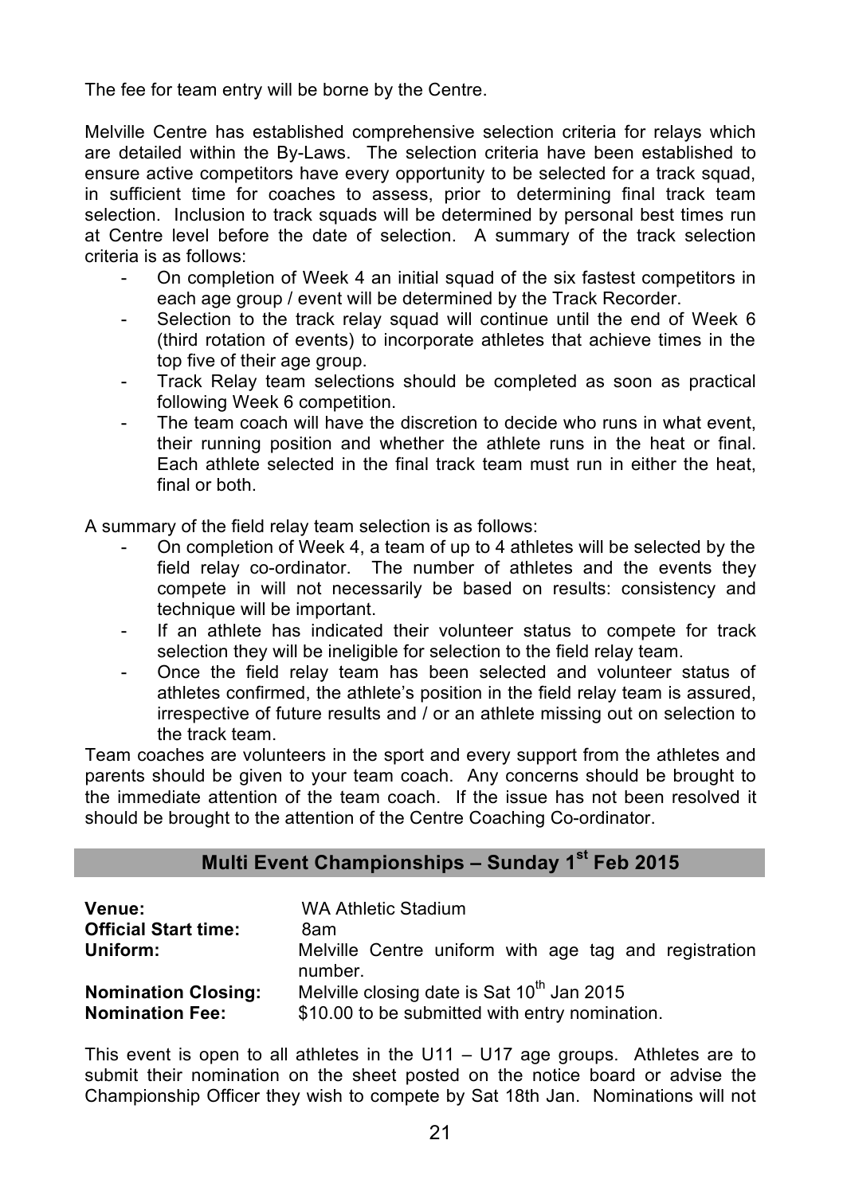The fee for team entry will be borne by the Centre.

Melville Centre has established comprehensive selection criteria for relays which are detailed within the By-Laws. The selection criteria have been established to ensure active competitors have every opportunity to be selected for a track squad, in sufficient time for coaches to assess, prior to determining final track team selection. Inclusion to track squads will be determined by personal best times run at Centre level before the date of selection. A summary of the track selection criteria is as follows:

- On completion of Week 4 an initial squad of the six fastest competitors in each age group / event will be determined by the Track Recorder.
- Selection to the track relay squad will continue until the end of Week 6 (third rotation of events) to incorporate athletes that achieve times in the top five of their age group.
- Track Relay team selections should be completed as soon as practical following Week 6 competition.
- The team coach will have the discretion to decide who runs in what event, their running position and whether the athlete runs in the heat or final. Each athlete selected in the final track team must run in either the heat, final or both.

A summary of the field relay team selection is as follows:

- On completion of Week 4, a team of up to 4 athletes will be selected by the field relay co-ordinator. The number of athletes and the events they compete in will not necessarily be based on results: consistency and technique will be important.
- If an athlete has indicated their volunteer status to compete for track selection they will be ineligible for selection to the field relay team.
- Once the field relay team has been selected and volunteer status of athletes confirmed, the athlete's position in the field relay team is assured, irrespective of future results and / or an athlete missing out on selection to the track team.

Team coaches are volunteers in the sport and every support from the athletes and parents should be given to your team coach. Any concerns should be brought to the immediate attention of the team coach. If the issue has not been resolved it should be brought to the attention of the Centre Coaching Co-ordinator.

## Multi Event Championships – Sunday 1st Feb 2015

**Venue:** WA Athletic Stadium
**Official Start time:** 8am
**Uniform:** Melville Centre uniform with age tag and registration number.
**Nomination Closing:** Melville closing date is Sat 10th Jan 2015
**Nomination Fee:** $10.00 to be submitted with entry nomination.

This event is open to all athletes in the U11 – U17 age groups. Athletes are to submit their nomination on the sheet posted on the notice board or advise the Championship Officer they wish to compete by Sat 18th Jan. Nominations will not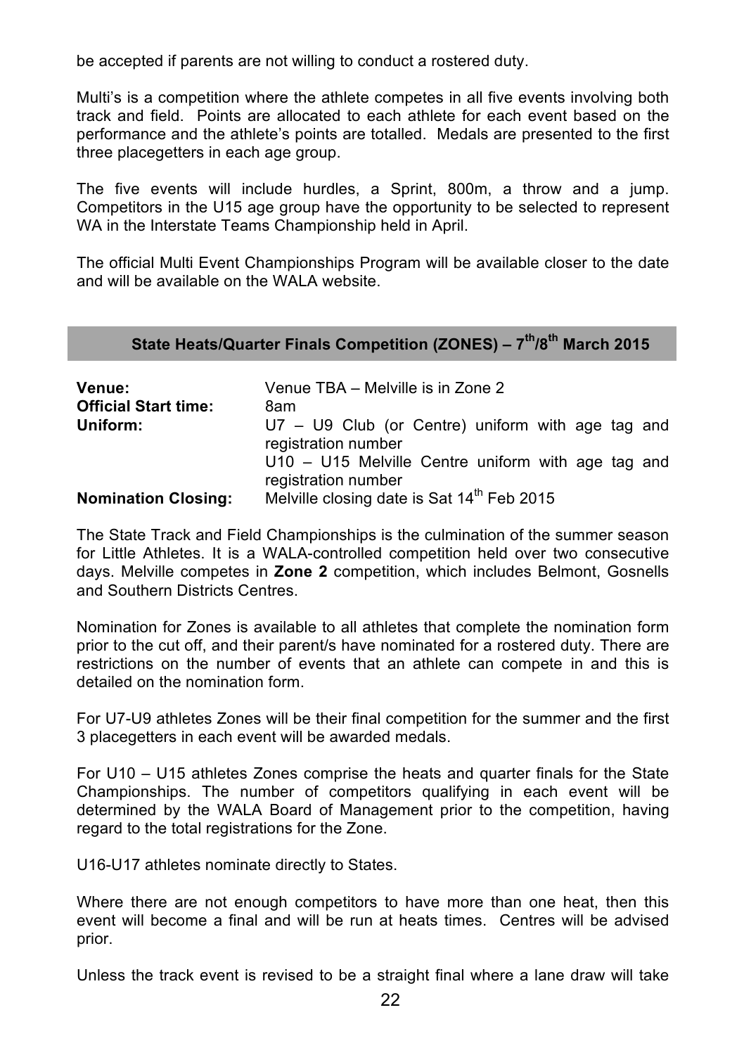be accepted if parents are not willing to conduct a rostered duty.

Multi's is a competition where the athlete competes in all five events involving both track and field. Points are allocated to each athlete for each event based on the performance and the athlete's points are totalled. Medals are presented to the first three placegetters in each age group.

The five events will include hurdles, a Sprint, 800m, a throw and a jump. Competitors in the U15 age group have the opportunity to be selected to represent WA in the Interstate Teams Championship held in April.

The official Multi Event Championships Program will be available closer to the date and will be available on the WALA website.

## State Heats/Quarter Finals Competition (ZONES) – 7th/8th March 2015

**Venue:** Venue TBA – Melville is in Zone 2

**Official Start time:** 8am

**Uniform:** U7 – U9 Club (or Centre) uniform with age tag and registration number
U10 – U15 Melville Centre uniform with age tag and registration number

**Nomination Closing:** Melville closing date is Sat 14th Feb 2015

The State Track and Field Championships is the culmination of the summer season for Little Athletes. It is a WALA-controlled competition held over two consecutive days. Melville competes in **Zone 2** competition, which includes Belmont, Gosnells and Southern Districts Centres.

Nomination for Zones is available to all athletes that complete the nomination form prior to the cut off, and their parent/s have nominated for a rostered duty. There are restrictions on the number of events that an athlete can compete in and this is detailed on the nomination form.

For U7-U9 athletes Zones will be their final competition for the summer and the first 3 placegetters in each event will be awarded medals.

For U10 – U15 athletes Zones comprise the heats and quarter finals for the State Championships. The number of competitors qualifying in each event will be determined by the WALA Board of Management prior to the competition, having regard to the total registrations for the Zone.

U16-U17 athletes nominate directly to States.

Where there are not enough competitors to have more than one heat, then this event will become a final and will be run at heats times. Centres will be advised prior.

Unless the track event is revised to be a straight final where a lane draw will take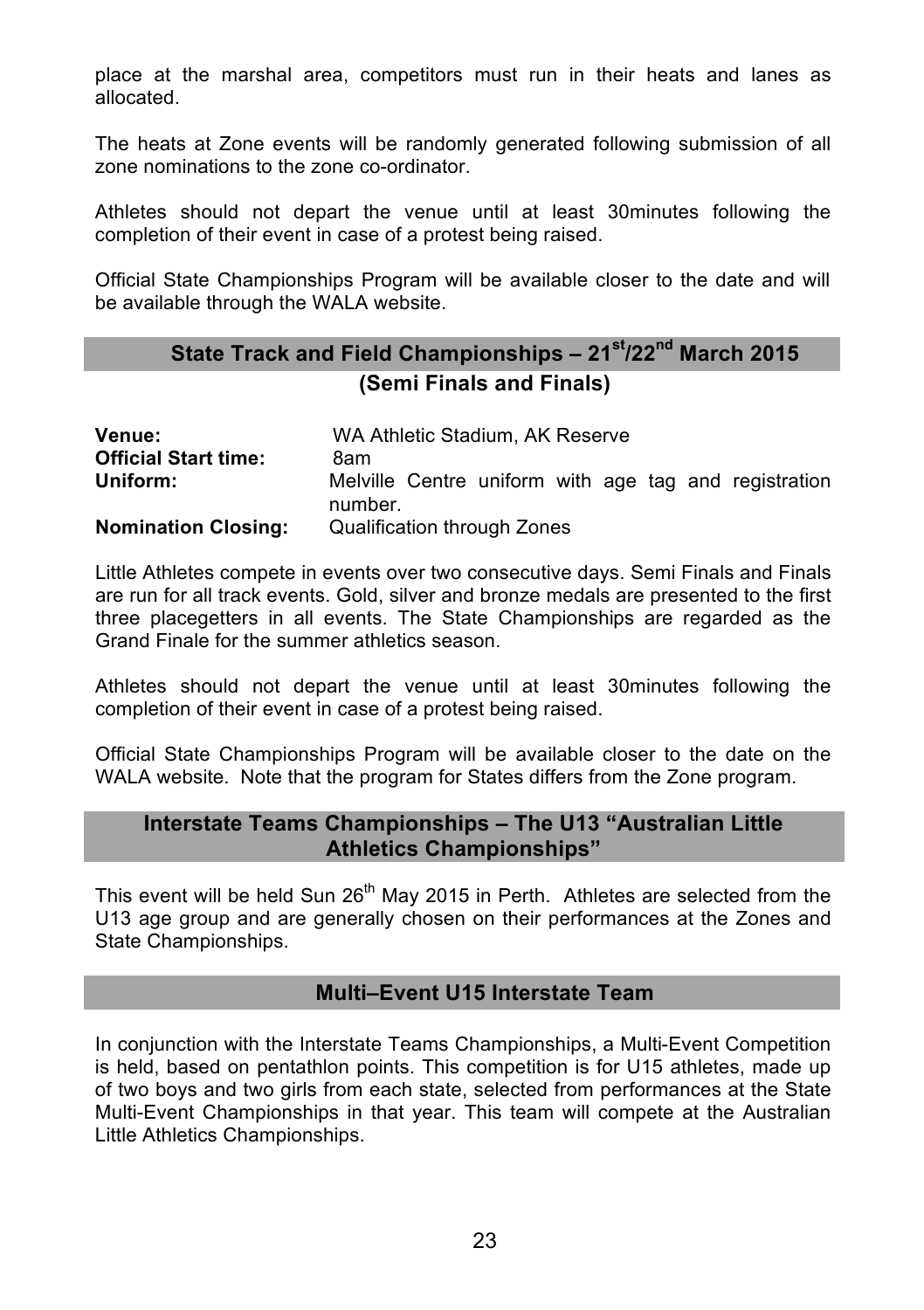place at the marshal area, competitors must run in their heats and lanes as allocated.

The heats at Zone events will be randomly generated following submission of all zone nominations to the zone co-ordinator.

Athletes should not depart the venue until at least 30minutes following the completion of their event in case of a protest being raised.

Official State Championships Program will be available closer to the date and will be available through the WALA website.

## State Track and Field Championships – 21st/22nd March 2015 (Semi Finals and Finals)

**Venue:** WA Athletic Stadium, AK Reserve
**Official Start time:** 8am
**Uniform:** Melville Centre uniform with age tag and registration number.
**Nomination Closing:** Qualification through Zones

Little Athletes compete in events over two consecutive days. Semi Finals and Finals are run for all track events. Gold, silver and bronze medals are presented to the first three placegetters in all events. The State Championships are regarded as the Grand Finale for the summer athletics season.

Athletes should not depart the venue until at least 30minutes following the completion of their event in case of a protest being raised.

Official State Championships Program will be available closer to the date on the WALA website. Note that the program for States differs from the Zone program.

## Interstate Teams Championships – The U13 "Australian Little Athletics Championships"

This event will be held Sun 26th May 2015 in Perth. Athletes are selected from the U13 age group and are generally chosen on their performances at the Zones and State Championships.

## Multi–Event U15 Interstate Team

In conjunction with the Interstate Teams Championships, a Multi-Event Competition is held, based on pentathlon points. This competition is for U15 athletes, made up of two boys and two girls from each state, selected from performances at the State Multi-Event Championships in that year. This team will compete at the Australian Little Athletics Championships.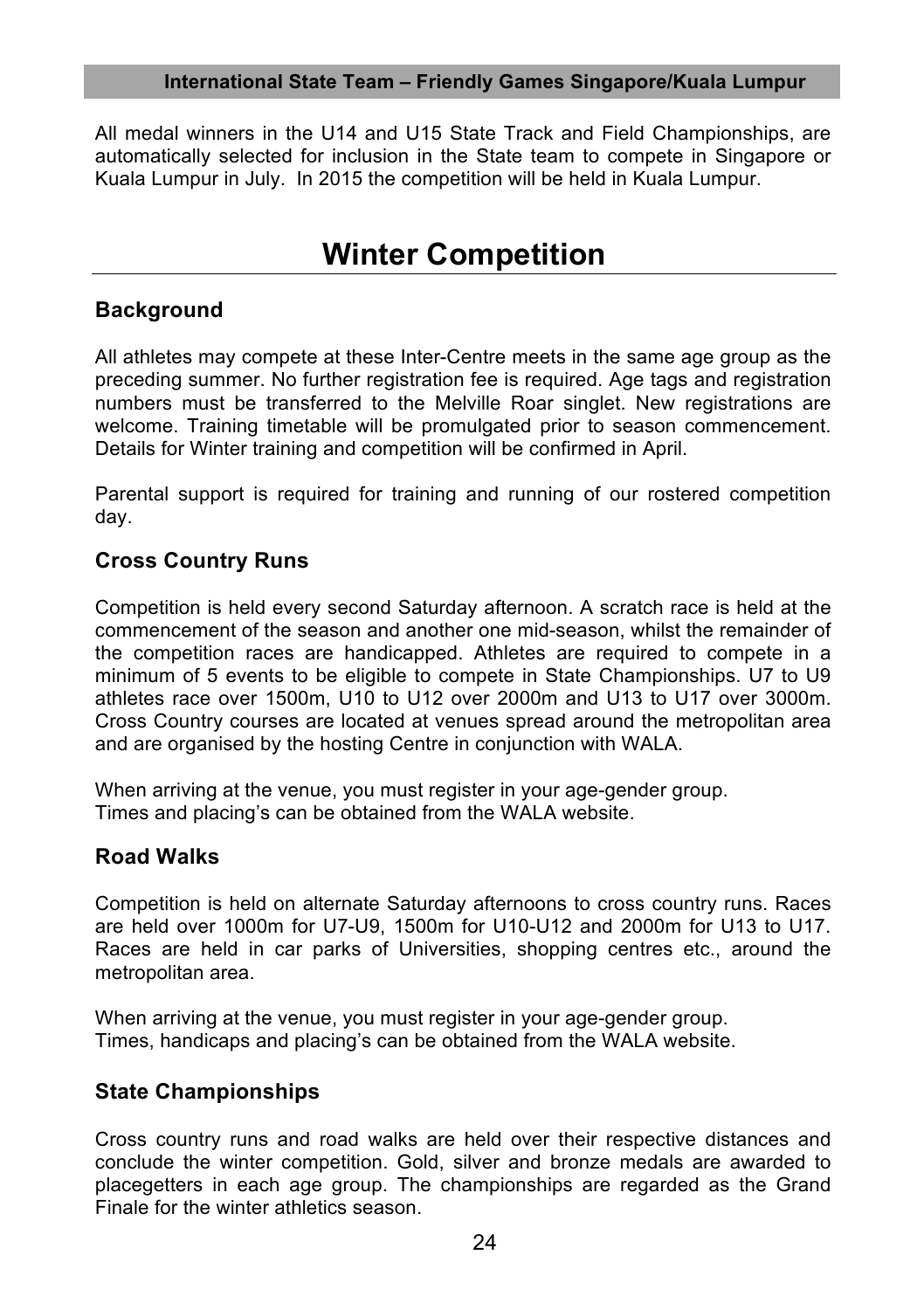### International State Team – Friendly Games Singapore/Kuala Lumpur

All medal winners in the U14 and U15 State Track and Field Championships, are automatically selected for inclusion in the State team to compete in Singapore or Kuala Lumpur in July. In 2015 the competition will be held in Kuala Lumpur.

# Winter Competition

## Background

All athletes may compete at these Inter-Centre meets in the same age group as the preceding summer. No further registration fee is required. Age tags and registration numbers must be transferred to the Melville Roar singlet. New registrations are welcome. Training timetable will be promulgated prior to season commencement. Details for Winter training and competition will be confirmed in April.

Parental support is required for training and running of our rostered competition day.

## Cross Country Runs

Competition is held every second Saturday afternoon. A scratch race is held at the commencement of the season and another one mid-season, whilst the remainder of the competition races are handicapped. Athletes are required to compete in a minimum of 5 events to be eligible to compete in State Championships. U7 to U9 athletes race over 1500m, U10 to U12 over 2000m and U13 to U17 over 3000m. Cross Country courses are located at venues spread around the metropolitan area and are organised by the hosting Centre in conjunction with WALA.

When arriving at the venue, you must register in your age-gender group.
Times and placing's can be obtained from the WALA website.

## Road Walks

Competition is held on alternate Saturday afternoons to cross country runs. Races are held over 1000m for U7-U9, 1500m for U10-U12 and 2000m for U13 to U17. Races are held in car parks of Universities, shopping centres etc., around the metropolitan area.

When arriving at the venue, you must register in your age-gender group.
Times, handicaps and placing's can be obtained from the WALA website.

## State Championships

Cross country runs and road walks are held over their respective distances and conclude the winter competition. Gold, silver and bronze medals are awarded to placegetters in each age group. The championships are regarded as the Grand Finale for the winter athletics season.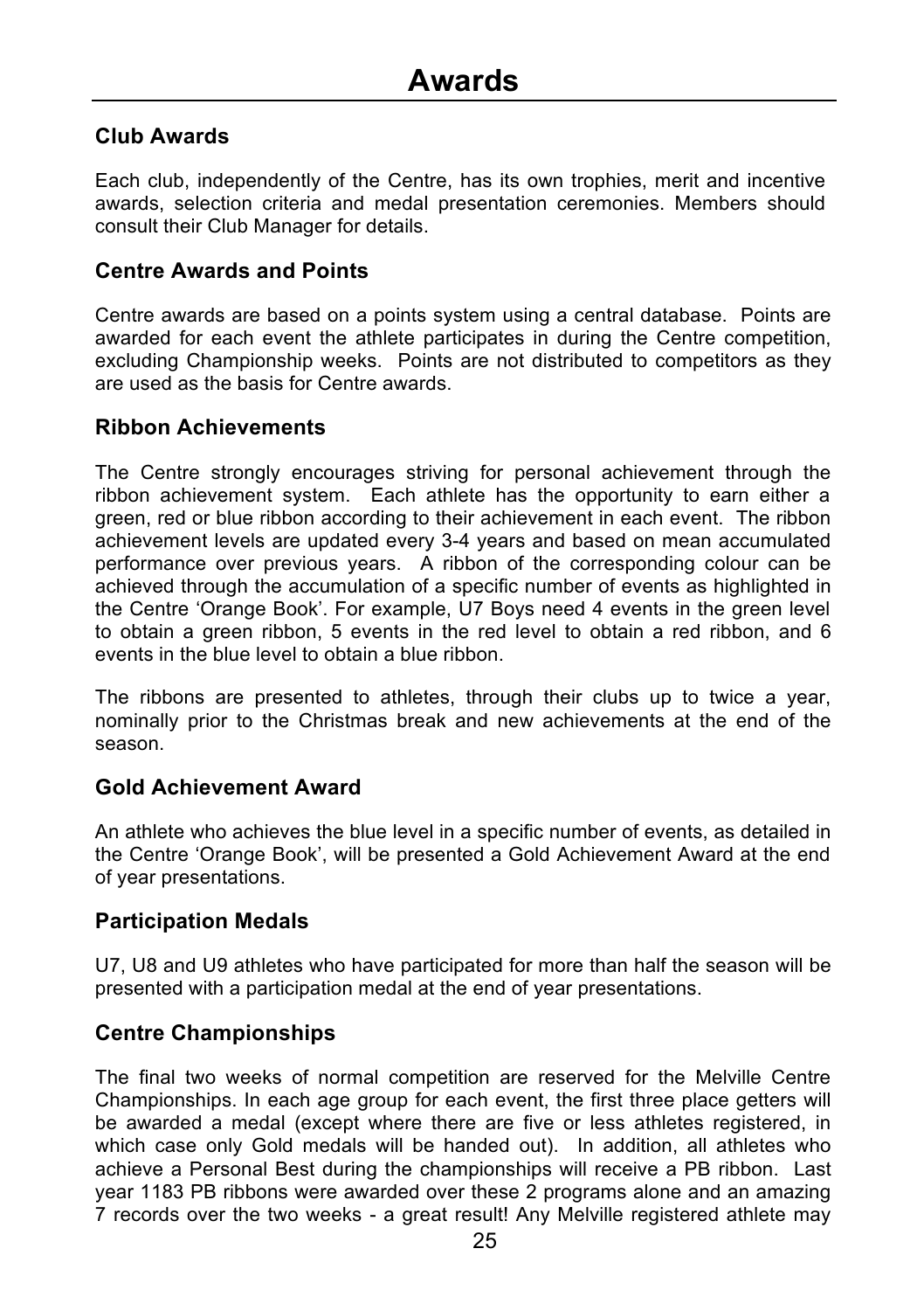# Awards

## Club Awards

Each club, independently of the Centre, has its own trophies, merit and incentive awards, selection criteria and medal presentation ceremonies. Members should consult their Club Manager for details.

## Centre Awards and Points

Centre awards are based on a points system using a central database. Points are awarded for each event the athlete participates in during the Centre competition, excluding Championship weeks. Points are not distributed to competitors as they are used as the basis for Centre awards.

## Ribbon Achievements

The Centre strongly encourages striving for personal achievement through the ribbon achievement system. Each athlete has the opportunity to earn either a green, red or blue ribbon according to their achievement in each event. The ribbon achievement levels are updated every 3-4 years and based on mean accumulated performance over previous years. A ribbon of the corresponding colour can be achieved through the accumulation of a specific number of events as highlighted in the Centre 'Orange Book'. For example, U7 Boys need 4 events in the green level to obtain a green ribbon, 5 events in the red level to obtain a red ribbon, and 6 events in the blue level to obtain a blue ribbon.

The ribbons are presented to athletes, through their clubs up to twice a year, nominally prior to the Christmas break and new achievements at the end of the season.

## Gold Achievement Award

An athlete who achieves the blue level in a specific number of events, as detailed in the Centre 'Orange Book', will be presented a Gold Achievement Award at the end of year presentations.

## Participation Medals

U7, U8 and U9 athletes who have participated for more than half the season will be presented with a participation medal at the end of year presentations.

## Centre Championships

The final two weeks of normal competition are reserved for the Melville Centre Championships. In each age group for each event, the first three place getters will be awarded a medal (except where there are five or less athletes registered, in which case only Gold medals will be handed out). In addition, all athletes who achieve a Personal Best during the championships will receive a PB ribbon. Last year 1183 PB ribbons were awarded over these 2 programs alone and an amazing 7 records over the two weeks - a great result! Any Melville registered athlete may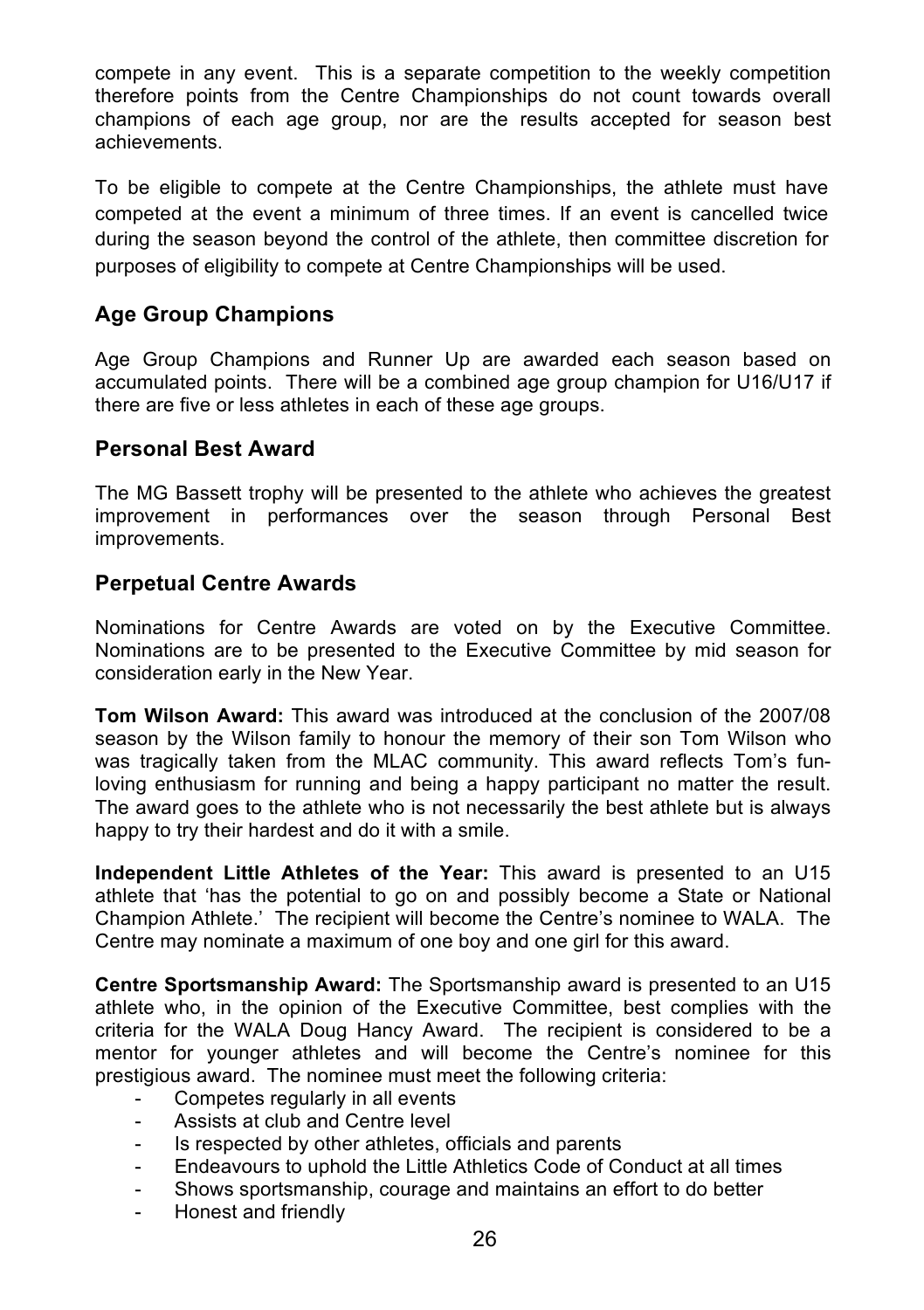compete in any event. This is a separate competition to the weekly competition therefore points from the Centre Championships do not count towards overall champions of each age group, nor are the results accepted for season best achievements.

To be eligible to compete at the Centre Championships, the athlete must have competed at the event a minimum of three times. If an event is cancelled twice during the season beyond the control of the athlete, then committee discretion for purposes of eligibility to compete at Centre Championships will be used.

## Age Group Champions

Age Group Champions and Runner Up are awarded each season based on accumulated points. There will be a combined age group champion for U16/U17 if there are five or less athletes in each of these age groups.

## Personal Best Award

The MG Bassett trophy will be presented to the athlete who achieves the greatest improvement in performances over the season through Personal Best improvements.

## Perpetual Centre Awards

Nominations for Centre Awards are voted on by the Executive Committee. Nominations are to be presented to the Executive Committee by mid season for consideration early in the New Year.

**Tom Wilson Award:** This award was introduced at the conclusion of the 2007/08 season by the Wilson family to honour the memory of their son Tom Wilson who was tragically taken from the MLAC community. This award reflects Tom's fun-loving enthusiasm for running and being a happy participant no matter the result. The award goes to the athlete who is not necessarily the best athlete but is always happy to try their hardest and do it with a smile.

**Independent Little Athletes of the Year:** This award is presented to an U15 athlete that 'has the potential to go on and possibly become a State or National Champion Athlete.' The recipient will become the Centre's nominee to WALA. The Centre may nominate a maximum of one boy and one girl for this award.

**Centre Sportsmanship Award:** The Sportsmanship award is presented to an U15 athlete who, in the opinion of the Executive Committee, best complies with the criteria for the WALA Doug Hancy Award. The recipient is considered to be a mentor for younger athletes and will become the Centre's nominee for this prestigious award. The nominee must meet the following criteria:

- Competes regularly in all events
- Assists at club and Centre level
- Is respected by other athletes, officials and parents
- Endeavours to uphold the Little Athletics Code of Conduct at all times
- Shows sportsmanship, courage and maintains an effort to do better
- Honest and friendly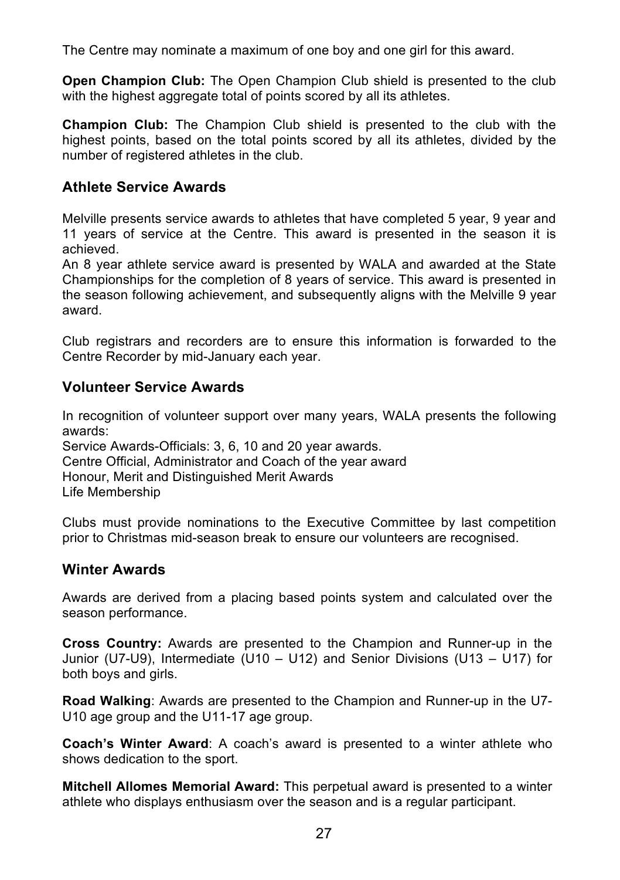The Centre may nominate a maximum of one boy and one girl for this award.

**Open Champion Club:** The Open Champion Club shield is presented to the club with the highest aggregate total of points scored by all its athletes.

**Champion Club:** The Champion Club shield is presented to the club with the highest points, based on the total points scored by all its athletes, divided by the number of registered athletes in the club.

## Athlete Service Awards

Melville presents service awards to athletes that have completed 5 year, 9 year and 11 years of service at the Centre. This award is presented in the season it is achieved.
An 8 year athlete service award is presented by WALA and awarded at the State Championships for the completion of 8 years of service. This award is presented in the season following achievement, and subsequently aligns with the Melville 9 year award.

Club registrars and recorders are to ensure this information is forwarded to the Centre Recorder by mid-January each year.

## Volunteer Service Awards

In recognition of volunteer support over many years, WALA presents the following awards:
Service Awards-Officials: 3, 6, 10 and 20 year awards.
Centre Official, Administrator and Coach of the year award
Honour, Merit and Distinguished Merit Awards
Life Membership

Clubs must provide nominations to the Executive Committee by last competition prior to Christmas mid-season break to ensure our volunteers are recognised.

## Winter Awards

Awards are derived from a placing based points system and calculated over the season performance.

**Cross Country:** Awards are presented to the Champion and Runner-up in the Junior (U7-U9), Intermediate (U10 – U12) and Senior Divisions (U13 – U17) for both boys and girls.

**Road Walking**: Awards are presented to the Champion and Runner-up in the U7-U10 age group and the U11-17 age group.

**Coach's Winter Award**: A coach's award is presented to a winter athlete who shows dedication to the sport.

**Mitchell Allomes Memorial Award:** This perpetual award is presented to a winter athlete who displays enthusiasm over the season and is a regular participant.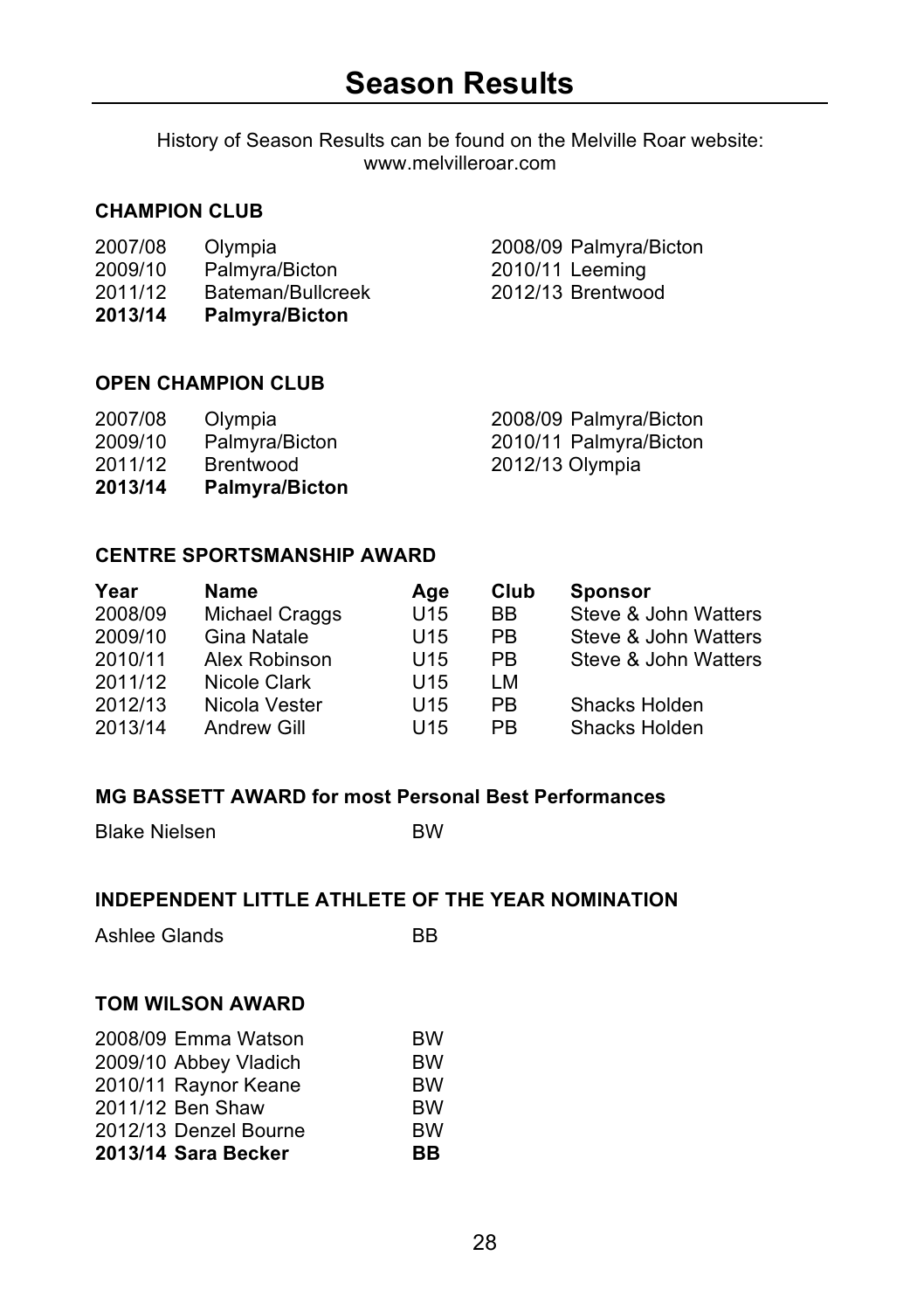# Season Results

History of Season Results can be found on the Melville Roar website: www.melvilleroar.com

### CHAMPION CLUB

2007/08 Olympia
2008/09 Palmyra/Bicton
2009/10 Palmyra/Bicton
2010/11 Leeming
2011/12 Bateman/Bullcreek
2012/13 Brentwood
**2013/14 Palmyra/Bicton**

### OPEN CHAMPION CLUB

2007/08 Olympia
2008/09 Palmyra/Bicton
2009/10 Palmyra/Bicton
2010/11 Palmyra/Bicton
2011/12 Brentwood
2012/13 Olympia
**2013/14 Palmyra/Bicton**

### CENTRE SPORTSMANSHIP AWARD

| Year | Name | Age | Club | Sponsor |
|---|---|---|---|---|
| 2008/09 | Michael Craggs | U15 | BB | Steve & John Watters |
| 2009/10 | Gina Natale | U15 | PB | Steve & John Watters |
| 2010/11 | Alex Robinson | U15 | PB | Steve & John Watters |
| 2011/12 | Nicole Clark | U15 | LM | |
| 2012/13 | Nicola Vester | U15 | PB | Shacks Holden |
| 2013/14 | Andrew Gill | U15 | PB | Shacks Holden |

### MG BASSETT AWARD for most Personal Best Performances

Blake Nielsen BW

### INDEPENDENT LITTLE ATHLETE OF THE YEAR NOMINATION

Ashlee Glands BB

### TOM WILSON AWARD

2008/09 Emma Watson BW
2009/10 Abbey Vladich BW
2010/11 Raynor Keane BW
2011/12 Ben Shaw BW
2012/13 Denzel Bourne BW
**2013/14 Sara Becker BB**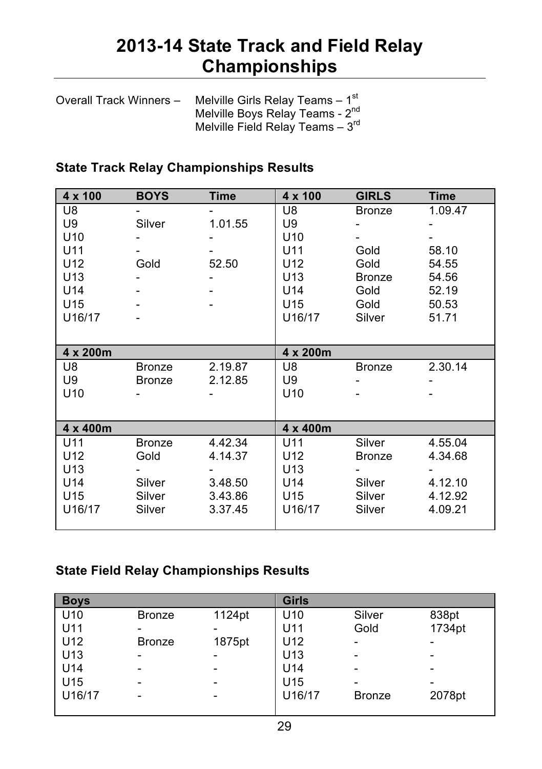# 2013-14 State Track and Field Relay Championships

Overall Track Winners – Melville Girls Relay Teams – 1st
Melville Boys Relay Teams - 2nd
Melville Field Relay Teams – 3rd

### State Track Relay Championships Results

| 4 x 100 | BOYS | Time | 4 x 100 | GIRLS | Time |
|---|---|---|---|---|---|
| U8 | - | - | U8 | Bronze | 1.09.47 |
| U9 | Silver | 1.01.55 | U9 | - | - |
| U10 | - | - | U10 | - | - |
| U11 | - | - | U11 | Gold | 58.10 |
| U12 | Gold | 52.50 | U12 | Gold | 54.55 |
| U13 | - | - | U13 | Bronze | 54.56 |
| U14 | - | - | U14 | Gold | 52.19 |
| U15 | - | - | U15 | Gold | 50.53 |
| U16/17 | - | | U16/17 | Silver | 51.71 |
| **4 x 200m** | | | **4 x 200m** | | |
| U8 | Bronze | 2.19.87 | U8 | Bronze | 2.30.14 |
| U9 | Bronze | 2.12.85 | U9 | - | - |
| U10 | - | - | U10 | - | - |
| **4 x 400m** | | | **4 x 400m** | | |
| U11 | Bronze | 4.42.34 | U11 | Silver | 4.55.04 |
| U12 | Gold | 4.14.37 | U12 | Bronze | 4.34.68 |
| U13 | - | - | U13 | - | - |
| U14 | Silver | 3.48.50 | U14 | Silver | 4.12.10 |
| U15 | Silver | 3.43.86 | U15 | Silver | 4.12.92 |
| U16/17 | Silver | 3.37.45 | U16/17 | Silver | 4.09.21 |

### State Field Relay Championships Results

| Boys | | | Girls | | |
|---|---|---|---|---|---|
| U10 | Bronze | 1124pt | U10 | Silver | 838pt |
| U11 | - | - | U11 | Gold | 1734pt |
| U12 | Bronze | 1875pt | U12 | - | - |
| U13 | - | - | U13 | - | - |
| U14 | - | - | U14 | - | - |
| U15 | - | - | U15 | - | - |
| U16/17 | - | - | U16/17 | Bronze | 2078pt |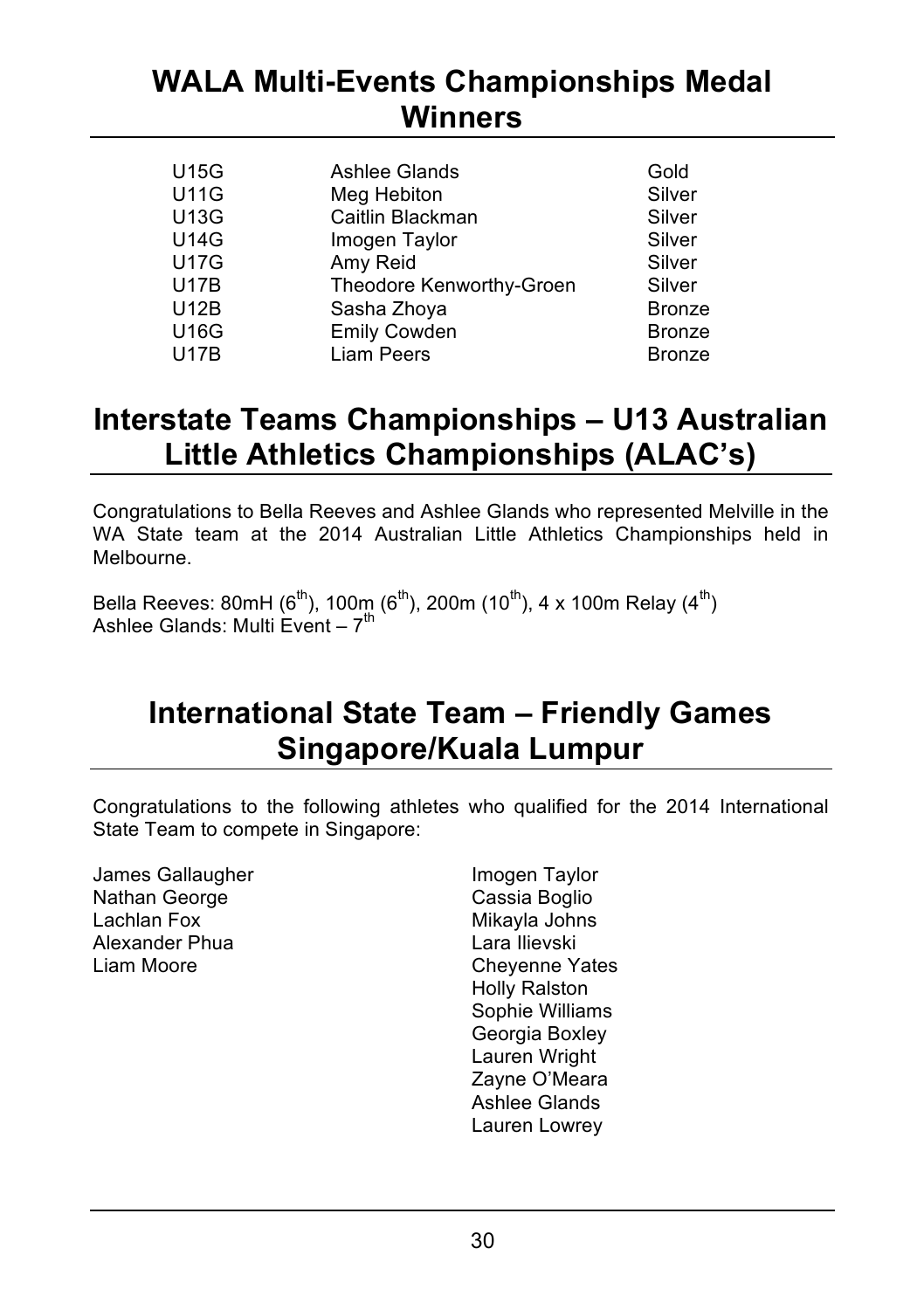## WALA Multi-Events Championships Medal Winners

| | | |
|---|---|---|
| U15G | Ashlee Glands | Gold |
| U11G | Meg Hebiton | Silver |
| U13G | Caitlin Blackman | Silver |
| U14G | Imogen Taylor | Silver |
| U17G | Amy Reid | Silver |
| U17B | Theodore Kenworthy-Groen | Silver |
| U12B | Sasha Zhoya | Bronze |
| U16G | Emily Cowden | Bronze |
| U17B | Liam Peers | Bronze |

## Interstate Teams Championships – U13 Australian Little Athletics Championships (ALAC's)

Congratulations to Bella Reeves and Ashlee Glands who represented Melville in the WA State team at the 2014 Australian Little Athletics Championships held in Melbourne.

Bella Reeves: 80mH (6$^{th}$), 100m (6$^{th}$), 200m (10$^{th}$), 4 x 100m Relay (4$^{th}$)
Ashlee Glands: Multi Event – 7$^{th}$

## International State Team – Friendly Games Singapore/Kuala Lumpur

Congratulations to the following athletes who qualified for the 2014 International State Team to compete in Singapore:

James Gallaugher
Nathan George
Lachlan Fox
Alexander Phua
Liam Moore

Imogen Taylor
Cassia Boglio
Mikayla Johns
Lara Ilievski
Cheyenne Yates
Holly Ralston
Sophie Williams
Georgia Boxley
Lauren Wright
Zayne O'Meara
Ashlee Glands
Lauren Lowrey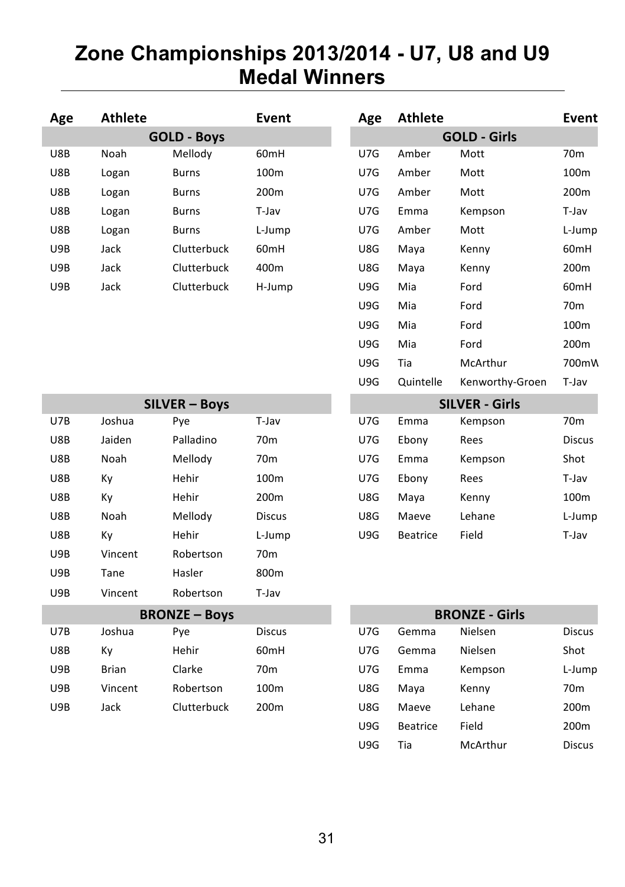# Zone Championships 2013/2014 - U7, U8 and U9 Medal Winners

| Age | Athlete | | Event |
|---|---|---|---|
| | **GOLD - Boys** | | |
| U8B | Noah | Mellody | 60mH |
| U8B | Logan | Burns | 100m |
| U8B | Logan | Burns | 200m |
| U8B | Logan | Burns | T-Jav |
| U8B | Logan | Burns | L-Jump |
| U9B | Jack | Clutterbuck | 60mH |
| U9B | Jack | Clutterbuck | 400m |
| U9B | Jack | Clutterbuck | H-Jump |
| | **SILVER – Boys** | | |
| U7B | Joshua | Pye | T-Jav |
| U8B | Jaiden | Palladino | 70m |
| U8B | Noah | Mellody | 70m |
| U8B | Ky | Hehir | 100m |
| U8B | Ky | Hehir | 200m |
| U8B | Noah | Mellody | Discus |
| U8B | Ky | Hehir | L-Jump |
| U9B | Vincent | Robertson | 70m |
| U9B | Tane | Hasler | 800m |
| U9B | Vincent | Robertson | T-Jav |
| | **BRONZE – Boys** | | |
| U7B | Joshua | Pye | Discus |
| U8B | Ky | Hehir | 60mH |
| U9B | Brian | Clarke | 70m |
| U9B | Vincent | Robertson | 100m |
| U9B | Jack | Clutterbuck | 200m |

| Age | Athlete | | Event |
|---|---|---|---|
| | **GOLD - Girls** | | |
| U7G | Amber | Mott | 70m |
| U7G | Amber | Mott | 100m |
| U7G | Amber | Mott | 200m |
| U7G | Emma | Kempson | T-Jav |
| U7G | Amber | Mott | L-Jump |
| U8G | Maya | Kenny | 60mH |
| U8G | Maya | Kenny | 200m |
| U9G | Mia | Ford | 60mH |
| U9G | Mia | Ford | 70m |
| U9G | Mia | Ford | 100m |
| U9G | Mia | Ford | 200m |
| U9G | Tia | McArthur | 700mW |
| U9G | Quintelle | Kenworthy-Groen | T-Jav |
| | **SILVER - Girls** | | |
| U7G | Emma | Kempson | 70m |
| U7G | Ebony | Rees | Discus |
| U7G | Emma | Kempson | Shot |
| U7G | Ebony | Rees | T-Jav |
| U8G | Maya | Kenny | 100m |
| U8G | Maeve | Lehane | L-Jump |
| U9G | Beatrice | Field | T-Jav |
| | **BRONZE - Girls** | | |
| U7G | Gemma | Nielsen | Discus |
| U7G | Gemma | Nielsen | Shot |
| U7G | Emma | Kempson | L-Jump |
| U8G | Maya | Kenny | 70m |
| U8G | Maeve | Lehane | 200m |
| U9G | Beatrice | Field | 200m |
| U9G | Tia | McArthur | Discus |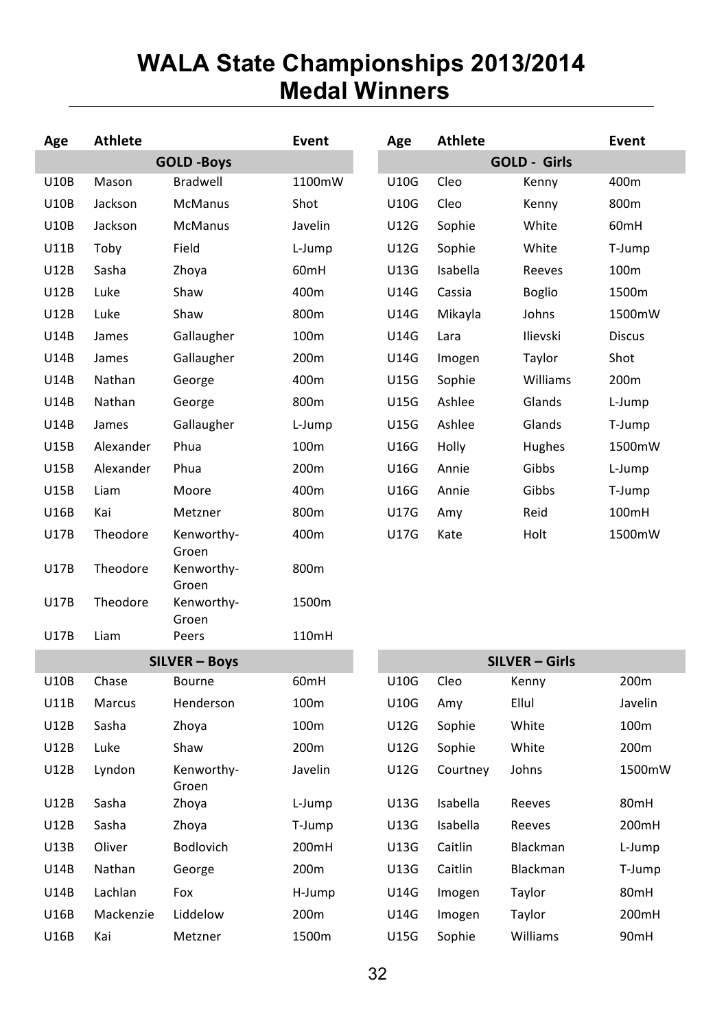# WALA State Championships 2013/2014
# Medal Winners

| Age | Athlete | | Event |
|---|---|---|---|
| | **GOLD -Boys** | | |
| U10B | Mason | Bradwell | 1100mW |
| U10B | Jackson | McManus | Shot |
| U10B | Jackson | McManus | Javelin |
| U11B | Toby | Field | L-Jump |
| U12B | Sasha | Zhoya | 60mH |
| U12B | Luke | Shaw | 400m |
| U12B | Luke | Shaw | 800m |
| U14B | James | Gallaugher | 100m |
| U14B | James | Gallaugher | 200m |
| U14B | Nathan | George | 400m |
| U14B | Nathan | George | 800m |
| U14B | James | Gallaugher | L-Jump |
| U15B | Alexander | Phua | 100m |
| U15B | Alexander | Phua | 200m |
| U15B | Liam | Moore | 400m |
| U16B | Kai | Metzner | 800m |
| U17B | Theodore | Kenworthy-Groen | 400m |
| U17B | Theodore | Kenworthy-Groen | 800m |
| U17B | Theodore | Kenworthy-Groen | 1500m |
| U17B | Liam | Peers | 110mH |
| | **SILVER – Boys** | | |
| U10B | Chase | Bourne | 60mH |
| U11B | Marcus | Henderson | 100m |
| U12B | Sasha | Zhoya | 100m |
| U12B | Luke | Shaw | 200m |
| U12B | Lyndon | Kenworthy-Groen | Javelin |
| U12B | Sasha | Zhoya | L-Jump |
| U12B | Sasha | Zhoya | T-Jump |
| U13B | Oliver | Bodlovich | 200mH |
| U14B | Nathan | George | 200m |
| U14B | Lachlan | Fox | H-Jump |
| U16B | Mackenzie | Liddelow | 200m |
| U16B | Kai | Metzner | 1500m |

| Age | Athlete | | Event |
|---|---|---|---|
| | **GOLD - Girls** | | |
| U10G | Cleo | Kenny | 400m |
| U10G | Cleo | Kenny | 800m |
| U12G | Sophie | White | 60mH |
| U12G | Sophie | White | T-Jump |
| U13G | Isabella | Reeves | 100m |
| U14G | Cassia | Boglio | 1500m |
| U14G | Mikayla | Johns | 1500mW |
| U14G | Lara | Ilievski | Discus |
| U14G | Imogen | Taylor | Shot |
| U15G | Sophie | Williams | 200m |
| U15G | Ashlee | Glands | L-Jump |
| U15G | Ashlee | Glands | T-Jump |
| U16G | Holly | Hughes | 1500mW |
| U16G | Annie | Gibbs | L-Jump |
| U16G | Annie | Gibbs | T-Jump |
| U17G | Amy | Reid | 100mH |
| U17G | Kate | Holt | 1500mW |
| | **SILVER – Girls** | | |
| U10G | Cleo | Kenny | 200m |
| U10G | Amy | Ellul | Javelin |
| U12G | Sophie | White | 100m |
| U12G | Sophie | White | 200m |
| U12G | Courtney | Johns | 1500mW |
| U13G | Isabella | Reeves | 80mH |
| U13G | Isabella | Reeves | 200mH |
| U13G | Caitlin | Blackman | L-Jump |
| U13G | Caitlin | Blackman | T-Jump |
| U14G | Imogen | Taylor | 80mH |
| U14G | Imogen | Taylor | 200mH |
| U15G | Sophie | Williams | 90mH |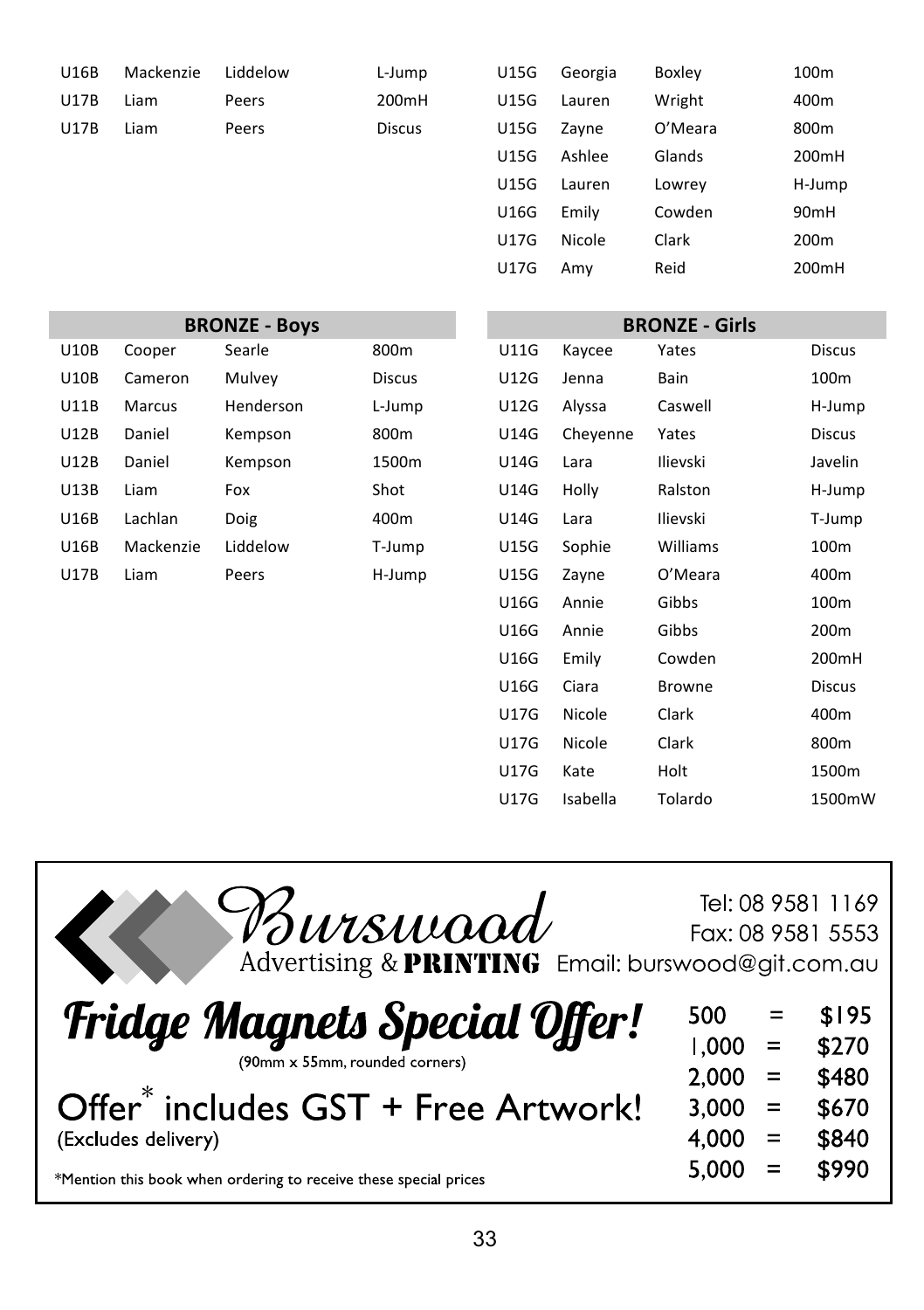| | | | |
|---|---|---|---|
| U16B | Mackenzie | Liddelow | L-Jump |
| U17B | Liam | Peers | 200mH |
| U17B | Liam | Peers | Discus |

| | | | |
|---|---|---|---|
| U15G | Georgia | Boxley | 100m |
| U15G | Lauren | Wright | 400m |
| U15G | Zayne | O'Meara | 800m |
| U15G | Ashlee | Glands | 200mH |
| U15G | Lauren | Lowrey | H-Jump |
| U16G | Emily | Cowden | 90mH |
| U17G | Nicole | Clark | 200m |
| U17G | Amy | Reid | 200mH |

| BRONZE - Boys | | | |
|---|---|---|---|
| U10B | Cooper | Searle | 800m |
| U10B | Cameron | Mulvey | Discus |
| U11B | Marcus | Henderson | L-Jump |
| U12B | Daniel | Kempson | 800m |
| U12B | Daniel | Kempson | 1500m |
| U13B | Liam | Fox | Shot |
| U16B | Lachlan | Doig | 400m |
| U16B | Mackenzie | Liddelow | T-Jump |
| U17B | Liam | Peers | H-Jump |

| BRONZE - Girls | | | |
|---|---|---|---|
| U11G | Kaycee | Yates | Discus |
| U12G | Jenna | Bain | 100m |
| U12G | Alyssa | Caswell | H-Jump |
| U14G | Cheyenne | Yates | Discus |
| U14G | Lara | Ilievski | Javelin |
| U14G | Holly | Ralston | H-Jump |
| U14G | Lara | Ilievski | T-Jump |
| U15G | Sophie | Williams | 100m |
| U15G | Zayne | O'Meara | 400m |
| U16G | Annie | Gibbs | 100m |
| U16G | Annie | Gibbs | 200m |
| U16G | Emily | Cowden | 200mH |
| U16G | Ciara | Browne | Discus |
| U17G | Nicole | Clark | 400m |
| U17G | Nicole | Clark | 800m |
| U17G | Kate | Holt | 1500m |
| U17G | Isabella | Tolardo | 1500mW |

**Burswood** Advertising & **PRINTING**

Tel: 08 9581 1169
Fax: 08 9581 5553
Email: burswood@git.com.au

## Fridge Magnets Special Offer!

(90mm x 55mm, rounded corners)

Offer* includes GST + Free Artwork!
(Excludes delivery)

| | | |
|---|---|---|
| 500 | = | $195 |
| 1,000 | = | $270 |
| 2,000 | = | $480 |
| 3,000 | = | $670 |
| 4,000 | = | $840 |
| 5,000 | = | $990 |

*Mention this book when ordering to receive these special prices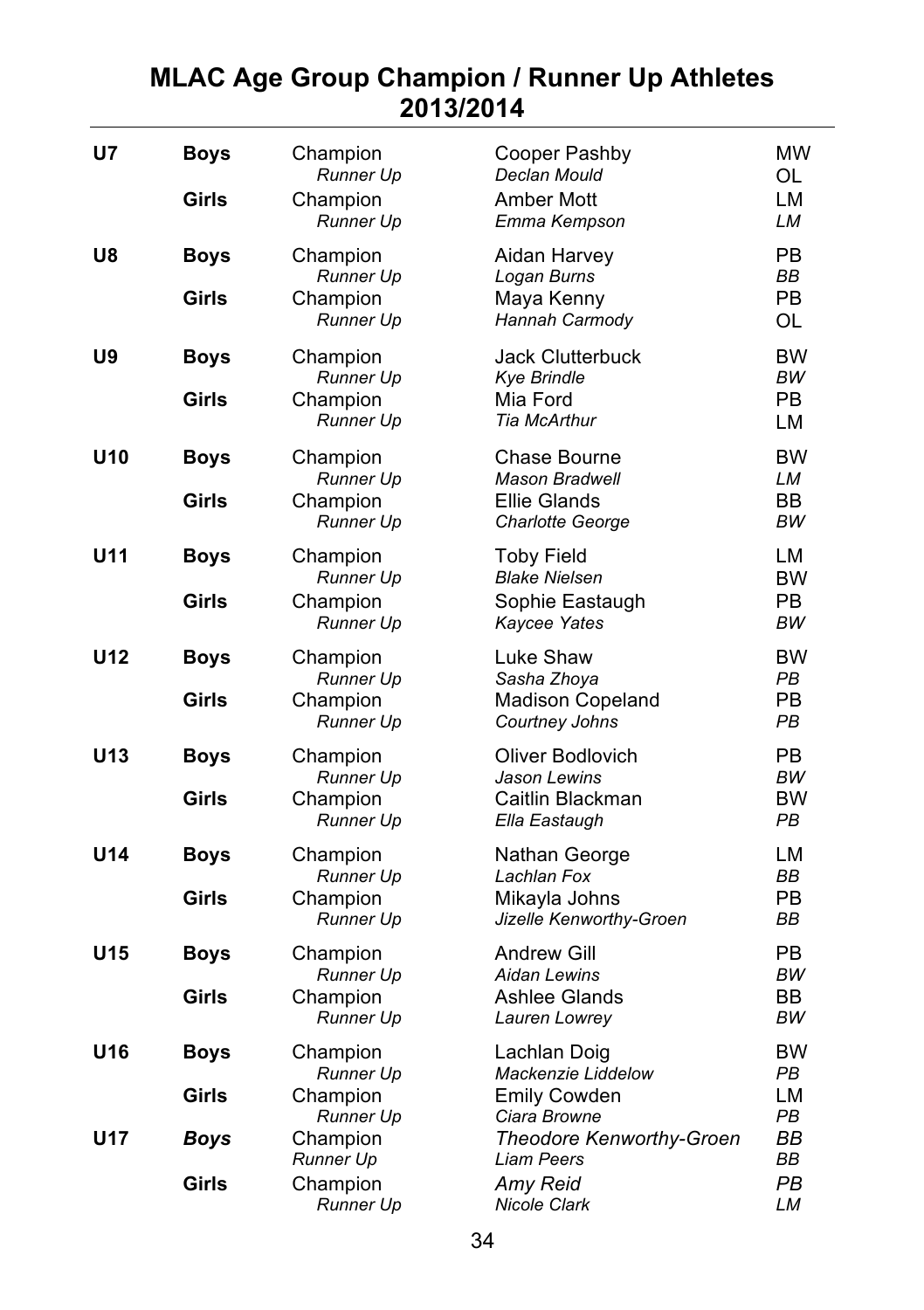# MLAC Age Group Champion / Runner Up Athletes 2013/2014

| | | | | |
|---|---|---|---|---|
| **U7** | **Boys** | Champion | Cooper Pashby | MW |
| | | *Runner Up* | *Declan Mould* | OL |
| | **Girls** | Champion | Amber Mott | LM |
| | | *Runner Up* | *Emma Kempson* | *LM* |
| **U8** | **Boys** | Champion | Aidan Harvey | PB |
| | | *Runner Up* | *Logan Burns* | *BB* |
| | **Girls** | Champion | Maya Kenny | PB |
| | | *Runner Up* | *Hannah Carmody* | OL |
| **U9** | **Boys** | Champion | Jack Clutterbuck | BW |
| | | *Runner Up* | *Kye Brindle* | *BW* |
| | **Girls** | Champion | Mia Ford | PB |
| | | *Runner Up* | *Tia McArthur* | LM |
| **U10** | **Boys** | Champion | Chase Bourne | BW |
| | | *Runner Up* | *Mason Bradwell* | *LM* |
| | **Girls** | Champion | Ellie Glands | BB |
| | | *Runner Up* | *Charlotte George* | *BW* |
| **U11** | **Boys** | Champion | Toby Field | LM |
| | | *Runner Up* | *Blake Nielsen* | BW |
| | **Girls** | Champion | Sophie Eastaugh | PB |
| | | *Runner Up* | *Kaycee Yates* | *BW* |
| **U12** | **Boys** | Champion | Luke Shaw | BW |
| | | *Runner Up* | *Sasha Zhoya* | *PB* |
| | **Girls** | Champion | Madison Copeland | PB |
| | | *Runner Up* | *Courtney Johns* | *PB* |
| **U13** | **Boys** | Champion | Oliver Bodlovich | PB |
| | | *Runner Up* | *Jason Lewins* | *BW* |
| | **Girls** | Champion | Caitlin Blackman | BW |
| | | *Runner Up* | *Ella Eastaugh* | *PB* |
| **U14** | **Boys** | Champion | Nathan George | LM |
| | | *Runner Up* | *Lachlan Fox* | *BB* |
| | **Girls** | Champion | Mikayla Johns | PB |
| | | *Runner Up* | *Jizelle Kenworthy-Groen* | *BB* |
| **U15** | **Boys** | Champion | Andrew Gill | PB |
| | | *Runner Up* | *Aidan Lewins* | *BW* |
| | **Girls** | Champion | Ashlee Glands | BB |
| | | *Runner Up* | *Lauren Lowrey* | *BW* |
| **U16** | **Boys** | Champion | Lachlan Doig | BW |
| | | *Runner Up* | *Mackenzie Liddelow* | *PB* |
| | **Girls** | Champion | Emily Cowden | LM |
| | | *Runner Up* | *Ciara Browne* | *PB* |
| **U17** | ***Boys*** | Champion | *Theodore Kenworthy-Groen* | *BB* |
| | | *Runner Up* | *Liam Peers* | *BB* |
| | **Girls** | Champion | *Amy Reid* | *PB* |
| | | *Runner Up* | *Nicole Clark* | *LM* |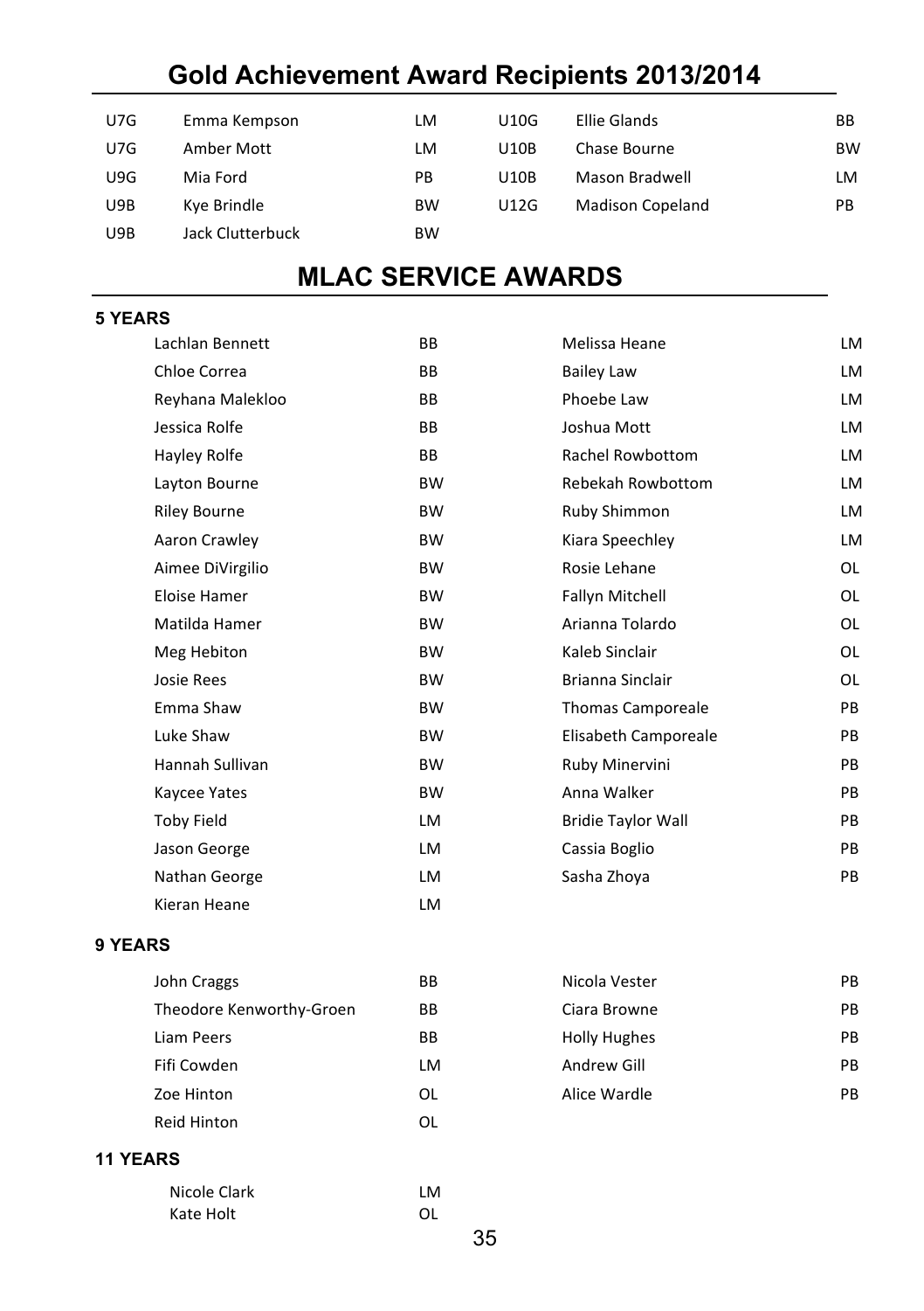# Gold Achievement Award Recipients 2013/2014

| | | | | | |
|---|---|---|---|---|---|
| U7G | Emma Kempson | LM | U10G | Ellie Glands | BB |
| U7G | Amber Mott | LM | U10B | Chase Bourne | BW |
| U9G | Mia Ford | PB | U10B | Mason Bradwell | LM |
| U9B | Kye Brindle | BW | U12G | Madison Copeland | PB |
| U9B | Jack Clutterbuck | BW | | | |

# MLAC SERVICE AWARDS

**5 YEARS**

| | | | |
|---|---|---|---|
| Lachlan Bennett | BB | Melissa Heane | LM |
| Chloe Correa | BB | Bailey Law | LM |
| Reyhana Malekloo | BB | Phoebe Law | LM |
| Jessica Rolfe | BB | Joshua Mott | LM |
| Hayley Rolfe | BB | Rachel Rowbottom | LM |
| Layton Bourne | BW | Rebekah Rowbottom | LM |
| Riley Bourne | BW | Ruby Shimmon | LM |
| Aaron Crawley | BW | Kiara Speechley | LM |
| Aimee DiVirgilio | BW | Rosie Lehane | OL |
| Eloise Hamer | BW | Fallyn Mitchell | OL |
| Matilda Hamer | BW | Arianna Tolardo | OL |
| Meg Hebiton | BW | Kaleb Sinclair | OL |
| Josie Rees | BW | Brianna Sinclair | OL |
| Emma Shaw | BW | Thomas Camporeale | PB |
| Luke Shaw | BW | Elisabeth Camporeale | PB |
| Hannah Sullivan | BW | Ruby Minervini | PB |
| Kaycee Yates | BW | Anna Walker | PB |
| Toby Field | LM | Bridie Taylor Wall | PB |
| Jason George | LM | Cassia Boglio | PB |
| Nathan George | LM | Sasha Zhoya | PB |
| Kieran Heane | LM | | |

**9 YEARS**

| | | | |
|---|---|---|---|
| John Craggs | BB | Nicola Vester | PB |
| Theodore Kenworthy-Groen | BB | Ciara Browne | PB |
| Liam Peers | BB | Holly Hughes | PB |
| Fifi Cowden | LM | Andrew Gill | PB |
| Zoe Hinton | OL | Alice Wardle | PB |
| Reid Hinton | OL | | |

**11 YEARS**

| | |
|---|---|
| Nicole Clark | LM |
| Kate Holt | OL |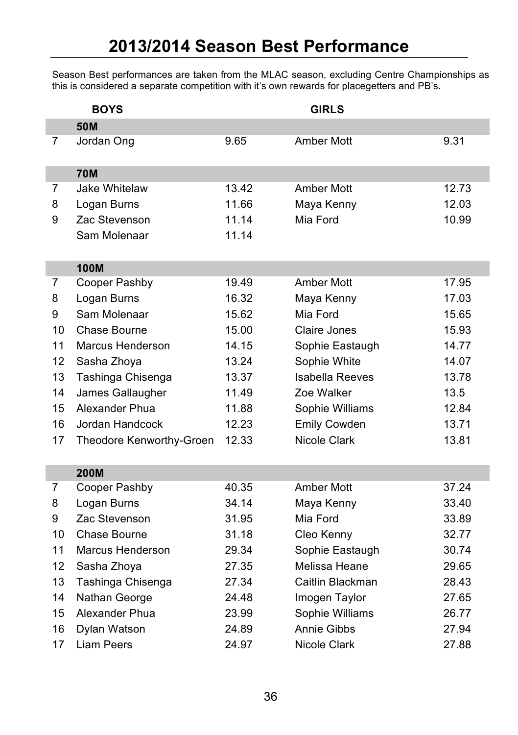# 2013/2014 Season Best Performance

Season Best performances are taken from the MLAC season, excluding Centre Championships as this is considered a separate competition with it's own rewards for placegetters and PB's.

| | BOYS | | GIRLS | |
|---|---|---|---|---|
| | **50M** | | | |
| 7 | Jordan Ong | 9.65 | Amber Mott | 9.31 |
| | **70M** | | | |
| 7 | Jake Whitelaw | 13.42 | Amber Mott | 12.73 |
| 8 | Logan Burns | 11.66 | Maya Kenny | 12.03 |
| 9 | Zac Stevenson | 11.14 | Mia Ford | 10.99 |
| | Sam Molenaar | 11.14 | | |
| | **100M** | | | |
| 7 | Cooper Pashby | 19.49 | Amber Mott | 17.95 |
| 8 | Logan Burns | 16.32 | Maya Kenny | 17.03 |
| 9 | Sam Molenaar | 15.62 | Mia Ford | 15.65 |
| 10 | Chase Bourne | 15.00 | Claire Jones | 15.93 |
| 11 | Marcus Henderson | 14.15 | Sophie Eastaugh | 14.77 |
| 12 | Sasha Zhoya | 13.24 | Sophie White | 14.07 |
| 13 | Tashinga Chisenga | 13.37 | Isabella Reeves | 13.78 |
| 14 | James Gallaugher | 11.49 | Zoe Walker | 13.5 |
| 15 | Alexander Phua | 11.88 | Sophie Williams | 12.84 |
| 16 | Jordan Handcock | 12.23 | Emily Cowden | 13.71 |
| 17 | Theodore Kenworthy-Groen | 12.33 | Nicole Clark | 13.81 |
| | **200M** | | | |
| 7 | Cooper Pashby | 40.35 | Amber Mott | 37.24 |
| 8 | Logan Burns | 34.14 | Maya Kenny | 33.40 |
| 9 | Zac Stevenson | 31.95 | Mia Ford | 33.89 |
| 10 | Chase Bourne | 31.18 | Cleo Kenny | 32.77 |
| 11 | Marcus Henderson | 29.34 | Sophie Eastaugh | 30.74 |
| 12 | Sasha Zhoya | 27.35 | Melissa Heane | 29.65 |
| 13 | Tashinga Chisenga | 27.34 | Caitlin Blackman | 28.43 |
| 14 | Nathan George | 24.48 | Imogen Taylor | 27.65 |
| 15 | Alexander Phua | 23.99 | Sophie Williams | 26.77 |
| 16 | Dylan Watson | 24.89 | Annie Gibbs | 27.94 |
| 17 | Liam Peers | 24.97 | Nicole Clark | 27.88 |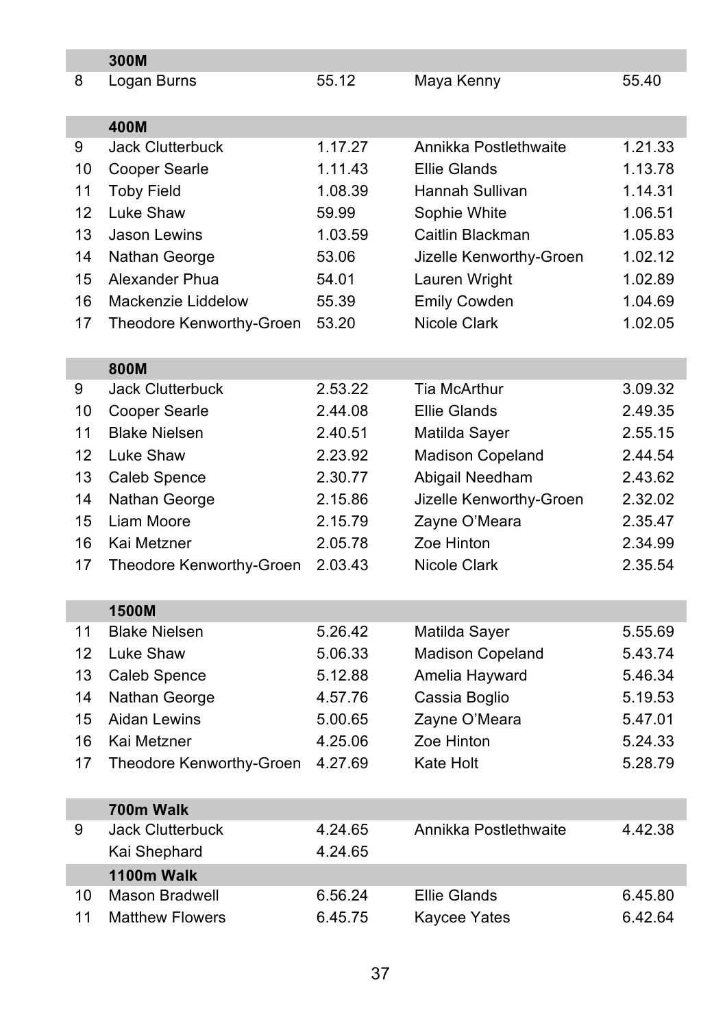| | 300M | | | |
|---|---|---|---|---|
| 8 | Logan Burns | 55.12 | Maya Kenny | 55.40 |

| | 400M | | | |
|---|---|---|---|---|
| 9 | Jack Clutterbuck | 1.17.27 | Annikka Postlethwaite | 1.21.33 |
| 10 | Cooper Searle | 1.11.43 | Ellie Glands | 1.13.78 |
| 11 | Toby Field | 1.08.39 | Hannah Sullivan | 1.14.31 |
| 12 | Luke Shaw | 59.99 | Sophie White | 1.06.51 |
| 13 | Jason Lewins | 1.03.59 | Caitlin Blackman | 1.05.83 |
| 14 | Nathan George | 53.06 | Jizelle Kenworthy-Groen | 1.02.12 |
| 15 | Alexander Phua | 54.01 | Lauren Wright | 1.02.89 |
| 16 | Mackenzie Liddelow | 55.39 | Emily Cowden | 1.04.69 |
| 17 | Theodore Kenworthy-Groen | 53.20 | Nicole Clark | 1.02.05 |

| | 800M | | | |
|---|---|---|---|---|
| 9 | Jack Clutterbuck | 2.53.22 | Tia McArthur | 3.09.32 |
| 10 | Cooper Searle | 2.44.08 | Ellie Glands | 2.49.35 |
| 11 | Blake Nielsen | 2.40.51 | Matilda Sayer | 2.55.15 |
| 12 | Luke Shaw | 2.23.92 | Madison Copeland | 2.44.54 |
| 13 | Caleb Spence | 2.30.77 | Abigail Needham | 2.43.62 |
| 14 | Nathan George | 2.15.86 | Jizelle Kenworthy-Groen | 2.32.02 |
| 15 | Liam Moore | 2.15.79 | Zayne O'Meara | 2.35.47 |
| 16 | Kai Metzner | 2.05.78 | Zoe Hinton | 2.34.99 |
| 17 | Theodore Kenworthy-Groen | 2.03.43 | Nicole Clark | 2.35.54 |

| | 1500M | | | |
|---|---|---|---|---|
| 11 | Blake Nielsen | 5.26.42 | Matilda Sayer | 5.55.69 |
| 12 | Luke Shaw | 5.06.33 | Madison Copeland | 5.43.74 |
| 13 | Caleb Spence | 5.12.88 | Amelia Hayward | 5.46.34 |
| 14 | Nathan George | 4.57.76 | Cassia Boglio | 5.19.53 |
| 15 | Aidan Lewins | 5.00.65 | Zayne O'Meara | 5.47.01 |
| 16 | Kai Metzner | 4.25.06 | Zoe Hinton | 5.24.33 |
| 17 | Theodore Kenworthy-Groen | 4.27.69 | Kate Holt | 5.28.79 |

| | 700m Walk | | | |
|---|---|---|---|---|
| 9 | Jack Clutterbuck | 4.24.65 | Annikka Postlethwaite | 4.42.38 |
| | Kai Shephard | 4.24.65 | | |

| | 1100m Walk | | | |
|---|---|---|---|---|
| 10 | Mason Bradwell | 6.56.24 | Ellie Glands | 6.45.80 |
| 11 | Matthew Flowers | 6.45.75 | Kaycee Yates | 6.42.64 |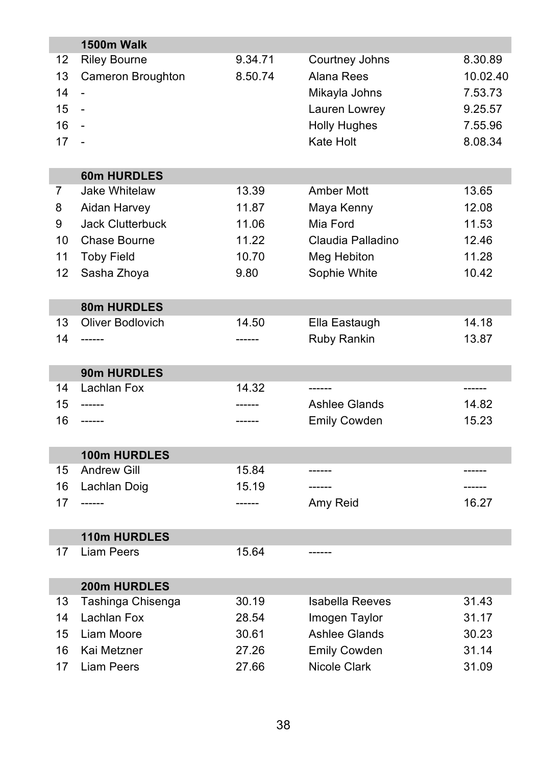| | 1500m Walk | | | |
|---|---|---|---|---|
| 12 | Riley Bourne | 9.34.71 | Courtney Johns | 8.30.89 |
| 13 | Cameron Broughton | 8.50.74 | Alana Rees | 10.02.40 |
| 14 | - | | Mikayla Johns | 7.53.73 |
| 15 | - | | Lauren Lowrey | 9.25.57 |
| 16 | - | | Holly Hughes | 7.55.96 |
| 17 | - | | Kate Holt | 8.08.34 |

| | 60m HURDLES | | | |
|---|---|---|---|---|
| 7 | Jake Whitelaw | 13.39 | Amber Mott | 13.65 |
| 8 | Aidan Harvey | 11.87 | Maya Kenny | 12.08 |
| 9 | Jack Clutterbuck | 11.06 | Mia Ford | 11.53 |
| 10 | Chase Bourne | 11.22 | Claudia Palladino | 12.46 |
| 11 | Toby Field | 10.70 | Meg Hebiton | 11.28 |
| 12 | Sasha Zhoya | 9.80 | Sophie White | 10.42 |

| | 80m HURDLES | | | |
|---|---|---|---|---|
| 13 | Oliver Bodlovich | 14.50 | Ella Eastaugh | 14.18 |
| 14 | ------ | ------ | Ruby Rankin | 13.87 |

| | 90m HURDLES | | | |
|---|---|---|---|---|
| 14 | Lachlan Fox | 14.32 | ------ | ------ |
| 15 | ------ | ------ | Ashlee Glands | 14.82 |
| 16 | ------ | ------ | Emily Cowden | 15.23 |

| | 100m HURDLES | | | |
|---|---|---|---|---|
| 15 | Andrew Gill | 15.84 | ------ | ------ |
| 16 | Lachlan Doig | 15.19 | ------ | ------ |
| 17 | ------ | ------ | Amy Reid | 16.27 |

| | 110m HURDLES | | | |
|---|---|---|---|---|
| 17 | Liam Peers | 15.64 | ------ | |

| | 200m HURDLES | | | |
|---|---|---|---|---|
| 13 | Tashinga Chisenga | 30.19 | Isabella Reeves | 31.43 |
| 14 | Lachlan Fox | 28.54 | Imogen Taylor | 31.17 |
| 15 | Liam Moore | 30.61 | Ashlee Glands | 30.23 |
| 16 | Kai Metzner | 27.26 | Emily Cowden | 31.14 |
| 17 | Liam Peers | 27.66 | Nicole Clark | 31.09 |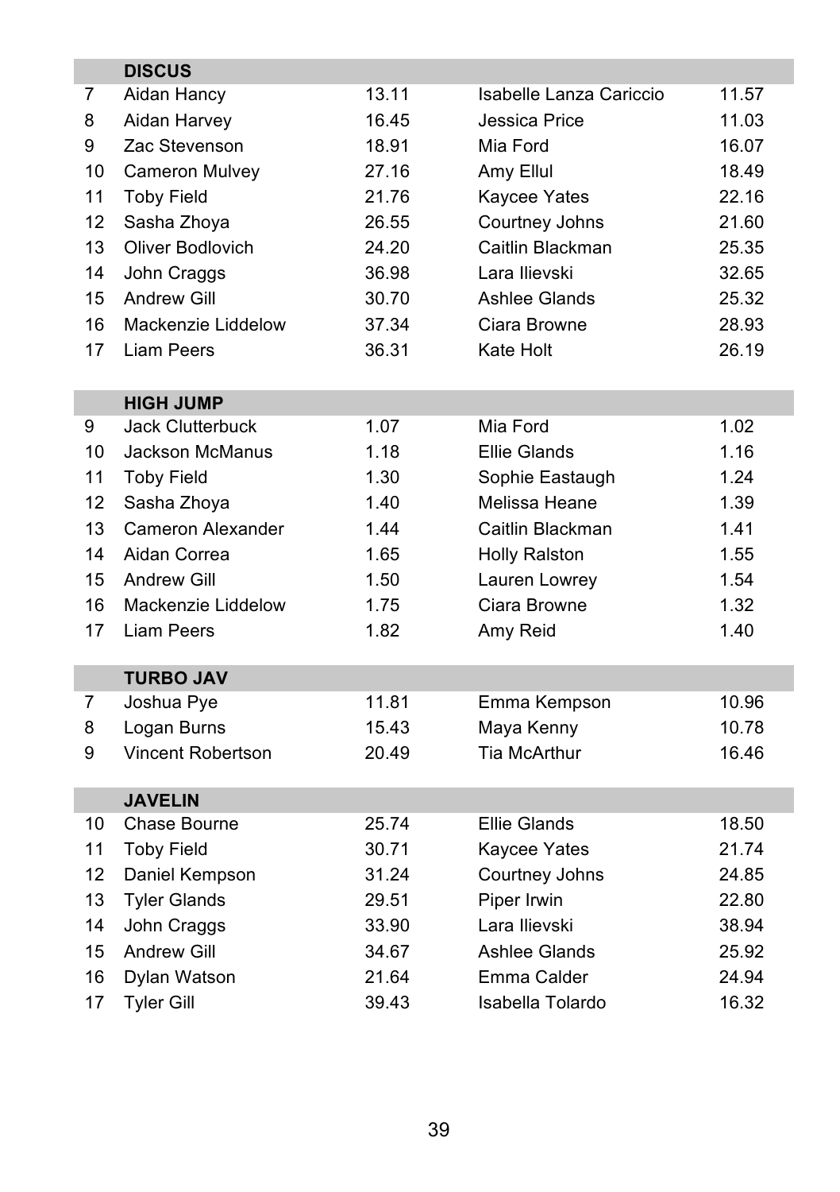## DISCUS

| Age | Name | Result | Name | Result |
|---|---|---|---|---|
| 7 | Aidan Hancy | 13.11 | Isabelle Lanza Cariccio | 11.57 |
| 8 | Aidan Harvey | 16.45 | Jessica Price | 11.03 |
| 9 | Zac Stevenson | 18.91 | Mia Ford | 16.07 |
| 10 | Cameron Mulvey | 27.16 | Amy Ellul | 18.49 |
| 11 | Toby Field | 21.76 | Kaycee Yates | 22.16 |
| 12 | Sasha Zhoya | 26.55 | Courtney Johns | 21.60 |
| 13 | Oliver Bodlovich | 24.20 | Caitlin Blackman | 25.35 |
| 14 | John Craggs | 36.98 | Lara Ilievski | 32.65 |
| 15 | Andrew Gill | 30.70 | Ashlee Glands | 25.32 |
| 16 | Mackenzie Liddelow | 37.34 | Ciara Browne | 28.93 |
| 17 | Liam Peers | 36.31 | Kate Holt | 26.19 |

## HIGH JUMP

| Age | Name | Result | Name | Result |
|---|---|---|---|---|
| 9 | Jack Clutterbuck | 1.07 | Mia Ford | 1.02 |
| 10 | Jackson McManus | 1.18 | Ellie Glands | 1.16 |
| 11 | Toby Field | 1.30 | Sophie Eastaugh | 1.24 |
| 12 | Sasha Zhoya | 1.40 | Melissa Heane | 1.39 |
| 13 | Cameron Alexander | 1.44 | Caitlin Blackman | 1.41 |
| 14 | Aidan Correa | 1.65 | Holly Ralston | 1.55 |
| 15 | Andrew Gill | 1.50 | Lauren Lowrey | 1.54 |
| 16 | Mackenzie Liddelow | 1.75 | Ciara Browne | 1.32 |
| 17 | Liam Peers | 1.82 | Amy Reid | 1.40 |

## TURBO JAV

| Age | Name | Result | Name | Result |
|---|---|---|---|---|
| 7 | Joshua Pye | 11.81 | Emma Kempson | 10.96 |
| 8 | Logan Burns | 15.43 | Maya Kenny | 10.78 |
| 9 | Vincent Robertson | 20.49 | Tia McArthur | 16.46 |

## JAVELIN

| Age | Name | Result | Name | Result |
|---|---|---|---|---|
| 10 | Chase Bourne | 25.74 | Ellie Glands | 18.50 |
| 11 | Toby Field | 30.71 | Kaycee Yates | 21.74 |
| 12 | Daniel Kempson | 31.24 | Courtney Johns | 24.85 |
| 13 | Tyler Glands | 29.51 | Piper Irwin | 22.80 |
| 14 | John Craggs | 33.90 | Lara Ilievski | 38.94 |
| 15 | Andrew Gill | 34.67 | Ashlee Glands | 25.92 |
| 16 | Dylan Watson | 21.64 | Emma Calder | 24.94 |
| 17 | Tyler Gill | 39.43 | Isabella Tolardo | 16.32 |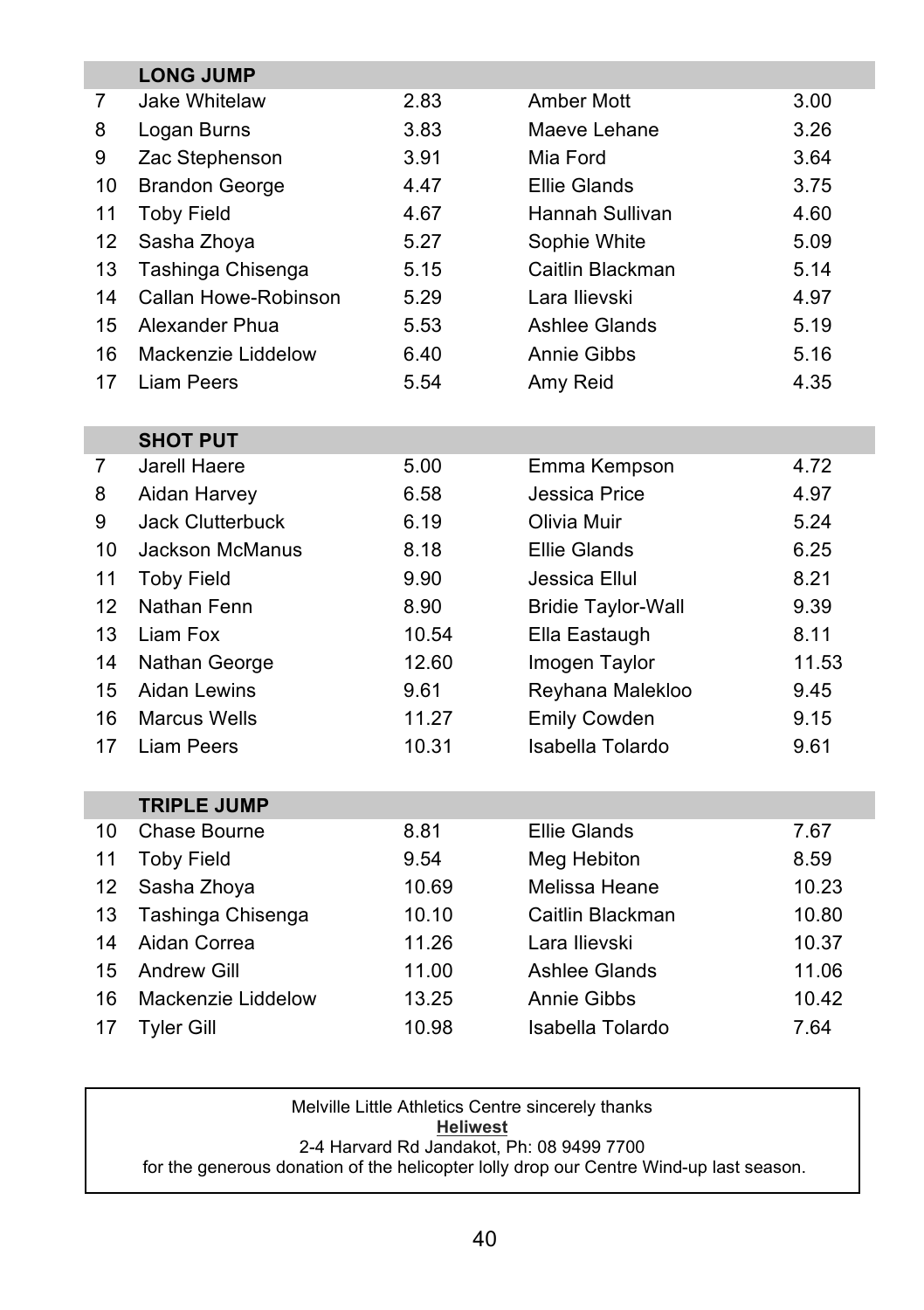| | **LONG JUMP** | | | |
|---|---|---|---|---|
| 7 | Jake Whitelaw | 2.83 | Amber Mott | 3.00 |
| 8 | Logan Burns | 3.83 | Maeve Lehane | 3.26 |
| 9 | Zac Stephenson | 3.91 | Mia Ford | 3.64 |
| 10 | Brandon George | 4.47 | Ellie Glands | 3.75 |
| 11 | Toby Field | 4.67 | Hannah Sullivan | 4.60 |
| 12 | Sasha Zhoya | 5.27 | Sophie White | 5.09 |
| 13 | Tashinga Chisenga | 5.15 | Caitlin Blackman | 5.14 |
| 14 | Callan Howe-Robinson | 5.29 | Lara Ilievski | 4.97 |
| 15 | Alexander Phua | 5.53 | Ashlee Glands | 5.19 |
| 16 | Mackenzie Liddelow | 6.40 | Annie Gibbs | 5.16 |
| 17 | Liam Peers | 5.54 | Amy Reid | 4.35 |

| | **SHOT PUT** | | | |
|---|---|---|---|---|
| 7 | Jarell Haere | 5.00 | Emma Kempson | 4.72 |
| 8 | Aidan Harvey | 6.58 | Jessica Price | 4.97 |
| 9 | Jack Clutterbuck | 6.19 | Olivia Muir | 5.24 |
| 10 | Jackson McManus | 8.18 | Ellie Glands | 6.25 |
| 11 | Toby Field | 9.90 | Jessica Ellul | 8.21 |
| 12 | Nathan Fenn | 8.90 | Bridie Taylor-Wall | 9.39 |
| 13 | Liam Fox | 10.54 | Ella Eastaugh | 8.11 |
| 14 | Nathan George | 12.60 | Imogen Taylor | 11.53 |
| 15 | Aidan Lewins | 9.61 | Reyhana Malekloo | 9.45 |
| 16 | Marcus Wells | 11.27 | Emily Cowden | 9.15 |
| 17 | Liam Peers | 10.31 | Isabella Tolardo | 9.61 |

| | **TRIPLE JUMP** | | | |
|---|---|---|---|---|
| 10 | Chase Bourne | 8.81 | Ellie Glands | 7.67 |
| 11 | Toby Field | 9.54 | Meg Hebiton | 8.59 |
| 12 | Sasha Zhoya | 10.69 | Melissa Heane | 10.23 |
| 13 | Tashinga Chisenga | 10.10 | Caitlin Blackman | 10.80 |
| 14 | Aidan Correa | 11.26 | Lara Ilievski | 10.37 |
| 15 | Andrew Gill | 11.00 | Ashlee Glands | 11.06 |
| 16 | Mackenzie Liddelow | 13.25 | Annie Gibbs | 10.42 |
| 17 | Tyler Gill | 10.98 | Isabella Tolardo | 7.64 |

Melville Little Athletics Centre sincerely thanks
**Heliwest**
2-4 Harvard Rd Jandakot, Ph: 08 9499 7700
for the generous donation of the helicopter lolly drop our Centre Wind-up last season.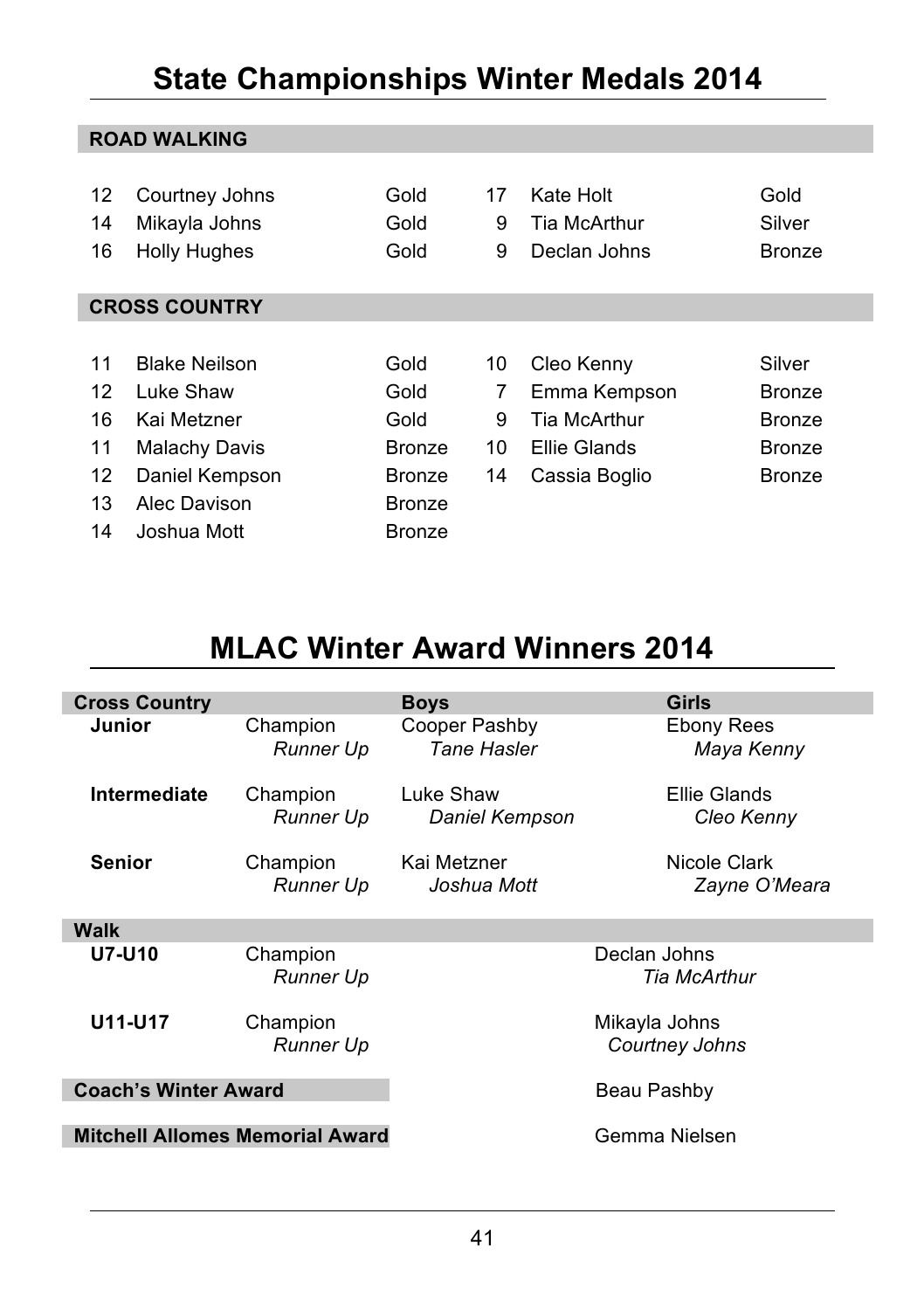# State Championships Winter Medals 2014

## ROAD WALKING

| Age | Name | Medal | Age | Name | Medal |
|---|---|---|---|---|---|
| 12 | Courtney Johns | Gold | 17 | Kate Holt | Gold |
| 14 | Mikayla Johns | Gold | 9 | Tia McArthur | Silver |
| 16 | Holly Hughes | Gold | 9 | Declan Johns | Bronze |

## CROSS COUNTRY

| Age | Name | Medal | Age | Name | Medal |
|---|---|---|---|---|---|
| 11 | Blake Neilson | Gold | 10 | Cleo Kenny | Silver |
| 12 | Luke Shaw | Gold | 7 | Emma Kempson | Bronze |
| 16 | Kai Metzner | Gold | 9 | Tia McArthur | Bronze |
| 11 | Malachy Davis | Bronze | 10 | Ellie Glands | Bronze |
| 12 | Daniel Kempson | Bronze | 14 | Cassia Boglio | Bronze |
| 13 | Alec Davison | Bronze | | | |
| 14 | Joshua Mott | Bronze | | | |

# MLAC Winter Award Winners 2014

| Cross Country | | Boys | Girls |
|---|---|---|---|
| **Junior** | Champion | Cooper Pashby | Ebony Rees |
| | *Runner Up* | *Tane Hasler* | *Maya Kenny* |
| **Intermediate** | Champion | Luke Shaw | Ellie Glands |
| | *Runner Up* | *Daniel Kempson* | *Cleo Kenny* |
| **Senior** | Champion | Kai Metzner | Nicole Clark |
| | *Runner Up* | *Joshua Mott* | *Zayne O'Meara* |

| Walk | | |
|---|---|---|
| **U7-U10** | Champion | Declan Johns |
| | *Runner Up* | *Tia McArthur* |
| **U11-U17** | Champion | Mikayla Johns |
| | *Runner Up* | *Courtney Johns* |

**Coach's Winter Award** — Beau Pashby

**Mitchell Allomes Memorial Award** — Gemma Nielsen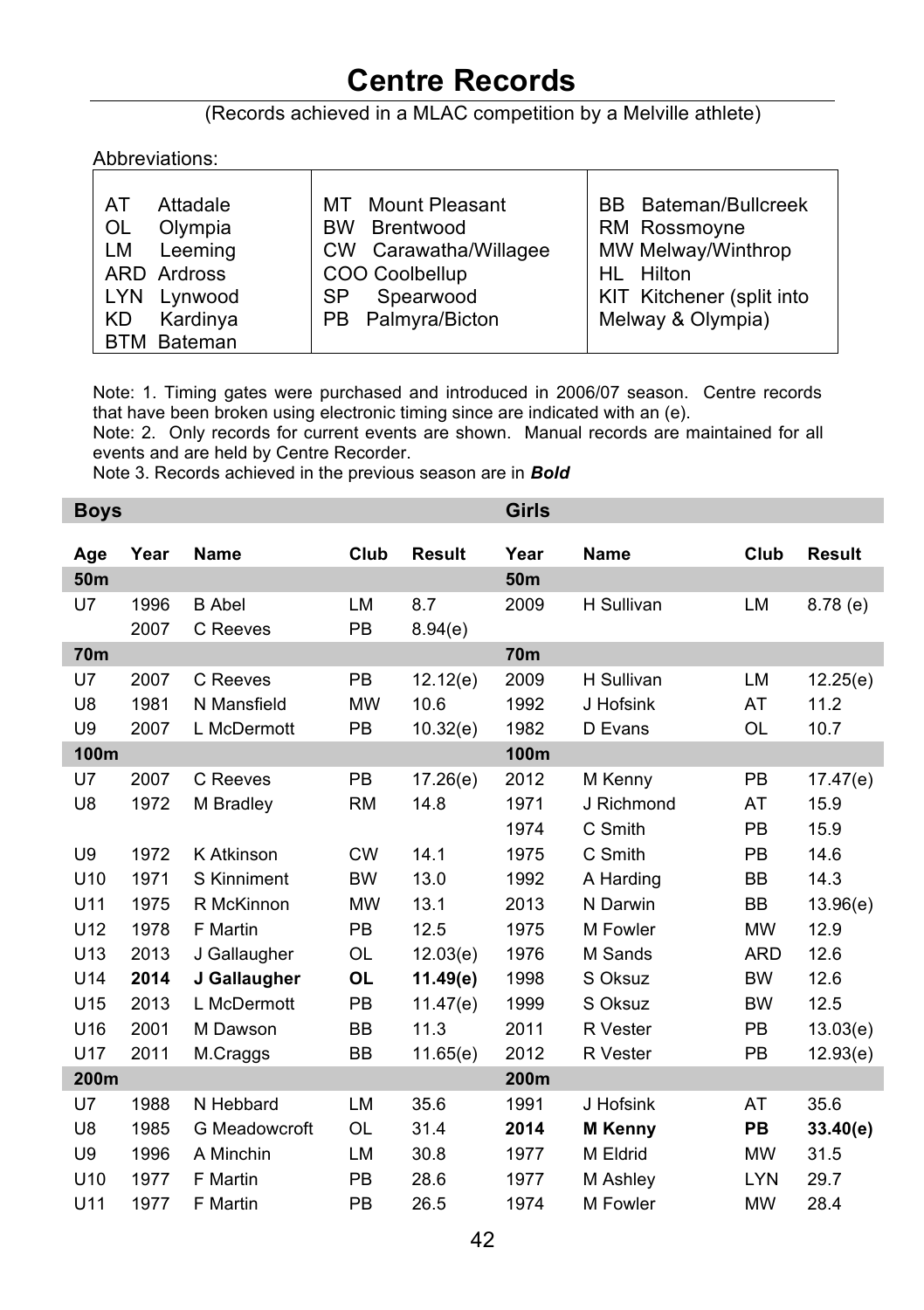# Centre Records

(Records achieved in a MLAC competition by a Melville athlete)

Abbreviations:

| | | |
|---|---|---|
| AT Attadale | MT Mount Pleasant | BB Bateman/Bullcreek |
| OL Olympia | BW Brentwood | RM Rossmoyne |
| LM Leeming | CW Carawatha/Willagee | MW Melway/Winthrop |
| ARD Ardross | COO Coolbellup | HL Hilton |
| LYN Lynwood | SP Spearwood | KIT Kitchener (split into Melway & Olympia) |
| KD Kardinya | PB Palmyra/Bicton | |
| BTM Bateman | | |

Note: 1. Timing gates were purchased and introduced in 2006/07 season. Centre records that have been broken using electronic timing since are indicated with an (e).

Note: 2. Only records for current events are shown. Manual records are maintained for all events and are held by Centre Recorder.

Note 3. Records achieved in the previous season are in ***Bold***

| **Boys** | | | | | **Girls** | | | |
|---|---|---|---|---|---|---|---|---|
| **Age** | **Year** | **Name** | **Club** | **Result** | **Year** | **Name** | **Club** | **Result** |
| **50m** | | | | | **50m** | | | |
| U7 | 1996 | B Abel | LM | 8.7 | 2009 | H Sullivan | LM | 8.78 (e) |
| | 2007 | C Reeves | PB | 8.94(e) | | | | |
| **70m** | | | | | **70m** | | | |
| U7 | 2007 | C Reeves | PB | 12.12(e) | 2009 | H Sullivan | LM | 12.25(e) |
| U8 | 1981 | N Mansfield | MW | 10.6 | 1992 | J Hofsink | AT | 11.2 |
| U9 | 2007 | L McDermott | PB | 10.32(e) | 1982 | D Evans | OL | 10.7 |
| **100m** | | | | | **100m** | | | |
| U7 | 2007 | C Reeves | PB | 17.26(e) | 2012 | M Kenny | PB | 17.47(e) |
| U8 | 1972 | M Bradley | RM | 14.8 | 1971 | J Richmond | AT | 15.9 |
| | | | | | 1974 | C Smith | PB | 15.9 |
| U9 | 1972 | K Atkinson | CW | 14.1 | 1975 | C Smith | PB | 14.6 |
| U10 | 1971 | S Kinniment | BW | 13.0 | 1992 | A Harding | BB | 14.3 |
| U11 | 1975 | R McKinnon | MW | 13.1 | 2013 | N Darwin | BB | 13.96(e) |
| U12 | 1978 | F Martin | PB | 12.5 | 1975 | M Fowler | MW | 12.9 |
| U13 | 2013 | J Gallaugher | OL | 12.03(e) | 1976 | M Sands | ARD | 12.6 |
| U14 | **2014** | **J Gallaugher** | **OL** | **11.49(e)** | 1998 | S Oksuz | BW | 12.6 |
| U15 | 2013 | L McDermott | PB | 11.47(e) | 1999 | S Oksuz | BW | 12.5 |
| U16 | 2001 | M Dawson | BB | 11.3 | 2011 | R Vester | PB | 13.03(e) |
| U17 | 2011 | M.Craggs | BB | 11.65(e) | 2012 | R Vester | PB | 12.93(e) |
| **200m** | | | | | **200m** | | | |
| U7 | 1988 | N Hebbard | LM | 35.6 | 1991 | J Hofsink | AT | 35.6 |
| U8 | 1985 | G Meadowcroft | OL | 31.4 | **2014** | **M Kenny** | **PB** | **33.40(e)** |
| U9 | 1996 | A Minchin | LM | 30.8 | 1977 | M Eldrid | MW | 31.5 |
| U10 | 1977 | F Martin | PB | 28.6 | 1977 | M Ashley | LYN | 29.7 |
| U11 | 1977 | F Martin | PB | 26.5 | 1974 | M Fowler | MW | 28.4 |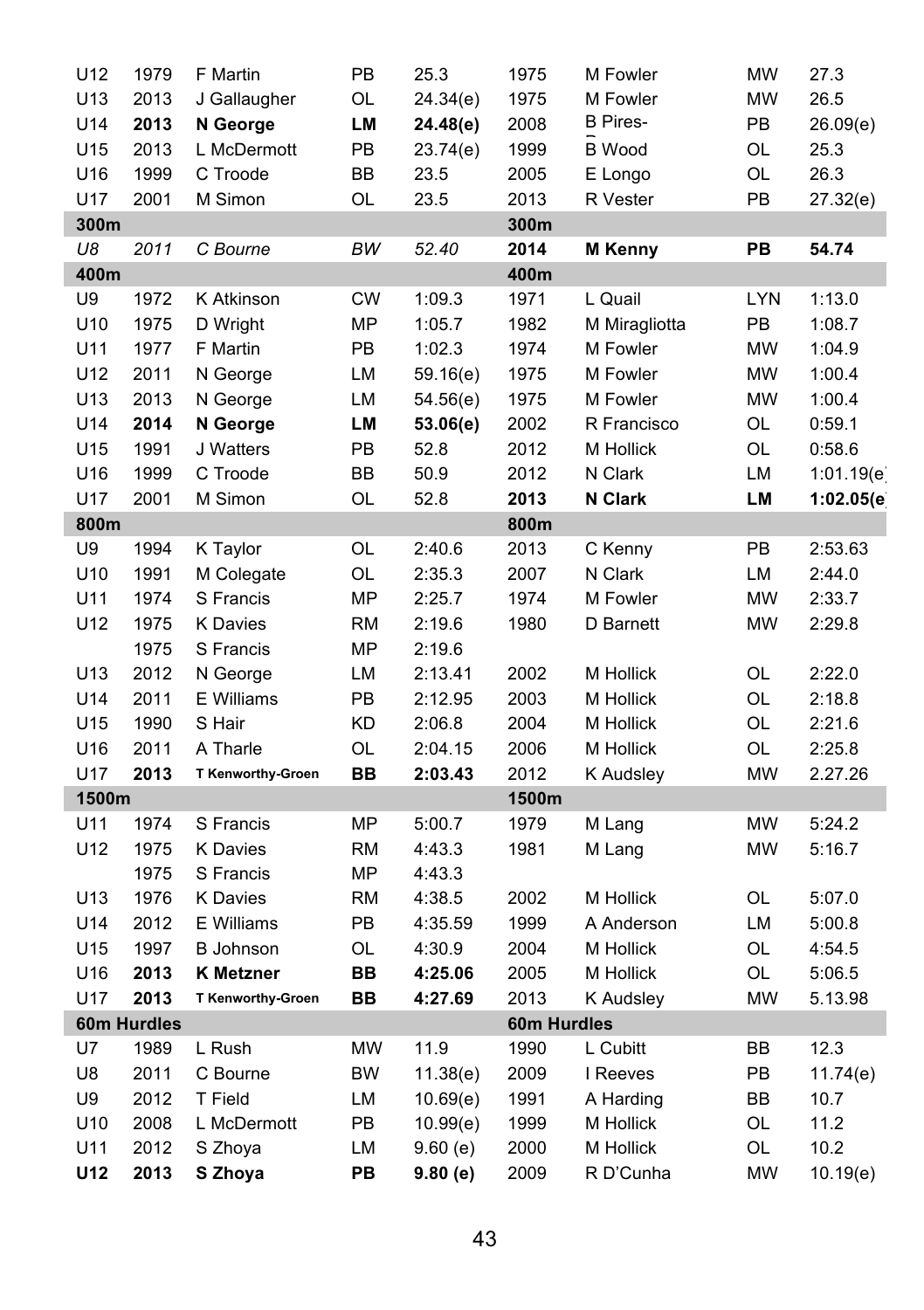| | | | | | | | | |
|---|---|---|---|---|---|---|---|---|
| U12 | 1979 | F Martin | PB | 25.3 | 1975 | M Fowler | MW | 27.3 |
| U13 | 2013 | J Gallaugher | OL | 24.34(e) | 1975 | M Fowler | MW | 26.5 |
| **U14** | **2013** | **N George** | **LM** | **24.48(e)** | 2008 | B Pires-B | PB | 26.09(e) |
| U15 | 2013 | L McDermott | PB | 23.74(e) | 1999 | B Wood | OL | 25.3 |
| U16 | 1999 | C Troode | BB | 23.5 | 2005 | E Longo | OL | 26.3 |
| U17 | 2001 | M Simon | OL | 23.5 | 2013 | R Vester | PB | 27.32(e) |
| **300m** | | | | | **300m** | | | |
| *U8* | *2011* | *C Bourne* | *BW* | *52.40* | **2014** | **M Kenny** | **PB** | **54.74** |
| **400m** | | | | | **400m** | | | |
| U9 | 1972 | K Atkinson | CW | 1:09.3 | 1971 | L Quail | LYN | 1:13.0 |
| U10 | 1975 | D Wright | MP | 1:05.7 | 1982 | M Miragliotta | PB | 1:08.7 |
| U11 | 1977 | F Martin | PB | 1:02.3 | 1974 | M Fowler | MW | 1:04.9 |
| U12 | 2011 | N George | LM | 59.16(e) | 1975 | M Fowler | MW | 1:00.4 |
| U13 | 2013 | N George | LM | 54.56(e) | 1975 | M Fowler | MW | 1:00.4 |
| **U14** | **2014** | **N George** | **LM** | **53.06(e)** | 2002 | R Francisco | OL | 0:59.1 |
| U15 | 1991 | J Watters | PB | 52.8 | 2012 | M Hollick | OL | 0:58.6 |
| U16 | 1999 | C Troode | BB | 50.9 | 2012 | N Clark | LM | 1:01.19(e) |
| U17 | 2001 | M Simon | OL | 52.8 | **2013** | **N Clark** | **LM** | **1:02.05(e)** |
| **800m** | | | | | **800m** | | | |
| U9 | 1994 | K Taylor | OL | 2:40.6 | 2013 | C Kenny | PB | 2:53.63 |
| U10 | 1991 | M Colegate | OL | 2:35.3 | 2007 | N Clark | LM | 2:44.0 |
| U11 | 1974 | S Francis | MP | 2:25.7 | 1974 | M Fowler | MW | 2:33.7 |
| U12 | 1975 | K Davies | RM | 2:19.6 | 1980 | D Barnett | MW | 2:29.8 |
| | 1975 | S Francis | MP | 2:19.6 | | | | |
| U13 | 2012 | N George | LM | 2:13.41 | 2002 | M Hollick | OL | 2:22.0 |
| U14 | 2011 | E Williams | PB | 2:12.95 | 2003 | M Hollick | OL | 2:18.8 |
| U15 | 1990 | S Hair | KD | 2:06.8 | 2004 | M Hollick | OL | 2:21.6 |
| U16 | 2011 | A Tharle | OL | 2:04.15 | 2006 | M Hollick | OL | 2:25.8 |
| U17 | **2013** | **T Kenworthy-Groen** | **BB** | **2:03.43** | 2012 | K Audsley | MW | 2.27.26 |
| **1500m** | | | | | **1500m** | | | |
| U11 | 1974 | S Francis | MP | 5:00.7 | 1979 | M Lang | MW | 5:24.2 |
| U12 | 1975 | K Davies | RM | 4:43.3 | 1981 | M Lang | MW | 5:16.7 |
| | 1975 | S Francis | MP | 4:43.3 | | | | |
| U13 | 1976 | K Davies | RM | 4:38.5 | 2002 | M Hollick | OL | 5:07.0 |
| U14 | 2012 | E Williams | PB | 4:35.59 | 1999 | A Anderson | LM | 5:00.8 |
| U15 | 1997 | B Johnson | OL | 4:30.9 | 2004 | M Hollick | OL | 4:54.5 |
| U16 | **2013** | **K Metzner** | **BB** | **4:25.06** | 2005 | M Hollick | OL | 5:06.5 |
| U17 | **2013** | **T Kenworthy-Groen** | **BB** | **4:27.69** | 2013 | K Audsley | MW | 5.13.98 |
| **60m Hurdles** | | | | | **60m Hurdles** | | | |
| U7 | 1989 | L Rush | MW | 11.9 | 1990 | L Cubitt | BB | 12.3 |
| U8 | 2011 | C Bourne | BW | 11.38(e) | 2009 | I Reeves | PB | 11.74(e) |
| U9 | 2012 | T Field | LM | 10.69(e) | 1991 | A Harding | BB | 10.7 |
| U10 | 2008 | L McDermott | PB | 10.99(e) | 1999 | M Hollick | OL | 11.2 |
| U11 | 2012 | S Zhoya | LM | 9.60 (e) | 2000 | M Hollick | OL | 10.2 |
| **U12** | **2013** | **S Zhoya** | **PB** | **9.80 (e)** | 2009 | R D'Cunha | MW | 10.19(e) |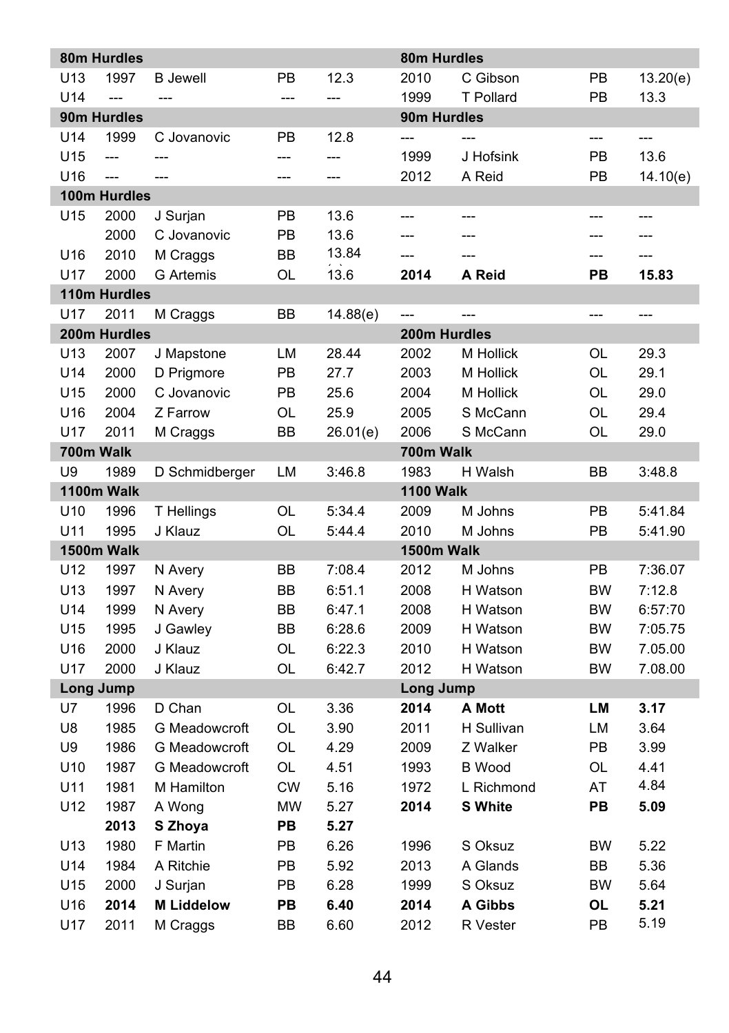| | | | | | | | | |
|---|---|---|---|---|---|---|---|---|
| **80m Hurdles** | | | | | **80m Hurdles** | | | |
| U13 | 1997 | B Jewell | PB | 12.3 | 2010 | C Gibson | PB | 13.20(e) |
| U14 | --- | --- | --- | --- | 1999 | T Pollard | PB | 13.3 |
| **90m Hurdles** | | | | | **90m Hurdles** | | | |
| U14 | 1999 | C Jovanovic | PB | 12.8 | --- | --- | --- | --- |
| U15 | --- | --- | --- | --- | 1999 | J Hofsink | PB | 13.6 |
| U16 | --- | --- | --- | --- | 2012 | A Reid | PB | 14.10(e) |
| **100m Hurdles** | | | | | | | | |
| U15 | 2000 | J Surjan | PB | 13.6 | --- | --- | --- | --- |
| | 2000 | C Jovanovic | PB | 13.6 | --- | --- | --- | --- |
| U16 | 2010 | M Craggs | BB | 13.84 | --- | --- | --- | --- |
| U17 | 2000 | G Artemis | OL | 13.6 | **2014** | **A Reid** | **PB** | **15.83** |
| **110m Hurdles** | | | | | | | | |
| U17 | 2011 | M Craggs | BB | 14.88(e) | --- | --- | --- | --- |
| **200m Hurdles** | | | | | **200m Hurdles** | | | |
| U13 | 2007 | J Mapstone | LM | 28.44 | 2002 | M Hollick | OL | 29.3 |
| U14 | 2000 | D Prigmore | PB | 27.7 | 2003 | M Hollick | OL | 29.1 |
| U15 | 2000 | C Jovanovic | PB | 25.6 | 2004 | M Hollick | OL | 29.0 |
| U16 | 2004 | Z Farrow | OL | 25.9 | 2005 | S McCann | OL | 29.4 |
| U17 | 2011 | M Craggs | BB | 26.01(e) | 2006 | S McCann | OL | 29.0 |
| **700m Walk** | | | | | **700m Walk** | | | |
| U9 | 1989 | D Schmidberger | LM | 3:46.8 | 1983 | H Walsh | BB | 3:48.8 |
| **1100m Walk** | | | | | **1100 Walk** | | | |
| U10 | 1996 | T Hellings | OL | 5:34.4 | 2009 | M Johns | PB | 5:41.84 |
| U11 | 1995 | J Klauz | OL | 5:44.4 | 2010 | M Johns | PB | 5:41.90 |
| **1500m Walk** | | | | | **1500m Walk** | | | |
| U12 | 1997 | N Avery | BB | 7:08.4 | 2012 | M Johns | PB | 7:36.07 |
| U13 | 1997 | N Avery | BB | 6:51.1 | 2008 | H Watson | BW | 7:12.8 |
| U14 | 1999 | N Avery | BB | 6:47.1 | 2008 | H Watson | BW | 6:57:70 |
| U15 | 1995 | J Gawley | BB | 6:28.6 | 2009 | H Watson | BW | 7:05.75 |
| U16 | 2000 | J Klauz | OL | 6:22.3 | 2010 | H Watson | BW | 7.05.00 |
| U17 | 2000 | J Klauz | OL | 6:42.7 | 2012 | H Watson | BW | 7.08.00 |
| **Long Jump** | | | | | **Long Jump** | | | |
| U7 | 1996 | D Chan | OL | 3.36 | **2014** | **A Mott** | **LM** | **3.17** |
| U8 | 1985 | G Meadowcroft | OL | 3.90 | 2011 | H Sullivan | LM | 3.64 |
| U9 | 1986 | G Meadowcroft | OL | 4.29 | 2009 | Z Walker | PB | 3.99 |
| U10 | 1987 | G Meadowcroft | OL | 4.51 | 1993 | B Wood | OL | 4.41 |
| U11 | 1981 | M Hamilton | CW | 5.16 | 1972 | L Richmond | AT | 4.84 |
| U12 | 1987 | A Wong | MW | 5.27 | **2014** | **S White** | **PB** | **5.09** |
| | **2013** | **S Zhoya** | **PB** | **5.27** | | | | |
| U13 | 1980 | F Martin | PB | 6.26 | 1996 | S Oksuz | BW | 5.22 |
| U14 | 1984 | A Ritchie | PB | 5.92 | 2013 | A Glands | BB | 5.36 |
| U15 | 2000 | J Surjan | PB | 6.28 | 1999 | S Oksuz | BW | 5.64 |
| U16 | **2014** | **M Liddelow** | **PB** | **6.40** | **2014** | **A Gibbs** | **OL** | **5.21** |
| U17 | 2011 | M Craggs | BB | 6.60 | 2012 | R Vester | PB | 5.19 |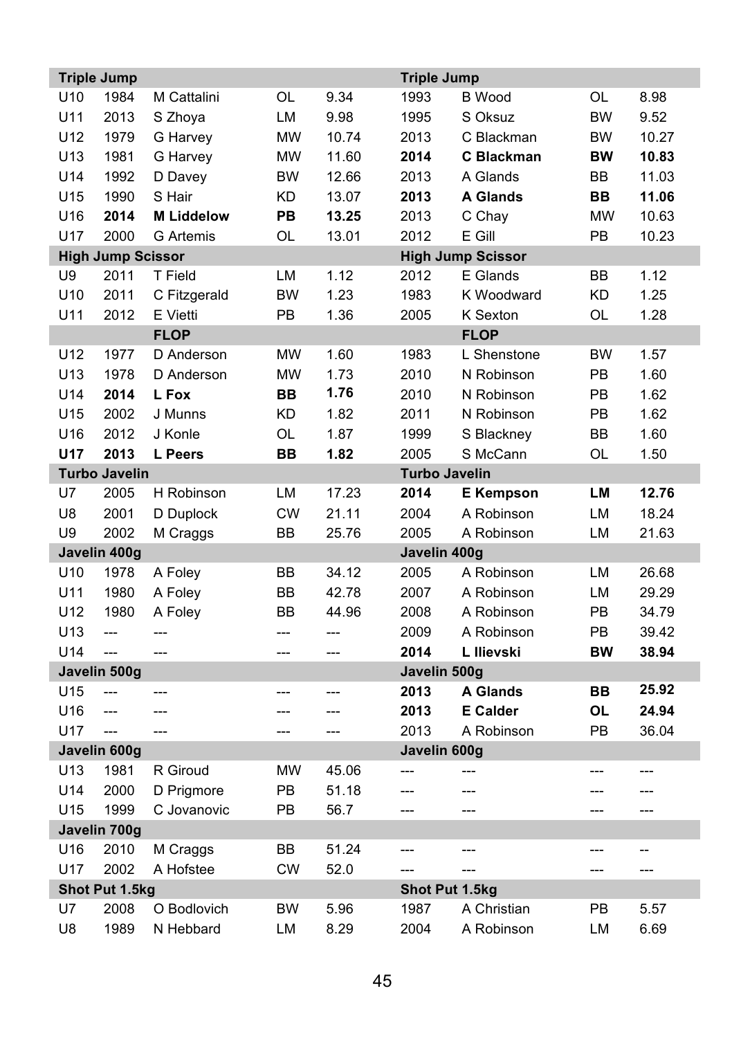| Triple Jump | | | | | Triple Jump | | | |
|---|---|---|---|---|---|---|---|---|
| U10 | 1984 | M Cattalini | OL | 9.34 | 1993 | B Wood | OL | 8.98 |
| U11 | 2013 | S Zhoya | LM | 9.98 | 1995 | S Oksuz | BW | 9.52 |
| U12 | 1979 | G Harvey | MW | 10.74 | 2013 | C Blackman | BW | 10.27 |
| U13 | 1981 | G Harvey | MW | 11.60 | **2014** | **C Blackman** | **BW** | **10.83** |
| U14 | 1992 | D Davey | BW | 12.66 | 2013 | A Glands | BB | 11.03 |
| U15 | 1990 | S Hair | KD | 13.07 | **2013** | **A Glands** | **BB** | **11.06** |
| U16 | **2014** | **M Liddelow** | **PB** | **13.25** | 2013 | C Chay | MW | 10.63 |
| U17 | 2000 | G Artemis | OL | 13.01 | 2012 | E Gill | PB | 10.23 |
| **High Jump Scissor** | | | | | **High Jump Scissor** | | | |
| U9 | 2011 | T Field | LM | 1.12 | 2012 | E Glands | BB | 1.12 |
| U10 | 2011 | C Fitzgerald | BW | 1.23 | 1983 | K Woodward | KD | 1.25 |
| U11 | 2012 | E Vietti | PB | 1.36 | 2005 | K Sexton | OL | 1.28 |
| | | **FLOP** | | | | **FLOP** | | |
| U12 | 1977 | D Anderson | MW | 1.60 | 1983 | L Shenstone | BW | 1.57 |
| U13 | 1978 | D Anderson | MW | 1.73 | 2010 | N Robinson | PB | 1.60 |
| U14 | **2014** | **L Fox** | **BB** | **1.76** | 2010 | N Robinson | PB | 1.62 |
| U15 | 2002 | J Munns | KD | 1.82 | 2011 | N Robinson | PB | 1.62 |
| U16 | 2012 | J Konle | OL | 1.87 | 1999 | S Blackney | BB | 1.60 |
| **U17** | **2013** | **L Peers** | **BB** | **1.82** | 2005 | S McCann | OL | 1.50 |
| **Turbo Javelin** | | | | | **Turbo Javelin** | | | |
| U7 | 2005 | H Robinson | LM | 17.23 | **2014** | **E Kempson** | **LM** | **12.76** |
| U8 | 2001 | D Duplock | CW | 21.11 | 2004 | A Robinson | LM | 18.24 |
| U9 | 2002 | M Craggs | BB | 25.76 | 2005 | A Robinson | LM | 21.63 |
| **Javelin 400g** | | | | | **Javelin 400g** | | | |
| U10 | 1978 | A Foley | BB | 34.12 | 2005 | A Robinson | LM | 26.68 |
| U11 | 1980 | A Foley | BB | 42.78 | 2007 | A Robinson | LM | 29.29 |
| U12 | 1980 | A Foley | BB | 44.96 | 2008 | A Robinson | PB | 34.79 |
| U13 | --- | --- | --- | --- | 2009 | A Robinson | PB | 39.42 |
| U14 | --- | --- | --- | --- | **2014** | **L Ilievski** | **BW** | **38.94** |
| **Javelin 500g** | | | | | **Javelin 500g** | | | |
| U15 | --- | --- | --- | --- | **2013** | **A Glands** | **BB** | **25.92** |
| U16 | --- | --- | --- | --- | **2013** | **E Calder** | **OL** | **24.94** |
| U17 | --- | --- | --- | --- | 2013 | A Robinson | PB | 36.04 |
| **Javelin 600g** | | | | | **Javelin 600g** | | | |
| U13 | 1981 | R Giroud | MW | 45.06 | --- | --- | --- | --- |
| U14 | 2000 | D Prigmore | PB | 51.18 | --- | --- | --- | --- |
| U15 | 1999 | C Jovanovic | PB | 56.7 | --- | --- | --- | --- |
| **Javelin 700g** | | | | | | | | |
| U16 | 2010 | M Craggs | BB | 51.24 | --- | --- | --- | -- |
| U17 | 2002 | A Hofstee | CW | 52.0 | --- | --- | --- | --- |
| **Shot Put 1.5kg** | | | | | **Shot Put 1.5kg** | | | |
| U7 | 2008 | O Bodlovich | BW | 5.96 | 1987 | A Christian | PB | 5.57 |
| U8 | 1989 | N Hebbard | LM | 8.29 | 2004 | A Robinson | LM | 6.69 |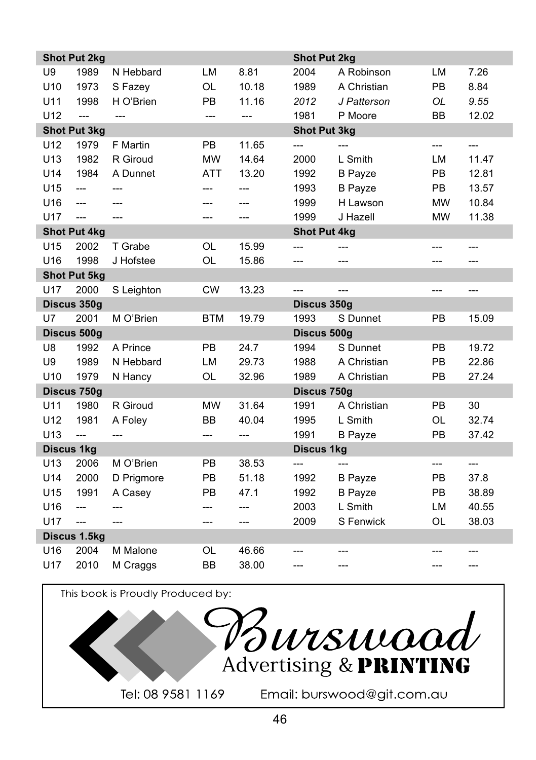| Shot Put 2kg | | | | | Shot Put 2kg | | | |
|---|---|---|---|---|---|---|---|---|
| U9 | 1989 | N Hebbard | LM | 8.81 | 2004 | A Robinson | LM | 7.26 |
| U10 | 1973 | S Fazey | OL | 10.18 | 1989 | A Christian | PB | 8.84 |
| U11 | 1998 | H O'Brien | PB | 11.16 | *2012* | *J Patterson* | *OL* | *9.55* |
| U12 | --- | --- | --- | --- | 1981 | P Moore | BB | 12.02 |
| **Shot Put 3kg** | | | | | **Shot Put 3kg** | | | |
| U12 | 1979 | F Martin | PB | 11.65 | --- | --- | --- | --- |
| U13 | 1982 | R Giroud | MW | 14.64 | 2000 | L Smith | LM | 11.47 |
| U14 | 1984 | A Dunnet | ATT | 13.20 | 1992 | B Payze | PB | 12.81 |
| U15 | --- | --- | --- | --- | 1993 | B Payze | PB | 13.57 |
| U16 | --- | --- | --- | --- | 1999 | H Lawson | MW | 10.84 |
| U17 | --- | --- | --- | --- | 1999 | J Hazell | MW | 11.38 |
| **Shot Put 4kg** | | | | | **Shot Put 4kg** | | | |
| U15 | 2002 | T Grabe | OL | 15.99 | --- | --- | --- | --- |
| U16 | 1998 | J Hofstee | OL | 15.86 | --- | --- | --- | --- |
| **Shot Put 5kg** | | | | | | | | |
| U17 | 2000 | S Leighton | CW | 13.23 | --- | --- | --- | --- |
| **Discus 350g** | | | | | **Discus 350g** | | | |
| U7 | 2001 | M O'Brien | BTM | 19.79 | 1993 | S Dunnet | PB | 15.09 |
| **Discus 500g** | | | | | **Discus 500g** | | | |
| U8 | 1992 | A Prince | PB | 24.7 | 1994 | S Dunnet | PB | 19.72 |
| U9 | 1989 | N Hebbard | LM | 29.73 | 1988 | A Christian | PB | 22.86 |
| U10 | 1979 | N Hancy | OL | 32.96 | 1989 | A Christian | PB | 27.24 |
| **Discus 750g** | | | | | **Discus 750g** | | | |
| U11 | 1980 | R Giroud | MW | 31.64 | 1991 | A Christian | PB | 30 |
| U12 | 1981 | A Foley | BB | 40.04 | 1995 | L Smith | OL | 32.74 |
| U13 | --- | --- | --- | --- | 1991 | B Payze | PB | 37.42 |
| **Discus 1kg** | | | | | **Discus 1kg** | | | |
| U13 | 2006 | M O'Brien | PB | 38.53 | --- | --- | --- | --- |
| U14 | 2000 | D Prigmore | PB | 51.18 | 1992 | B Payze | PB | 37.8 |
| U15 | 1991 | A Casey | PB | 47.1 | 1992 | B Payze | PB | 38.89 |
| U16 | --- | --- | --- | --- | 2003 | L Smith | LM | 40.55 |
| U17 | --- | --- | --- | --- | 2009 | S Fenwick | OL | 38.03 |
| **Discus 1.5kg** | | | | | | | | |
| U16 | 2004 | M Malone | OL | 46.66 | --- | --- | --- | --- |
| U17 | 2010 | M Craggs | BB | 38.00 | --- | --- | --- | --- |

This book is Proudly Produced by:

Burswood Advertising & PRINTING

Tel: 08 9581 1169 Email: burswood@git.com.au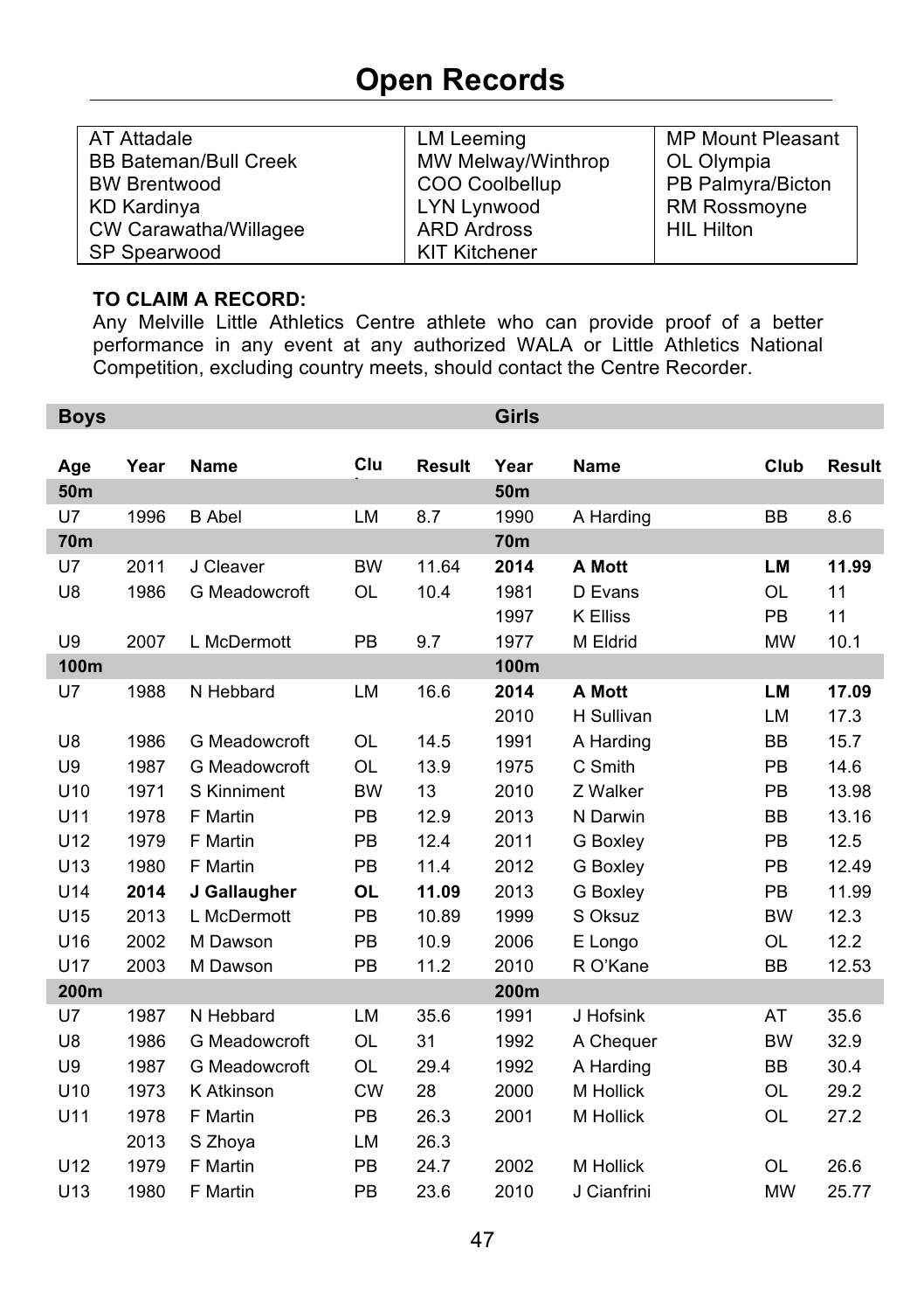# Open Records

| AT Attadale | LM Leeming | MP Mount Pleasant |
|---|---|---|
| BB Bateman/Bull Creek | MW Melway/Winthrop | OL Olympia |
| BW Brentwood | COO Coolbellup | PB Palmyra/Bicton |
| KD Kardinya | LYN Lynwood | RM Rossmoyne |
| CW Carawatha/Willagee | ARD Ardross | HIL Hilton |
| SP Spearwood | KIT Kitchener | |

**TO CLAIM A RECORD:**
Any Melville Little Athletics Centre athlete who can provide proof of a better performance in any event at any authorized WALA or Little Athletics National Competition, excluding country meets, should contact the Centre Recorder.

| Boys | | | | | Girls | | | |
|---|---|---|---|---|---|---|---|---|
| **Age** | **Year** | **Name** | **Club** | **Result** | **Year** | **Name** | **Club** | **Result** |
| **50m** | | | | | **50m** | | | |
| U7 | 1996 | B Abel | LM | 8.7 | 1990 | A Harding | BB | 8.6 |
| **70m** | | | | | **70m** | | | |
| U7 | 2011 | J Cleaver | BW | 11.64 | **2014** | **A Mott** | **LM** | **11.99** |
| U8 | 1986 | G Meadowcroft | OL | 10.4 | 1981 | D Evans | OL | 11 |
| | | | | | 1997 | K Elliss | PB | 11 |
| U9 | 2007 | L McDermott | PB | 9.7 | 1977 | M Eldrid | MW | 10.1 |
| **100m** | | | | | **100m** | | | |
| U7 | 1988 | N Hebbard | LM | 16.6 | **2014** | **A Mott** | **LM** | **17.09** |
| | | | | | 2010 | H Sullivan | LM | 17.3 |
| U8 | 1986 | G Meadowcroft | OL | 14.5 | 1991 | A Harding | BB | 15.7 |
| U9 | 1987 | G Meadowcroft | OL | 13.9 | 1975 | C Smith | PB | 14.6 |
| U10 | 1971 | S Kinniment | BW | 13 | 2010 | Z Walker | PB | 13.98 |
| U11 | 1978 | F Martin | PB | 12.9 | 2013 | N Darwin | BB | 13.16 |
| U12 | 1979 | F Martin | PB | 12.4 | 2011 | G Boxley | PB | 12.5 |
| U13 | 1980 | F Martin | PB | 11.4 | 2012 | G Boxley | PB | 12.49 |
| U14 | **2014** | **J Gallaugher** | **OL** | **11.09** | 2013 | G Boxley | PB | 11.99 |
| U15 | 2013 | L McDermott | PB | 10.89 | 1999 | S Oksuz | BW | 12.3 |
| U16 | 2002 | M Dawson | PB | 10.9 | 2006 | E Longo | OL | 12.2 |
| U17 | 2003 | M Dawson | PB | 11.2 | 2010 | R O'Kane | BB | 12.53 |
| **200m** | | | | | **200m** | | | |
| U7 | 1987 | N Hebbard | LM | 35.6 | 1991 | J Hofsink | AT | 35.6 |
| U8 | 1986 | G Meadowcroft | OL | 31 | 1992 | A Chequer | BW | 32.9 |
| U9 | 1987 | G Meadowcroft | OL | 29.4 | 1992 | A Harding | BB | 30.4 |
| U10 | 1973 | K Atkinson | CW | 28 | 2000 | M Hollick | OL | 29.2 |
| U11 | 1978 | F Martin | PB | 26.3 | 2001 | M Hollick | OL | 27.2 |
| | 2013 | S Zhoya | LM | 26.3 | | | | |
| U12 | 1979 | F Martin | PB | 24.7 | 2002 | M Hollick | OL | 26.6 |
| U13 | 1980 | F Martin | PB | 23.6 | 2010 | J Cianfrini | MW | 25.77 |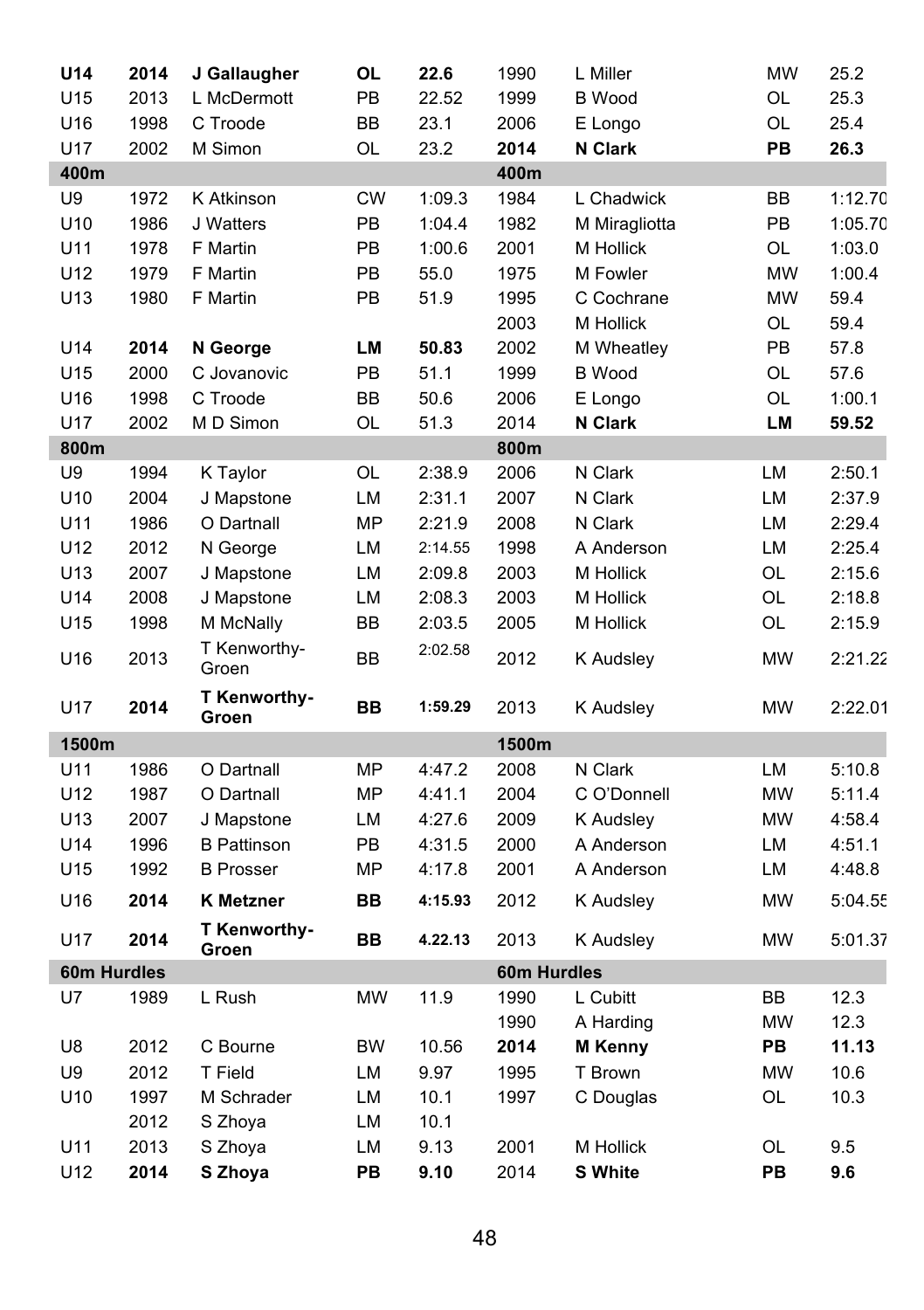| | | | | | | | | |
|---|---|---|---|---|---|---|---|---|
| **U14** | **2014** | **J Gallaugher** | **OL** | **22.6** | 1990 | L Miller | MW | 25.2 |
| U15 | 2013 | L McDermott | PB | 22.52 | 1999 | B Wood | OL | 25.3 |
| U16 | 1998 | C Troode | BB | 23.1 | 2006 | E Longo | OL | 25.4 |
| U17 | 2002 | M Simon | OL | 23.2 | **2014** | **N Clark** | **PB** | **26.3** |
| **400m** | | | | | **400m** | | | |
| U9 | 1972 | K Atkinson | CW | 1:09.3 | 1984 | L Chadwick | BB | 1:12.70 |
| U10 | 1986 | J Watters | PB | 1:04.4 | 1982 | M Miragliotta | PB | 1:05.70 |
| U11 | 1978 | F Martin | PB | 1:00.6 | 2001 | M Hollick | OL | 1:03.0 |
| U12 | 1979 | F Martin | PB | 55.0 | 1975 | M Fowler | MW | 1:00.4 |
| U13 | 1980 | F Martin | PB | 51.9 | 1995 | C Cochrane | MW | 59.4 |
| | | | | | 2003 | M Hollick | OL | 59.4 |
| U14 | **2014** | **N George** | **LM** | **50.83** | 2002 | M Wheatley | PB | 57.8 |
| U15 | 2000 | C Jovanovic | PB | 51.1 | 1999 | B Wood | OL | 57.6 |
| U16 | 1998 | C Troode | BB | 50.6 | 2006 | E Longo | OL | 1:00.1 |
| U17 | 2002 | M D Simon | OL | 51.3 | 2014 | **N Clark** | **LM** | **59.52** |
| **800m** | | | | | **800m** | | | |
| U9 | 1994 | K Taylor | OL | 2:38.9 | 2006 | N Clark | LM | 2:50.1 |
| U10 | 2004 | J Mapstone | LM | 2:31.1 | 2007 | N Clark | LM | 2:37.9 |
| U11 | 1986 | O Dartnall | MP | 2:21.9 | 2008 | N Clark | LM | 2:29.4 |
| U12 | 2012 | N George | LM | 2:14.55 | 1998 | A Anderson | LM | 2:25.4 |
| U13 | 2007 | J Mapstone | LM | 2:09.8 | 2003 | M Hollick | OL | 2:15.6 |
| U14 | 2008 | J Mapstone | LM | 2:08.3 | 2003 | M Hollick | OL | 2:18.8 |
| U15 | 1998 | M McNally | BB | 2:03.5 | 2005 | M Hollick | OL | 2:15.9 |
| U16 | 2013 | T Kenworthy-Groen | BB | 2:02.58 | 2012 | K Audsley | MW | 2:21.22 |
| U17 | **2014** | **T Kenworthy-Groen** | **BB** | **1:59.29** | 2013 | K Audsley | MW | 2:22.01 |
| **1500m** | | | | | **1500m** | | | |
| U11 | 1986 | O Dartnall | MP | 4:47.2 | 2008 | N Clark | LM | 5:10.8 |
| U12 | 1987 | O Dartnall | MP | 4:41.1 | 2004 | C O'Donnell | MW | 5:11.4 |
| U13 | 2007 | J Mapstone | LM | 4:27.6 | 2009 | K Audsley | MW | 4:58.4 |
| U14 | 1996 | B Pattinson | PB | 4:31.5 | 2000 | A Anderson | LM | 4:51.1 |
| U15 | 1992 | B Prosser | MP | 4:17.8 | 2001 | A Anderson | LM | 4:48.8 |
| U16 | **2014** | **K Metzner** | **BB** | **4:15.93** | 2012 | K Audsley | MW | 5:04.55 |
| U17 | **2014** | **T Kenworthy-Groen** | **BB** | **4.22.13** | 2013 | K Audsley | MW | 5:01.37 |
| **60m Hurdles** | | | | | **60m Hurdles** | | | |
| U7 | 1989 | L Rush | MW | 11.9 | 1990 | L Cubitt | BB | 12.3 |
| | | | | | 1990 | A Harding | MW | 12.3 |
| U8 | 2012 | C Bourne | BW | 10.56 | **2014** | **M Kenny** | **PB** | **11.13** |
| U9 | 2012 | T Field | LM | 9.97 | 1995 | T Brown | MW | 10.6 |
| U10 | 1997 | M Schrader | LM | 10.1 | 1997 | C Douglas | OL | 10.3 |
| | 2012 | S Zhoya | LM | 10.1 | | | | |
| U11 | 2013 | S Zhoya | LM | 9.13 | 2001 | M Hollick | OL | 9.5 |
| U12 | **2014** | **S Zhoya** | **PB** | **9.10** | 2014 | **S White** | **PB** | **9.6** |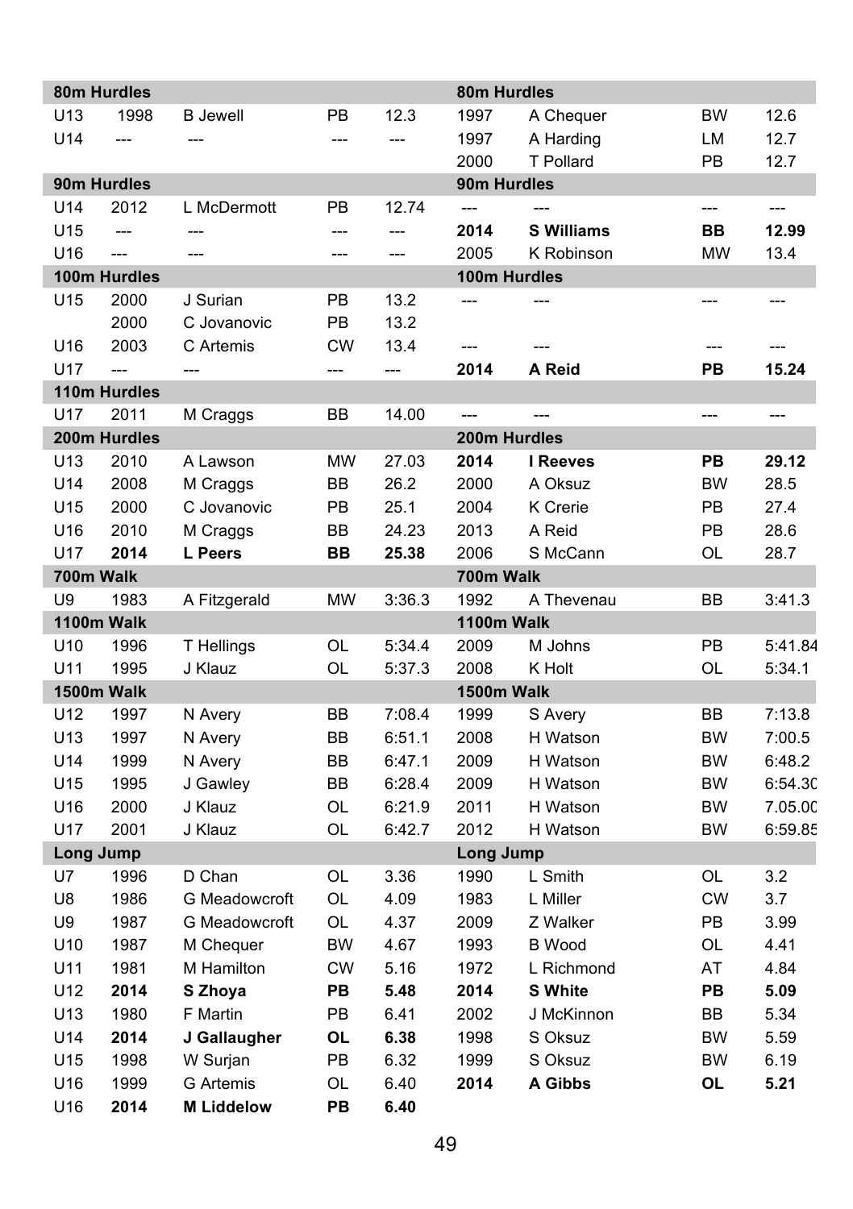| 80m Hurdles | | | | | 80m Hurdles | | | |
|---|---|---|---|---|---|---|---|---|
| U13 | 1998 | B Jewell | PB | 12.3 | 1997 | A Chequer | BW | 12.6 |
| U14 | --- | --- | --- | --- | 1997 | A Harding | LM | 12.7 |
| | | | | | 2000 | T Pollard | PB | 12.7 |
| **90m Hurdles** | | | | | **90m Hurdles** | | | |
| U14 | 2012 | L McDermott | PB | 12.74 | --- | --- | --- | --- |
| U15 | --- | --- | --- | --- | **2014** | **S Williams** | **BB** | **12.99** |
| U16 | --- | --- | --- | --- | 2005 | K Robinson | MW | 13.4 |
| **100m Hurdles** | | | | | **100m Hurdles** | | | |
| U15 | 2000 | J Surian | PB | 13.2 | --- | --- | --- | --- |
| | 2000 | C Jovanovic | PB | 13.2 | | | | |
| U16 | 2003 | C Artemis | CW | 13.4 | --- | --- | --- | --- |
| U17 | --- | --- | --- | --- | **2014** | **A Reid** | **PB** | **15.24** |
| **110m Hurdles** | | | | | | | | |
| U17 | 2011 | M Craggs | BB | 14.00 | --- | --- | --- | --- |
| **200m Hurdles** | | | | | **200m Hurdles** | | | |
| U13 | 2010 | A Lawson | MW | 27.03 | **2014** | **I Reeves** | **PB** | **29.12** |
| U14 | 2008 | M Craggs | BB | 26.2 | 2000 | A Oksuz | BW | 28.5 |
| U15 | 2000 | C Jovanovic | PB | 25.1 | 2004 | K Crerie | PB | 27.4 |
| U16 | 2010 | M Craggs | BB | 24.23 | 2013 | A Reid | PB | 28.6 |
| U17 | **2014** | **L Peers** | **BB** | **25.38** | 2006 | S McCann | OL | 28.7 |
| **700m Walk** | | | | | **700m Walk** | | | |
| U9 | 1983 | A Fitzgerald | MW | 3:36.3 | 1992 | A Thevenau | BB | 3:41.3 |
| **1100m Walk** | | | | | **1100m Walk** | | | |
| U10 | 1996 | T Hellings | OL | 5:34.4 | 2009 | M Johns | PB | 5:41.84 |
| U11 | 1995 | J Klauz | OL | 5:37.3 | 2008 | K Holt | OL | 5:34.1 |
| **1500m Walk** | | | | | **1500m Walk** | | | |
| U12 | 1997 | N Avery | BB | 7:08.4 | 1999 | S Avery | BB | 7:13.8 |
| U13 | 1997 | N Avery | BB | 6:51.1 | 2008 | H Watson | BW | 7:00.5 |
| U14 | 1999 | N Avery | BB | 6:47.1 | 2009 | H Watson | BW | 6:48.2 |
| U15 | 1995 | J Gawley | BB | 6:28.4 | 2009 | H Watson | BW | 6:54.30 |
| U16 | 2000 | J Klauz | OL | 6:21.9 | 2011 | H Watson | BW | 7.05.00 |
| U17 | 2001 | J Klauz | OL | 6:42.7 | 2012 | H Watson | BW | 6:59.85 |
| **Long Jump** | | | | | **Long Jump** | | | |
| U7 | 1996 | D Chan | OL | 3.36 | 1990 | L Smith | OL | 3.2 |
| U8 | 1986 | G Meadowcroft | OL | 4.09 | 1983 | L Miller | CW | 3.7 |
| U9 | 1987 | G Meadowcroft | OL | 4.37 | 2009 | Z Walker | PB | 3.99 |
| U10 | 1987 | M Chequer | BW | 4.67 | 1993 | B Wood | OL | 4.41 |
| U11 | 1981 | M Hamilton | CW | 5.16 | 1972 | L Richmond | AT | 4.84 |
| U12 | **2014** | **S Zhoya** | **PB** | **5.48** | **2014** | **S White** | **PB** | **5.09** |
| U13 | 1980 | F Martin | PB | 6.41 | 2002 | J McKinnon | BB | 5.34 |
| U14 | **2014** | **J Gallaugher** | **OL** | **6.38** | 1998 | S Oksuz | BW | 5.59 |
| U15 | 1998 | W Surjan | PB | 6.32 | 1999 | S Oksuz | BW | 6.19 |
| U16 | 1999 | G Artemis | OL | 6.40 | **2014** | **A Gibbs** | **OL** | **5.21** |
| U16 | **2014** | **M Liddelow** | **PB** | **6.40** | | | | |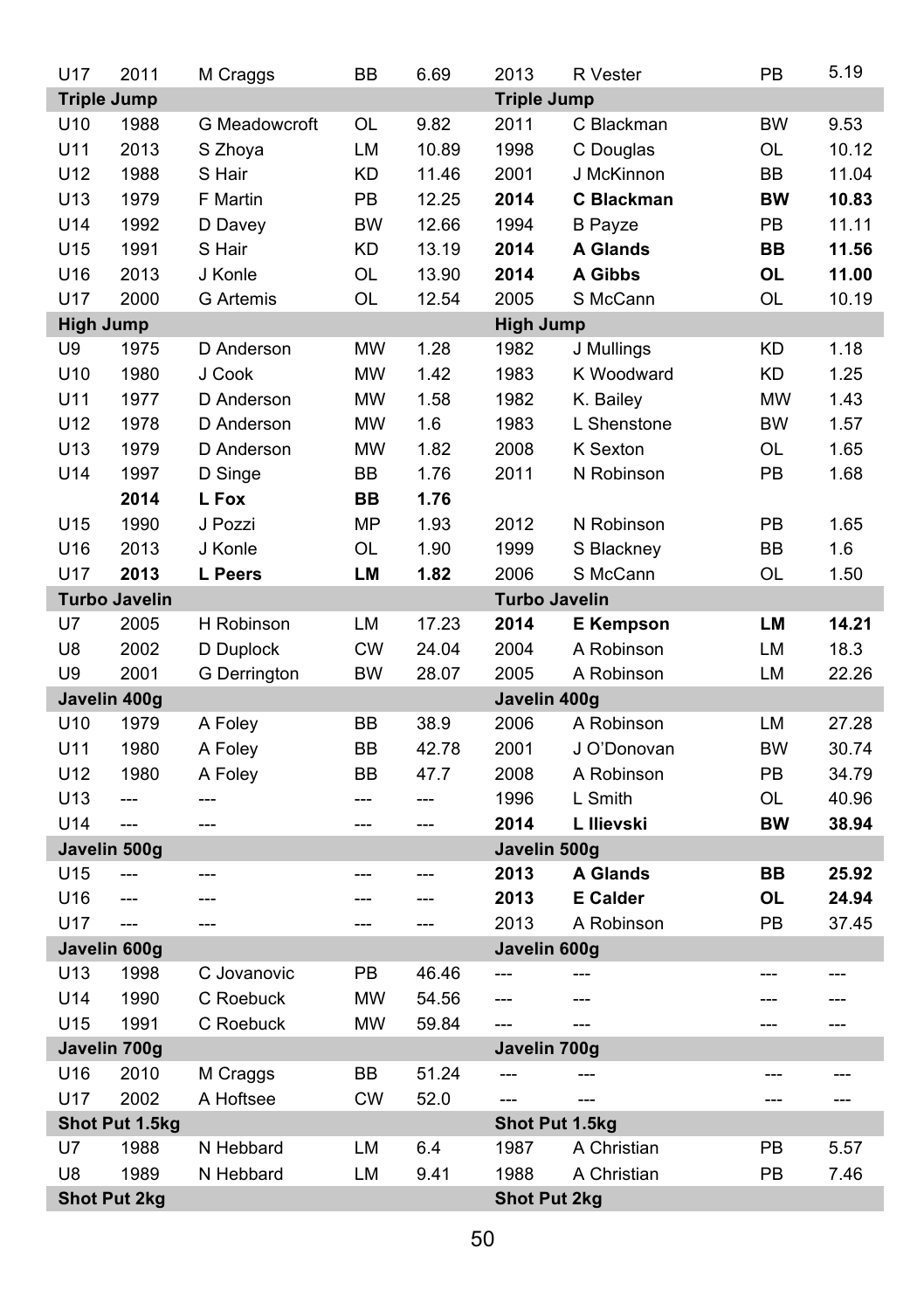| | | | | | | | | |
|---|---|---|---|---|---|---|---|---|
| U17 | 2011 | M Craggs | BB | 6.69 | 2013 | R Vester | PB | 5.19 |
| **Triple Jump** | | | | | **Triple Jump** | | | |
| U10 | 1988 | G Meadowcroft | OL | 9.82 | 2011 | C Blackman | BW | 9.53 |
| U11 | 2013 | S Zhoya | LM | 10.89 | 1998 | C Douglas | OL | 10.12 |
| U12 | 1988 | S Hair | KD | 11.46 | 2001 | J McKinnon | BB | 11.04 |
| U13 | 1979 | F Martin | PB | 12.25 | **2014** | **C Blackman** | **BW** | **10.83** |
| U14 | 1992 | D Davey | BW | 12.66 | 1994 | B Payze | PB | 11.11 |
| U15 | 1991 | S Hair | KD | 13.19 | **2014** | **A Glands** | **BB** | **11.56** |
| U16 | 2013 | J Konle | OL | 13.90 | **2014** | **A Gibbs** | **OL** | **11.00** |
| U17 | 2000 | G Artemis | OL | 12.54 | 2005 | S McCann | OL | 10.19 |
| **High Jump** | | | | | **High Jump** | | | |
| U9 | 1975 | D Anderson | MW | 1.28 | 1982 | J Mullings | KD | 1.18 |
| U10 | 1980 | J Cook | MW | 1.42 | 1983 | K Woodward | KD | 1.25 |
| U11 | 1977 | D Anderson | MW | 1.58 | 1982 | K. Bailey | MW | 1.43 |
| U12 | 1978 | D Anderson | MW | 1.6 | 1983 | L Shenstone | BW | 1.57 |
| U13 | 1979 | D Anderson | MW | 1.82 | 2008 | K Sexton | OL | 1.65 |
| U14 | 1997 | D Singe | BB | 1.76 | 2011 | N Robinson | PB | 1.68 |
| | **2014** | **L Fox** | **BB** | **1.76** | | | | |
| U15 | 1990 | J Pozzi | MP | 1.93 | 2012 | N Robinson | PB | 1.65 |
| U16 | 2013 | J Konle | OL | 1.90 | 1999 | S Blackney | BB | 1.6 |
| U17 | **2013** | **L Peers** | **LM** | **1.82** | 2006 | S McCann | OL | 1.50 |
| **Turbo Javelin** | | | | | **Turbo Javelin** | | | |
| U7 | 2005 | H Robinson | LM | 17.23 | **2014** | **E Kempson** | **LM** | **14.21** |
| U8 | 2002 | D Duplock | CW | 24.04 | 2004 | A Robinson | LM | 18.3 |
| U9 | 2001 | G Derrington | BW | 28.07 | 2005 | A Robinson | LM | 22.26 |
| **Javelin 400g** | | | | | **Javelin 400g** | | | |
| U10 | 1979 | A Foley | BB | 38.9 | 2006 | A Robinson | LM | 27.28 |
| U11 | 1980 | A Foley | BB | 42.78 | 2001 | J O'Donovan | BW | 30.74 |
| U12 | 1980 | A Foley | BB | 47.7 | 2008 | A Robinson | PB | 34.79 |
| U13 | --- | --- | --- | --- | 1996 | L Smith | OL | 40.96 |
| U14 | --- | --- | --- | --- | **2014** | **L Ilievski** | **BW** | **38.94** |
| **Javelin 500g** | | | | | **Javelin 500g** | | | |
| U15 | --- | --- | --- | --- | **2013** | **A Glands** | **BB** | **25.92** |
| U16 | --- | --- | --- | --- | **2013** | **E Calder** | **OL** | **24.94** |
| U17 | --- | --- | --- | --- | 2013 | A Robinson | PB | 37.45 |
| **Javelin 600g** | | | | | **Javelin 600g** | | | |
| U13 | 1998 | C Jovanovic | PB | 46.46 | --- | --- | --- | --- |
| U14 | 1990 | C Roebuck | MW | 54.56 | --- | --- | --- | --- |
| U15 | 1991 | C Roebuck | MW | 59.84 | --- | --- | --- | --- |
| **Javelin 700g** | | | | | **Javelin 700g** | | | |
| U16 | 2010 | M Craggs | BB | 51.24 | --- | --- | --- | --- |
| U17 | 2002 | A Hoftsee | CW | 52.0 | --- | --- | --- | --- |
| **Shot Put 1.5kg** | | | | | **Shot Put 1.5kg** | | | |
| U7 | 1988 | N Hebbard | LM | 6.4 | 1987 | A Christian | PB | 5.57 |
| U8 | 1989 | N Hebbard | LM | 9.41 | 1988 | A Christian | PB | 7.46 |
| **Shot Put 2kg** | | | | | **Shot Put 2kg** | | | |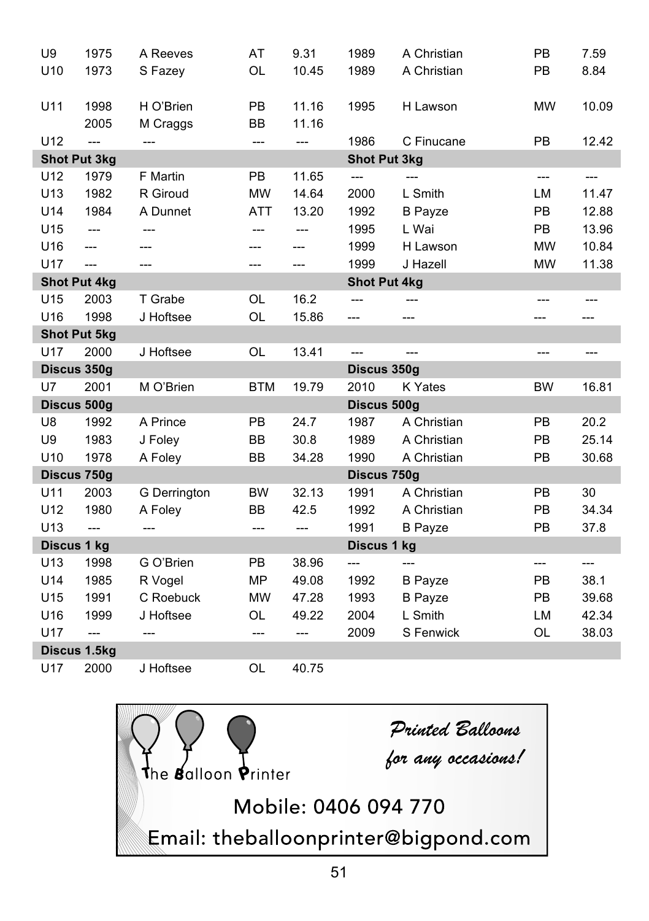| | | | | | | | | |
|---|---|---|---|---|---|---|---|---|
| U9 | 1975 | A Reeves | AT | 9.31 | 1989 | A Christian | PB | 7.59 |
| U10 | 1973 | S Fazey | OL | 10.45 | 1989 | A Christian | PB | 8.84 |
| U11 | 1998 | H O'Brien | PB | 11.16 | 1995 | H Lawson | MW | 10.09 |
| | 2005 | M Craggs | BB | 11.16 | | | | |
| U12 | --- | --- | --- | --- | 1986 | C Finucane | PB | 12.42 |
| **Shot Put 3kg** | | | | | **Shot Put 3kg** | | | |
| U12 | 1979 | F Martin | PB | 11.65 | --- | --- | --- | --- |
| U13 | 1982 | R Giroud | MW | 14.64 | 2000 | L Smith | LM | 11.47 |
| U14 | 1984 | A Dunnet | ATT | 13.20 | 1992 | B Payze | PB | 12.88 |
| U15 | --- | --- | --- | --- | 1995 | L Wai | PB | 13.96 |
| U16 | --- | --- | --- | --- | 1999 | H Lawson | MW | 10.84 |
| U17 | --- | --- | --- | --- | 1999 | J Hazell | MW | 11.38 |
| **Shot Put 4kg** | | | | | **Shot Put 4kg** | | | |
| U15 | 2003 | T Grabe | OL | 16.2 | --- | --- | --- | --- |
| U16 | 1998 | J Hoftsee | OL | 15.86 | --- | --- | --- | --- |
| **Shot Put 5kg** | | | | | | | | |
| U17 | 2000 | J Hoftsee | OL | 13.41 | --- | --- | --- | --- |
| **Discus 350g** | | | | | **Discus 350g** | | | |
| U7 | 2001 | M O'Brien | BTM | 19.79 | 2010 | K Yates | BW | 16.81 |
| **Discus 500g** | | | | | **Discus 500g** | | | |
| U8 | 1992 | A Prince | PB | 24.7 | 1987 | A Christian | PB | 20.2 |
| U9 | 1983 | J Foley | BB | 30.8 | 1989 | A Christian | PB | 25.14 |
| U10 | 1978 | A Foley | BB | 34.28 | 1990 | A Christian | PB | 30.68 |
| **Discus 750g** | | | | | **Discus 750g** | | | |
| U11 | 2003 | G Derrington | BW | 32.13 | 1991 | A Christian | PB | 30 |
| U12 | 1980 | A Foley | BB | 42.5 | 1992 | A Christian | PB | 34.34 |
| U13 | --- | --- | --- | --- | 1991 | B Payze | PB | 37.8 |
| **Discus 1 kg** | | | | | **Discus 1 kg** | | | |
| U13 | 1998 | G O'Brien | PB | 38.96 | --- | --- | --- | --- |
| U14 | 1985 | R Vogel | MP | 49.08 | 1992 | B Payze | PB | 38.1 |
| U15 | 1991 | C Roebuck | MW | 47.28 | 1993 | B Payze | PB | 39.68 |
| U16 | 1999 | J Hoftsee | OL | 49.22 | 2004 | L Smith | LM | 42.34 |
| U17 | --- | --- | --- | --- | 2009 | S Fenwick | OL | 38.03 |
| **Discus 1.5kg** | | | | | | | | |
| U17 | 2000 | J Hoftsee | OL | 40.75 | | | | |

The Balloon Printer

*Printed Balloons for any occasions!*

Mobile: 0406 094 770

Email: theballoonprinter@bigpond.com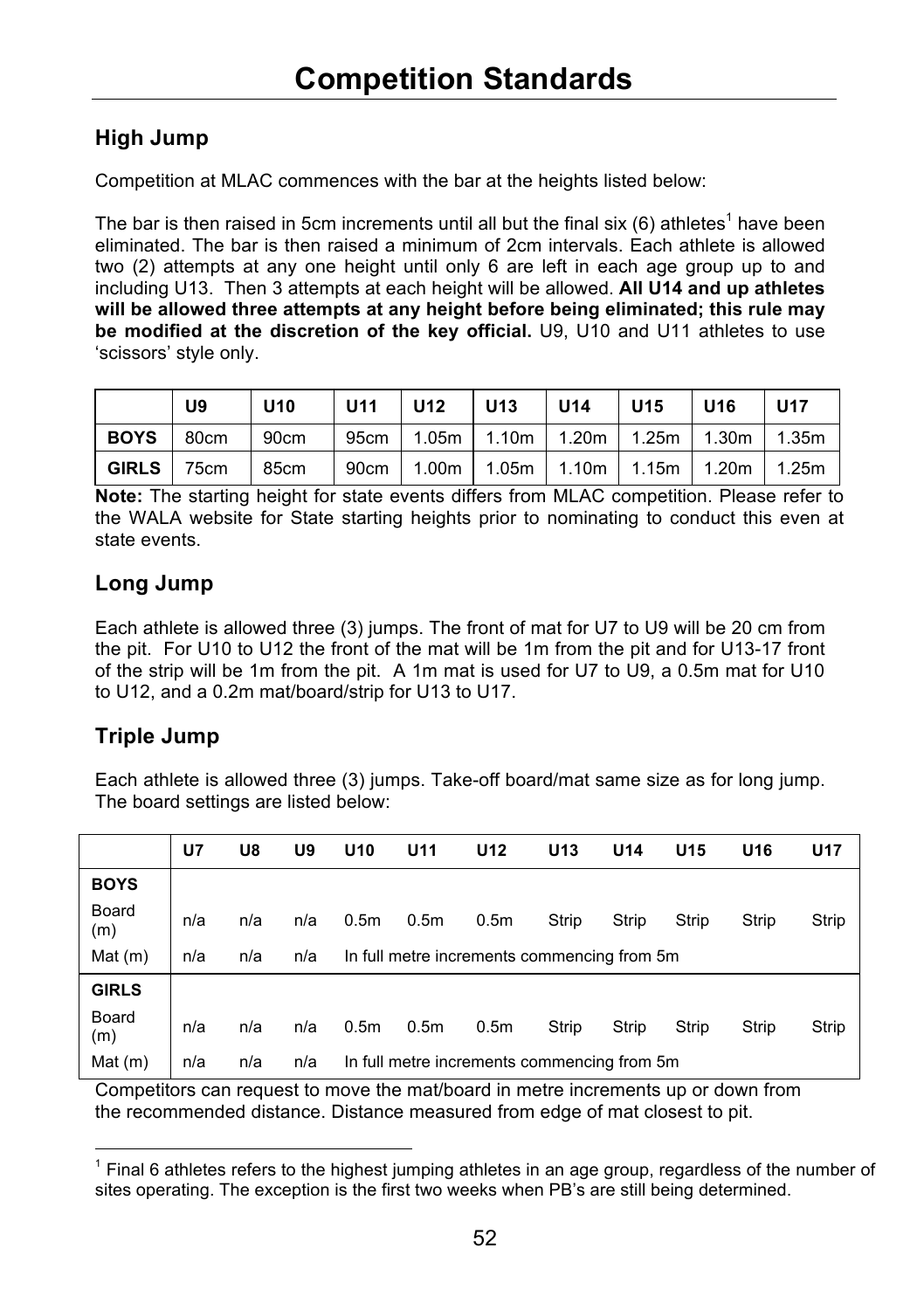# Competition Standards

## High Jump

Competition at MLAC commences with the bar at the heights listed below:

The bar is then raised in 5cm increments until all but the final six (6) athletes[1] have been eliminated. The bar is then raised a minimum of 2cm intervals. Each athlete is allowed two (2) attempts at any one height until only 6 are left in each age group up to and including U13. Then 3 attempts at each height will be allowed. **All U14 and up athletes will be allowed three attempts at any height before being eliminated; this rule may be modified at the discretion of the key official.** U9, U10 and U11 athletes to use 'scissors' style only.

| | U9 | U10 | U11 | U12 | U13 | U14 | U15 | U16 | U17 |
|---|---|---|---|---|---|---|---|---|---|
| **BOYS** | 80cm | 90cm | 95cm | 1.05m | 1.10m | 1.20m | 1.25m | 1.30m | 1.35m |
| **GIRLS** | 75cm | 85cm | 90cm | 1.00m | 1.05m | 1.10m | 1.15m | 1.20m | 1.25m |

**Note:** The starting height for state events differs from MLAC competition. Please refer to the WALA website for State starting heights prior to nominating to conduct this even at state events.

## Long Jump

Each athlete is allowed three (3) jumps. The front of mat for U7 to U9 will be 20 cm from the pit. For U10 to U12 the front of the mat will be 1m from the pit and for U13-17 front of the strip will be 1m from the pit. A 1m mat is used for U7 to U9, a 0.5m mat for U10 to U12, and a 0.2m mat/board/strip for U13 to U17.

## Triple Jump

Each athlete is allowed three (3) jumps. Take-off board/mat same size as for long jump. The board settings are listed below:

| | U7 | U8 | U9 | U10 | U11 | U12 | U13 | U14 | U15 | U16 | U17 |
|---|---|---|---|---|---|---|---|---|---|---|---|
| **BOYS** | | | | | | | | | | | |
| Board (m) | n/a | n/a | n/a | 0.5m | 0.5m | 0.5m | Strip | Strip | Strip | Strip | Strip |
| Mat (m) | n/a | n/a | n/a | In full metre increments commencing from 5m | | | | | | | |
| **GIRLS** | | | | | | | | | | | |
| Board (m) | n/a | n/a | n/a | 0.5m | 0.5m | 0.5m | Strip | Strip | Strip | Strip | Strip |
| Mat (m) | n/a | n/a | n/a | In full metre increments commencing from 5m | | | | | | | |

Competitors can request to move the mat/board in metre increments up or down from the recommended distance. Distance measured from edge of mat closest to pit.

[1] Final 6 athletes refers to the highest jumping athletes in an age group, regardless of the number of sites operating. The exception is the first two weeks when PB's are still being determined.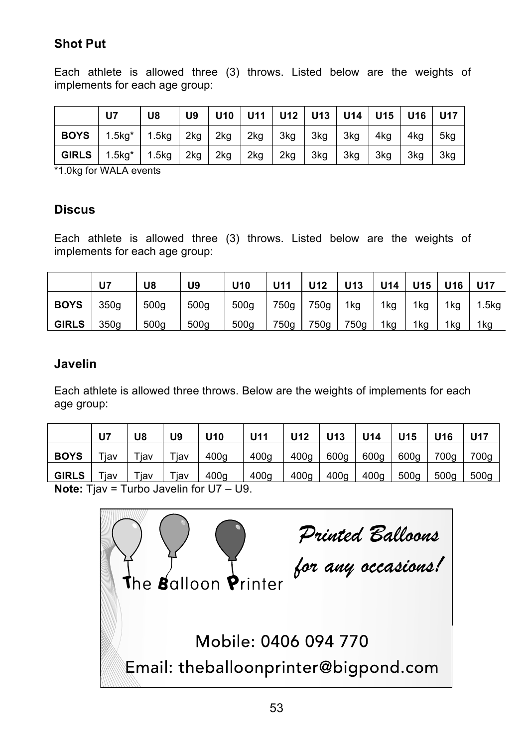### Shot Put

Each athlete is allowed three (3) throws. Listed below are the weights of implements for each age group:

| | U7 | U8 | U9 | U10 | U11 | U12 | U13 | U14 | U15 | U16 | U17 |
|---|---|---|---|---|---|---|---|---|---|---|---|
| **BOYS** | 1.5kg* | 1.5kg | 2kg | 2kg | 2kg | 3kg | 3kg | 3kg | 4kg | 4kg | 5kg |
| **GIRLS** | 1.5kg* | 1.5kg | 2kg | 2kg | 2kg | 2kg | 3kg | 3kg | 3kg | 3kg | 3kg |

*1.0kg for WALA events

### Discus

Each athlete is allowed three (3) throws. Listed below are the weights of implements for each age group:

| | U7 | U8 | U9 | U10 | U11 | U12 | U13 | U14 | U15 | U16 | U17 |
|---|---|---|---|---|---|---|---|---|---|---|---|
| **BOYS** | 350g | 500g | 500g | 500g | 750g | 750g | 1kg | 1kg | 1kg | 1kg | 1.5kg |
| **GIRLS** | 350g | 500g | 500g | 500g | 750g | 750g | 750g | 1kg | 1kg | 1kg | 1kg |

### Javelin

Each athlete is allowed three throws. Below are the weights of implements for each age group:

| | U7 | U8 | U9 | U10 | U11 | U12 | U13 | U14 | U15 | U16 | U17 |
|---|---|---|---|---|---|---|---|---|---|---|---|
| **BOYS** | Tjav | Tjav | Tjav | 400g | 400g | 400g | 600g | 600g | 600g | 700g | 700g |
| **GIRLS** | Tjav | Tjav | Tjav | 400g | 400g | 400g | 400g | 400g | 500g | 500g | 500g |

**Note:** Tjav = Turbo Javelin for U7 – U9.

The Balloon Printer

*Printed Balloons for any occasions!*

Mobile: 0406 094 770

Email: theballoonprinter@bigpond.com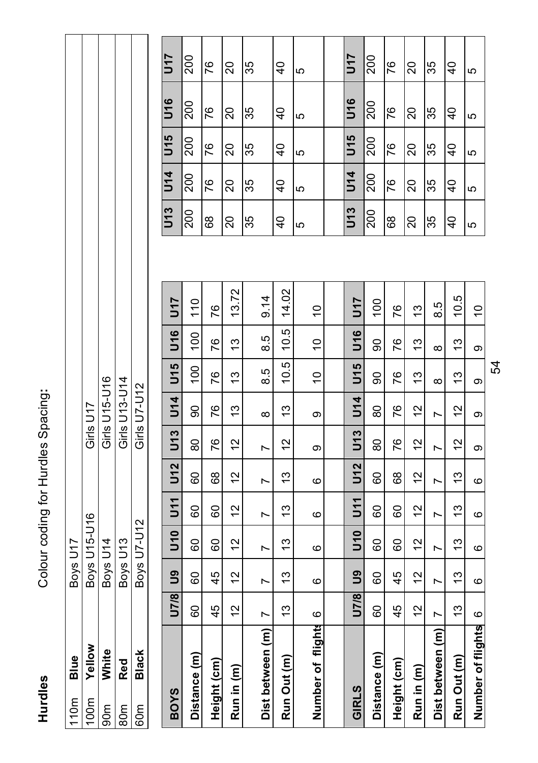# Hurdles

Colour coding for Hurdles Spacing:

| | | | |
|---|---|---|---|
| 110m | **Blue** | Boys U17 | |
| 100m | **Yellow** | Boys U15-U16 | Girls U17 |
| 90m | **White** | Boys U14 | Girls U15-U16 |
| 80m | **Red** | Boys U13 | Girls U13-U14 |
| 60m | **Black** | Boys U7-U12 | Girls U7-U12 |

| BOYS | U7/8 | U9 | U10 | U11 | U12 | U13 | U14 | U15 | U16 | U17 |
|---|---|---|---|---|---|---|---|---|---|---|
| Distance (m) | 60 | 60 | 60 | 60 | 60 | 80 | 90 | 100 | 100 | 110 |
| Height (cm) | 45 | 45 | 60 | 60 | 68 | 76 | 76 | 76 | 76 | 76 |
| Run in (m) | 12 | 12 | 12 | 12 | 12 | 12 | 13 | 13 | 13 | 13.72 |
| Dist between (m) | 7 | 7 | 7 | 7 | 7 | 7 | 8 | 8.5 | 8.5 | 9.14 |
| Run Out (m) | 13 | 13 | 13 | 13 | 13 | 12 | 13 | 10.5 | 10.5 | 14.02 |
| Number of flights | 6 | 6 | 6 | 6 | 6 | 9 | 9 | 10 | 10 | 10 |

| GIRLS | U7/8 | U9 | U10 | U11 | U12 | U13 | U14 | U15 | U16 | U17 |
|---|---|---|---|---|---|---|---|---|---|---|
| Distance (m) | 60 | 60 | 60 | 60 | 60 | 80 | 80 | 90 | 90 | 100 |
| Height (cm) | 45 | 45 | 60 | 60 | 68 | 76 | 76 | 76 | 76 | 76 |
| Run in (m) | 12 | 12 | 12 | 12 | 12 | 12 | 12 | 13 | 13 | 13 |
| Dist between (m) | 7 | 7 | 7 | 7 | 7 | 7 | 7 | 8 | 8 | 8.5 |
| Run Out (m) | 13 | 13 | 13 | 13 | 13 | 12 | 12 | 13 | 13 | 10.5 |
| Number of flights | 6 | 6 | 6 | 6 | 6 | 9 | 9 | 9 | 9 | 10 |

| BOYS | U13 | U14 | U15 | U16 | U17 |
|---|---|---|---|---|---|
| Distance (m) | 200 | 200 | 200 | 200 | 200 |
| Height (cm) | 68 | 76 | 76 | 76 | 76 |
| Run in (m) | 20 | 20 | 20 | 20 | 20 |
| Dist between (m) | 35 | 35 | 35 | 35 | 35 |
| Run Out (m) | 40 | 40 | 40 | 40 | 40 |
| Number of flights | 5 | 5 | 5 | 5 | 5 |

| GIRLS | U13 | U14 | U15 | U16 | U17 |
|---|---|---|---|---|---|
| Distance (m) | 200 | 200 | 200 | 200 | 200 |
| Height (cm) | 68 | 76 | 76 | 76 | 76 |
| Run in (m) | 20 | 20 | 20 | 20 | 20 |
| Dist between (m) | 35 | 35 | 35 | 35 | 35 |
| Run Out (m) | 40 | 40 | 40 | 40 | 40 |
| Number of flights | 5 | 5 | 5 | 5 | 5 |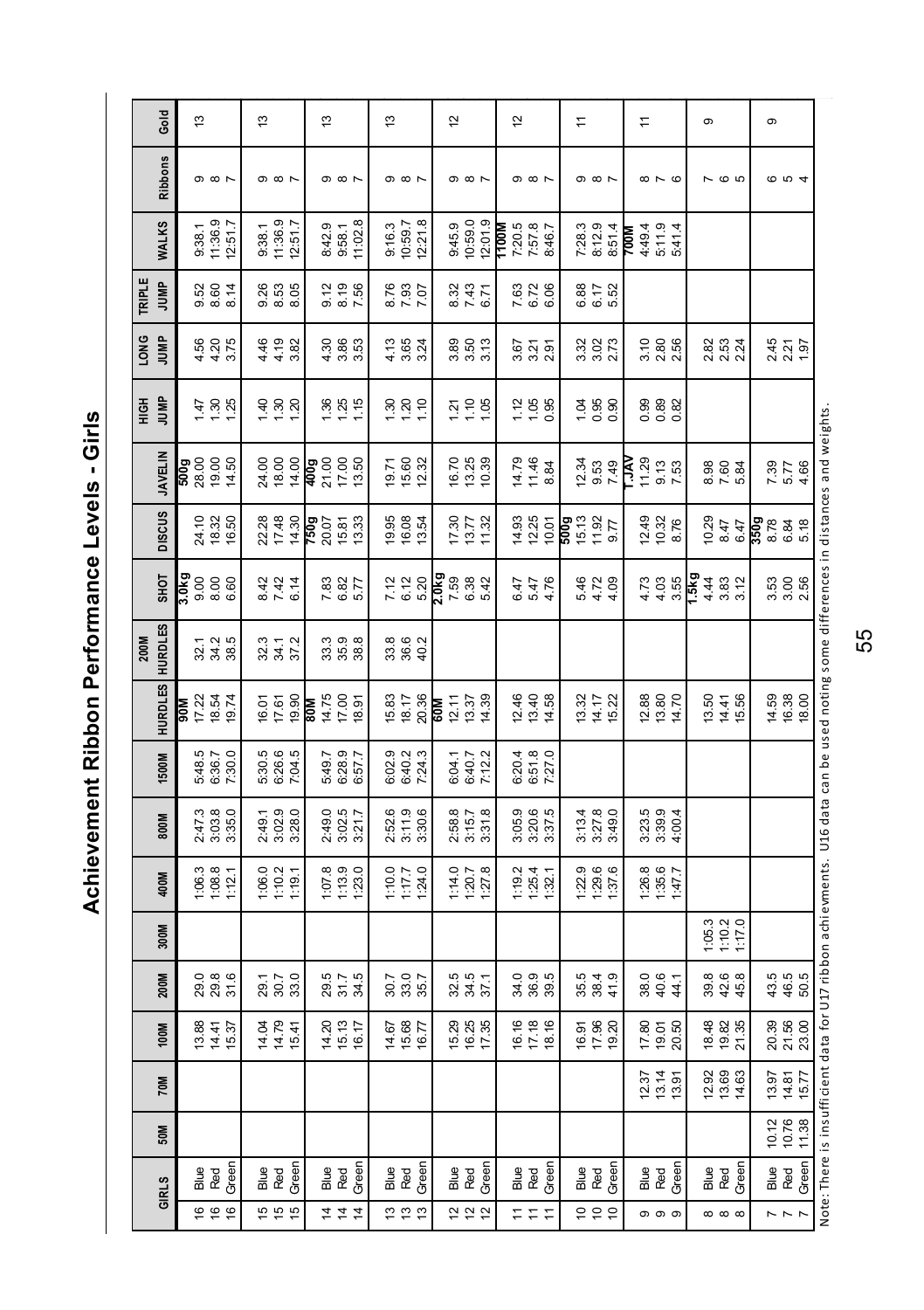# Achievement Ribbon Performance Levels - Girls

| GIRLS | | 50M | 70M | 100M | 200M | 300M | 400M | 800M | 1500M | HURDLES | 200M HURDLES | SHOT | DISCUS | JAVELIN | HIGH JUMP | LONG JUMP | TRIPLE JUMP | WALKS | Ribbons | Gold |
|---|---|---|---|---|---|---|---|---|---|---|---|---|---|---|---|---|---|---|---|---|
| 16 | Blue | | | 13.88 | 29.0 | | 1:06.3 | 2:47.3 | 5:48.5 | **90M** 17.22 | 32.1 | **3.0kg** 9.00 | 24.10 | **500g** 28.00 | 1.47 | 4.56 | 9.52 | 9:38.1 | 9 | 13 |
| 16 | Red | | | 14.41 | 29.8 | | 1:08.8 | 3:03.8 | 6:36.7 | 18.54 | 34.2 | 8.00 | 18.32 | 19.00 | 1.30 | 4.20 | 8.60 | 11:36.9 | 8 | |
| 16 | Green | | | 15.37 | 31.6 | | 1:12.1 | 3:35.0 | 7:30.0 | 19.74 | 38.5 | 6.60 | 16.50 | 14.50 | 1.25 | 3.75 | 8.14 | 12:51.7 | 7 | |
| 15 | Blue | | | 14.04 | 29.1 | | 1:06.0 | 2:49.1 | 5:30.5 | 16.01 | 32.3 | 8.42 | 22.28 | 24.00 | 1.40 | 4.46 | 9.26 | 9:38.1 | 9 | 13 |
| 15 | Red | | | 14.79 | 30.7 | | 1:10.2 | 3:02.9 | 6:26.6 | 17.61 | 34.1 | 7.42 | 17.48 | 18.00 | 1.30 | 4.19 | 8.53 | 11:36.9 | 8 | |
| 15 | Green | | | 15.41 | 33.0 | | 1:19.1 | 3:28.0 | 7:04.5 | 19.90 | 37.2 | 6.14 | 14.30 | 14.00 | 1.20 | 3.82 | 8.05 | 12:51.7 | 7 | |
| 14 | Blue | | | 14.20 | 29.5 | | 1:07.8 | 2:49.0 | 5:49.7 | **80M** 14.75 | 33.3 | 7.83 | **750g** 20.07 | **400g** 21.00 | 1.36 | 4.30 | 9.12 | 8:42.9 | 9 | 13 |
| 14 | Red | | | 15.13 | 31.7 | | 1:13.9 | 3:02.5 | 6:28.9 | 17.00 | 35.9 | 6.82 | 15.81 | 17.00 | 1.25 | 3.86 | 8.19 | 9:58.1 | 8 | |
| 14 | Green | | | 16.17 | 34.5 | | 1:23.0 | 3:21.7 | 6:57.7 | 18.91 | 38.8 | 5.77 | 13.33 | 13.50 | 1.15 | 3.53 | 7.56 | 11:02.8 | 7 | |
| 13 | Blue | | | 14.67 | 30.7 | | 1:10.0 | 2:52.6 | 6:02.9 | 15.83 | 33.8 | 7.12 | 19.95 | 19.71 | 1.30 | 4.13 | 8.76 | 9:16.3 | 9 | 13 |
| 13 | Red | | | 15.68 | 33.0 | | 1:17.7 | 3:11.9 | 6:40.2 | 18.17 | 36.6 | 6.12 | 16.08 | 15.60 | 1.20 | 3.65 | 7.93 | 10:59.7 | 8 | |
| 13 | Green | | | 16.77 | 35.7 | | 1:24.0 | 3:30.6 | 7:24.3 | 20.36 | 40.2 | 5.20 | 13.54 | 12.32 | 1.10 | 3.24 | 7.07 | 12:21.8 | 7 | |
| 12 | Blue | | | 15.29 | 32.5 | | 1:14.0 | 2:58.8 | 6:04.1 | **60M** 12.11 | | **2.0kg** 7.59 | 17.30 | 16.70 | 1.21 | 3.89 | 8.32 | 9:45.9 | 9 | 12 |
| 12 | Red | | | 16.25 | 34.5 | | 1:20.7 | 3:15.7 | 6:40.7 | 13.37 | | 6.38 | 13.77 | 13.25 | 1.10 | 3.50 | 7.43 | 10:59.0 | 8 | |
| 12 | Green | | | 17.35 | 37.1 | | 1:27.8 | 3:31.8 | 7:12.2 | 14.39 | | 5.42 | 11.32 | 10.39 | 1.05 | 3.13 | 6.71 | 12:01.9 | 7 | |
| 11 | Blue | | | 16.16 | 34.0 | | 1:19.2 | 3:05.9 | 6:20.4 | 12.46 | | 6.47 | 14.93 | 14.79 | 1.12 | 3.67 | 7.63 | **1100M** 7:20.5 | 9 | 12 |
| 11 | Red | | | 17.18 | 36.9 | | 1:25.4 | 3:20.6 | 6:51.8 | 13.40 | | 5.47 | 12.25 | 11.46 | 1.05 | 3.21 | 6.72 | 7:57.8 | 8 | |
| 11 | Green | | | 18.16 | 39.5 | | 1:32.1 | 3:37.5 | 7:27.0 | 14.58 | | 4.76 | 10.01 | 8.84 | 0.95 | 2.91 | 6.06 | 8:46.7 | 7 | |
| 10 | Blue | | | 16.91 | 35.5 | | 1:22.9 | 3:13.4 | | 13.32 | | 5.46 | **500g** 15.13 | 12.34 | 1.04 | 3.32 | 6.88 | 7:28.3 | 9 | 11 |
| 10 | Red | | | 17.96 | 38.4 | | 1:29.6 | 3:27.8 | | 14.17 | | 4.72 | 11.92 | 9.53 | 0.95 | 3.02 | 6.17 | 8:12.9 | 8 | |
| 10 | Green | | | 19.20 | 41.9 | | 1:37.6 | 3:49.0 | | 15.22 | | 4.09 | 9.77 | 7.49 | 0.90 | 2.73 | 5.52 | 8:51.4 | 7 | |
| 9 | Blue | | 12.37 | 17.80 | 38.0 | | 1:26.8 | 3:23.5 | | 12.88 | | 4.73 | 12.49 | **1.JAV** 11.29 | 0.99 | 3.10 | | **700M** 4:49.4 | 8 | 11 |
| 9 | Red | | 13.14 | 19.01 | 40.6 | | 1:35.6 | 3:39.9 | | 13.80 | | 4.03 | 10.32 | 9.13 | 0.89 | 2.80 | | 5:11.9 | 7 | |
| 9 | Green | | 13.91 | 20.50 | 44.1 | | 1:47.7 | 4:00.4 | | 14.70 | | 3.55 | 8.76 | 7.53 | 0.82 | 2.56 | | 5:41.4 | 6 | |
| 8 | Blue | | 12.92 | 18.48 | 39.8 | 1:05.3 | | | | 13.50 | | **1.5kg** 4.44 | 10.29 | 8.98 | | 2.82 | | | 7 | 9 |
| 8 | Red | | 13.69 | 19.82 | 42.6 | 1:10.2 | | | | 14.41 | | 3.83 | 8.47 | 7.60 | | 2.53 | | | 6 | |
| 8 | Green | | 14.63 | 21.35 | 45.8 | 1:17.0 | | | | 15.56 | | 3.12 | 6.47 | 5.84 | | 2.24 | | | 5 | |
| 7 | Blue | 10.12 | 13.97 | 20.39 | 43.5 | | | | | 14.59 | | 3.53 | **350g** 8.78 | 7.39 | | 2.45 | | | 6 | 9 |
| 7 | Red | 10.76 | 14.81 | 21.56 | 46.5 | | | | | 16.38 | | 3.00 | 6.84 | 5.77 | | 2.21 | | | 5 | |
| 7 | Green | 11.38 | 15.77 | 23.00 | 50.5 | | | | | 18.00 | | 2.56 | 5.18 | 4.66 | | 1.97 | | | 4 | |

Note: There is insufficient data for U17 ribbon achievements. U16 data can be used noting some differences in distances and weights.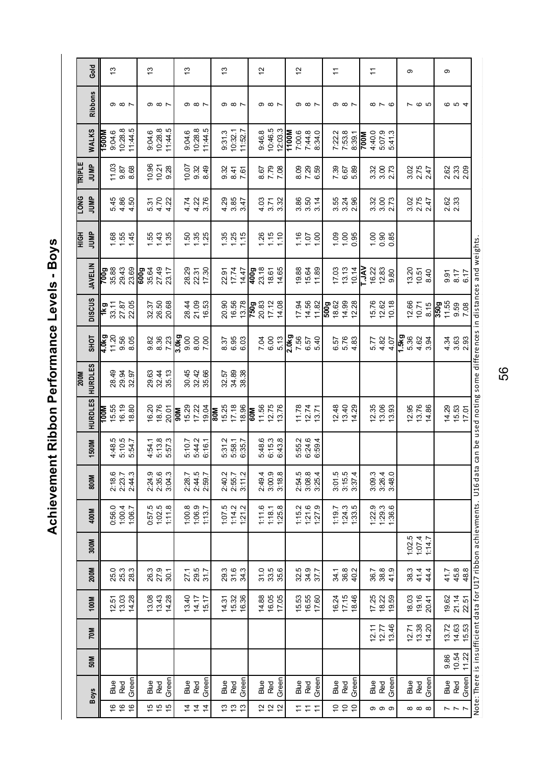# Achievement Ribbon Performance Levels - Boys

| Boys | | 50M | 70M | 100M | 200M | 300M | 400M | 800M | 1500M | HURDLES | 200M HURDLES | SHOT | DISCUS | JAVELIN | HIGH JUMP | LONG JUMP | TRIPLE JUMP | WALKS | Ribbons | Gold |
|---|---|---|---|---|---|---|---|---|---|---|---|---|---|---|---|---|---|---|---|---|
| | | | | | | | | | | 100M | | 4.0kg | 1kg | 700g | | | | 1500M | | |
| 16 | Blue | | | 12.51 | 25.0 | | 0:56.0 | 2:18.6 | 4:48.5 | 15.55 | 28.49 | 11.20 | 33.11 | 35.88 | 1.68 | 5.45 | 11.03 | 9:04.6 | 9 | 13 |
| 16 | Red | | | 13.03 | 25.3 | | 1:00.4 | 2:23.7 | 5:10.5 | 16.19 | 29.94 | 9.56 | 27.87 | 29.43 | 1.55 | 4.86 | 9.87 | 10:28.8 | 8 | |
| 16 | Green | | | 14.28 | 28.3 | | 1:06.7 | 2:44.3 | 5:54.7 | 18.80 | 32.97 | 8.05 | 22.05 | 23.69 | 1.45 | 4.50 | 8.68 | 11:44.5 | 7 | |
| | | | | | | | | | | | | | | 600g | | | | | | |
| 15 | Blue | | | 13.08 | 26.3 | | 0:57.5 | 2:24.9 | 4:54.1 | 16.20 | 29.63 | 9.82 | 32.37 | 35.64 | 1.55 | 5.31 | 10.96 | 9:04.6 | 9 | 13 |
| 15 | Red | | | 13.43 | 27.9 | | 1:02.5 | 2:35.6 | 5:13.8 | 18.76 | 32.44 | 8.36 | 26.50 | 27.49 | 1.43 | 4.70 | 10.21 | 10:28.8 | 8 | |
| 15 | Green | | | 14.28 | 30.1 | | 1:11.8 | 3:04.3 | 5:57.3 | 20.01 | 35.13 | 7.23 | 20.68 | 23.17 | 1.35 | 4.22 | 9.28 | 11:44.5 | 7 | |
| | | | | | | | | | | 90M | | 3.0kg | | | | | | | | |
| 14 | Blue | | | 13.40 | 27.1 | | 1:00.8 | 2:28.7 | 5:10.7 | 15.29 | 30.45 | 9.00 | 28.44 | 28.29 | 1.50 | 4.74 | 10.07 | 9:04.6 | 9 | 13 |
| 14 | Red | | | 14.17 | 29.5 | | 1:06.9 | 2:44.5 | 5:44.2 | 17.22 | 32.42 | 8.00 | 21.09 | 22.31 | 1.35 | 4.22 | 9.32 | 10:28.8 | 8 | |
| 14 | Green | | | 15.17 | 31.7 | | 1:13.7 | 2:59.7 | 6:16.1 | 19.04 | 35.66 | 7.00 | 16.53 | 17.30 | 1.25 | 3.76 | 8.49 | 11:44.5 | 7 | |
| | | | | | | | | | | 80M | | | | | | | | | | |
| 13 | Blue | | | 14.31 | 29.3 | | 1:07.5 | 2:40.2 | 5:31.2 | 15.25 | 32.57 | 8.37 | 20.90 | 22.91 | 1.35 | 4.29 | 9.32 | 9:31.3 | 9 | 13 |
| 13 | Red | | | 15.32 | 31.6 | | 1:14.2 | 2:55.7 | 5:58.1 | 17.18 | 34.89 | 6.95 | 16.56 | 17.74 | 1.25 | 3.85 | 8.41 | 10:32.1 | 8 | |
| 13 | Green | | | 16.36 | 34.3 | | 1:21.2 | 3:11.2 | 6:35.7 | 18.96 | 38.38 | 6.03 | 13.78 | 14.47 | 1.15 | 3.47 | 7.61 | 11:52.7 | 7 | |
| | | | | | | | | | | 60M | | | 750g | 400g | | | | | | |
| 12 | Blue | | | 14.88 | 31.0 | | 1:11.6 | 2:49.4 | 5:48.6 | 11.56 | | 7.04 | 20.83 | 23.18 | 1.26 | 4.03 | 8.67 | 9:46.8 | 9 | 12 |
| 12 | Red | | | 16.05 | 33.5 | | 1:18.1 | 3:00.9 | 6:15.3 | 12.75 | | 6.00 | 17.12 | 18.61 | 1.15 | 3.71 | 7.79 | 10:46.5 | 8 | |
| 12 | Green | | | 17.05 | 35.6 | | 1:25.8 | 3:18.8 | 6:43.8 | 13.76 | | 5.13 | 14.08 | 14.65 | 1.10 | 3.32 | 7.08 | 12:03.3 | 7 | |
| | | | | | | | | | | | | 2.0kg | | | | | | 1100M | | |
| 11 | Blue | | | 15.53 | 32.5 | | 1:15.2 | 2:54.5 | 5:55.2 | 11.78 | | 7.56 | 17.94 | 19.88 | 1.16 | 3.86 | 8.09 | 7:00.6 | 9 | 12 |
| 11 | Red | | | 16.55 | 34.9 | | 1:21.6 | 3:08.8 | 6:24.6 | 12.74 | | 6.57 | 14.56 | 15.64 | 1.07 | 3.50 | 7.29 | 7:44.8 | 8 | |
| 11 | Green | | | 17.60 | 37.7 | | 1:27.9 | 3:25.4 | 6:59.4 | 13.71 | | 5.40 | 11.82 | 11.89 | 1.00 | 3.14 | 6.59 | 8:34.0 | 7 | |
| | | | | | | | | | | | | | 500g | | | | | | | |
| 10 | Blue | | | 16.24 | 34.1 | | 1:19.7 | 3:01.5 | | 12.48 | | 6.57 | 18.62 | 17.03 | 1.09 | 3.55 | 7.39 | 7:22.2 | 9 | 11 |
| 10 | Red | | | 17.15 | 36.8 | | 1:24.3 | 3:15.5 | | 13.40 | | 5.76 | 14.99 | 13.13 | 1.00 | 3.24 | 6.67 | 7:53.8 | 8 | |
| 10 | Green | | | 18.46 | 40.2 | | 1:33.5 | 3:37.4 | | 14.29 | | 4.83 | 12.28 | 10.14 | 0.95 | 2.96 | 5.89 | 8:39.1 | 7 | |
| | | | | | | | | | | | | | | T.JAV | | | | 700M | | |
| 9 | Blue | | 12.11 | 17.25 | 36.7 | | 1:22.9 | 3:09.3 | | 12.35 | | 5.77 | 15.76 | 16.22 | 1.00 | 3.32 | 3.32 | 4:40.0 | 8 | 11 |
| 9 | Red | | 12.77 | 18.22 | 38.8 | | 1:29.3 | 3:26.4 | | 13.06 | | 4.82 | 12.62 | 12.83 | 0.90 | 3.00 | 3.00 | 5:07.9 | 7 | |
| 9 | Green | | 13.46 | 19.59 | 41.9 | | 1:36.6 | 3:48.0 | | 13.93 | | 4.07 | 10.18 | 9.80 | 0.85 | 2.73 | 2.73 | 5:41.3 | 6 | |
| | | | | | | | | | | | | 1.5kg | | | | | | | | |
| 8 | Blue | | 12.71 | 18.03 | 38.3 | 1:02.5 | | | | 12.95 | | 5.36 | 12.66 | 13.20 | | 3.02 | 3.02 | | 7 | 9 |
| 8 | Red | | 13.38 | 19.16 | 41.4 | 1:07.4 | | | | 13.76 | | 4.62 | 10.71 | 10.51 | | 2.75 | 2.75 | | 6 | |
| 8 | Green | | 14.20 | 20.41 | 44.4 | 1:14.7 | | | | 14.86 | | 3.94 | 8.15 | 8.40 | | 2.47 | 2.47 | | 5 | |
| | | | | | | | | | | | | | 350g | | | | | | | |
| 7 | Blue | 9.86 | 13.72 | 19.62 | 41.7 | | | | | 14.29 | | 4.34 | 11.55 | 9.91 | | 2.62 | 2.62 | | 6 | 9 |
| 7 | Red | 10.54 | 14.63 | 21.14 | 45.8 | | | | | 15.53 | | 3.63 | 9.59 | 8.17 | | 2.33 | 2.33 | | 5 | |
| 7 | Green | 11.22 | 15.53 | 22.51 | 48.8 | | | | | 17.01 | | 2.93 | 7.08 | 6.17 | | | 2.09 | | 4 | |

Note: There is insufficient data for U17 ribbon achievements. U16 data can be used noting some differences in distances and weights.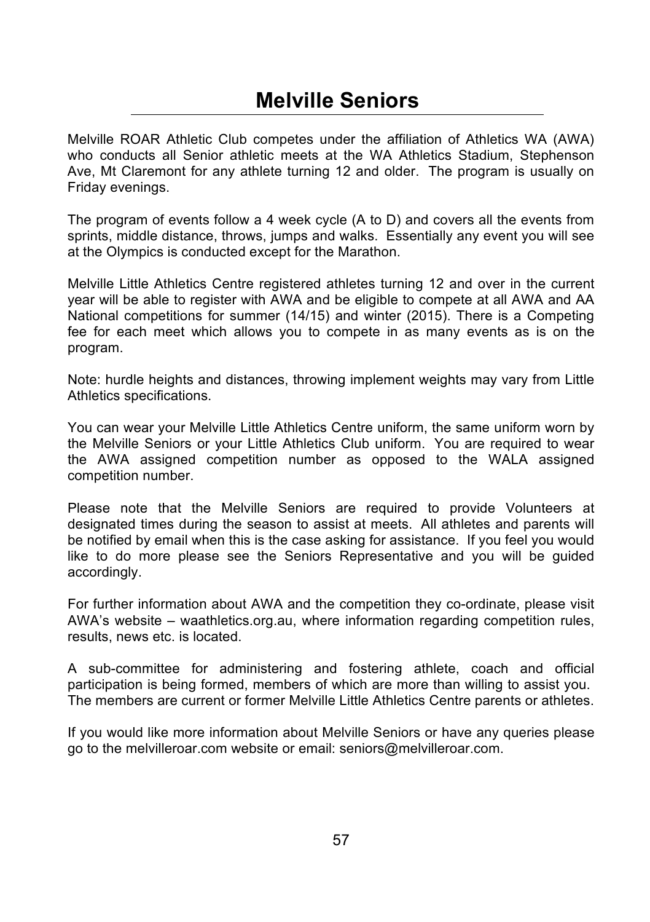# Melville Seniors

Melville ROAR Athletic Club competes under the affiliation of Athletics WA (AWA) who conducts all Senior athletic meets at the WA Athletics Stadium, Stephenson Ave, Mt Claremont for any athlete turning 12 and older. The program is usually on Friday evenings.

The program of events follow a 4 week cycle (A to D) and covers all the events from sprints, middle distance, throws, jumps and walks. Essentially any event you will see at the Olympics is conducted except for the Marathon.

Melville Little Athletics Centre registered athletes turning 12 and over in the current year will be able to register with AWA and be eligible to compete at all AWA and AA National competitions for summer (14/15) and winter (2015). There is a Competing fee for each meet which allows you to compete in as many events as is on the program.

Note: hurdle heights and distances, throwing implement weights may vary from Little Athletics specifications.

You can wear your Melville Little Athletics Centre uniform, the same uniform worn by the Melville Seniors or your Little Athletics Club uniform. You are required to wear the AWA assigned competition number as opposed to the WALA assigned competition number.

Please note that the Melville Seniors are required to provide Volunteers at designated times during the season to assist at meets. All athletes and parents will be notified by email when this is the case asking for assistance. If you feel you would like to do more please see the Seniors Representative and you will be guided accordingly.

For further information about AWA and the competition they co-ordinate, please visit AWA's website – waathletics.org.au, where information regarding competition rules, results, news etc. is located.

A sub-committee for administering and fostering athlete, coach and official participation is being formed, members of which are more than willing to assist you. The members are current or former Melville Little Athletics Centre parents or athletes.

If you would like more information about Melville Seniors or have any queries please go to the melvilleroar.com website or email: seniors@melvilleroar.com.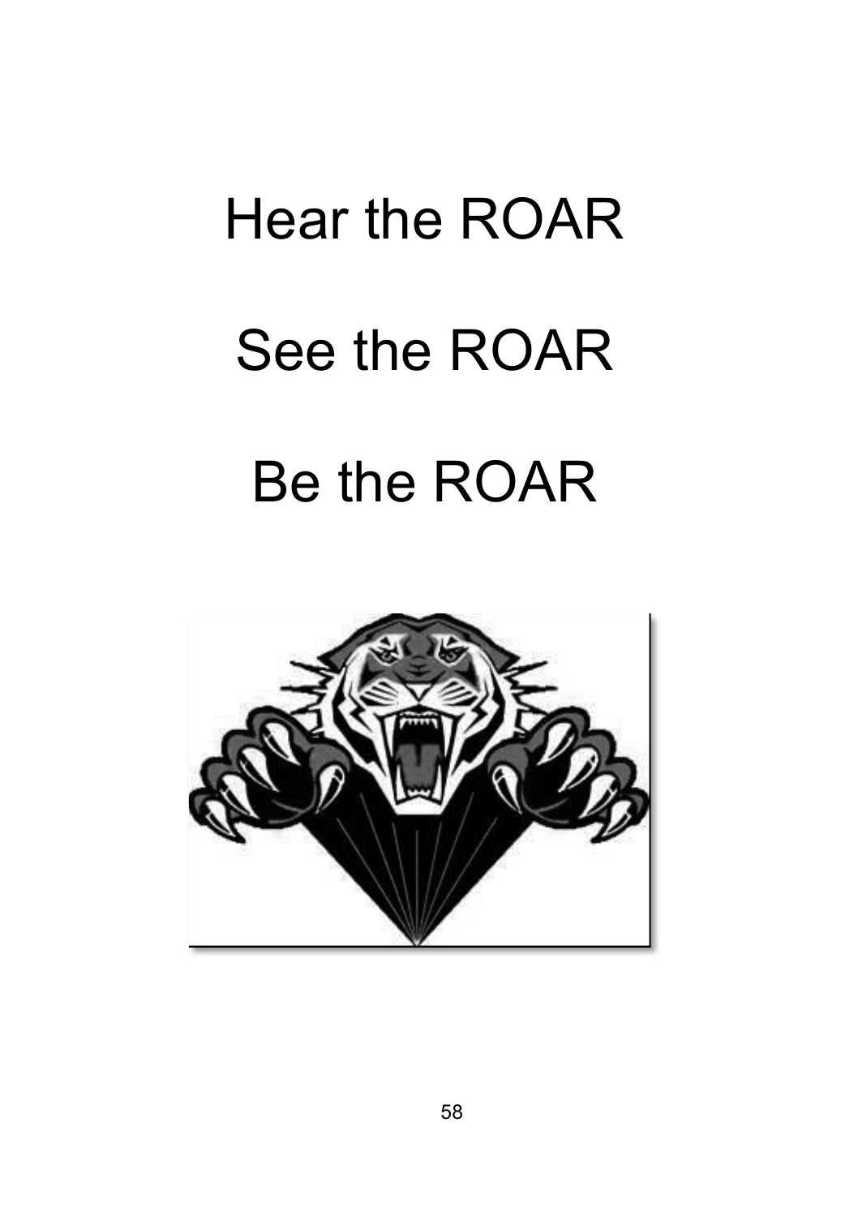Hear the ROAR

See the ROAR

Be the ROAR